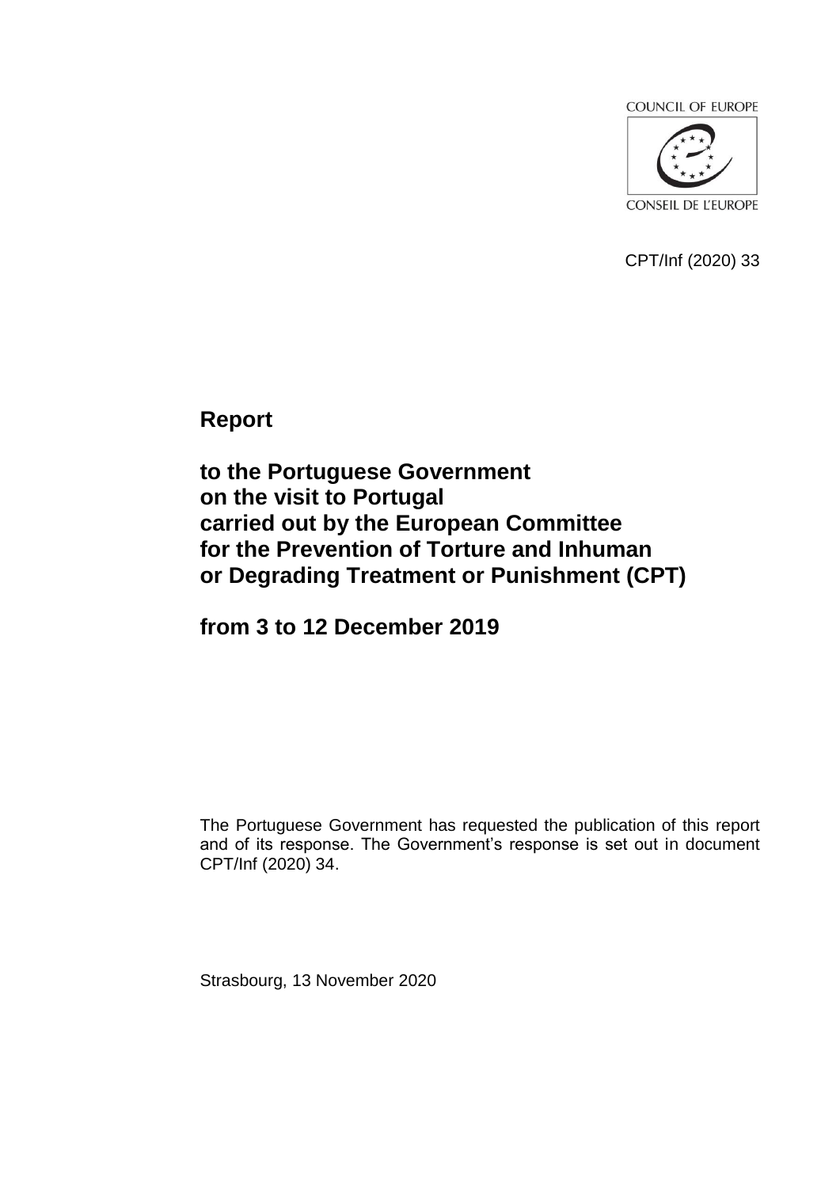COUNCIL OF EUROPE

CONSEIL DE L'EUROPE

CPT/Inf (2020) 33

# Report

# to the Portuguese Government on the visit to Portugal carried out by the European Committee for the Prevention of Torture and Inhuman or Degrading Treatment or Punishment (CPT)

# from 3 to 12 December 2019

The Portuguese Government has requested the publication of this report and of its response. The Government's response is set out in document CPT/Inf (2020) 34.

Strasbourg, 13 November 2020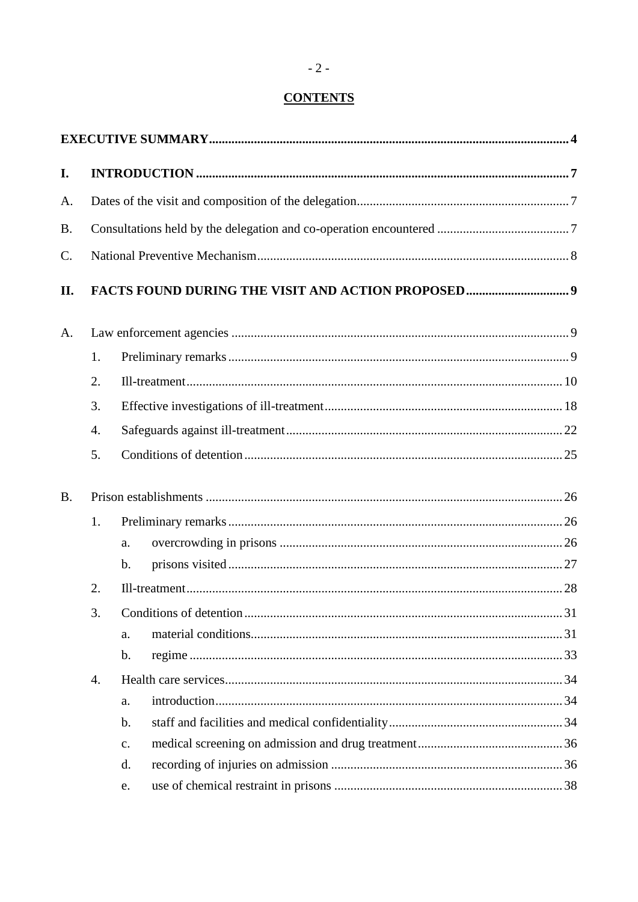**CONTENTS**

| | | | | |
|---|---|---|---|---|
| **EXECUTIVE SUMMARY** | | | | **4** |
| **I.** | **INTRODUCTION** | | | **7** |
| A. | Dates of the visit and composition of the delegation | | | 7 |
| B. | Consultations held by the delegation and co-operation encountered | | | 7 |
| C. | National Preventive Mechanism | | | 8 |
| **II.** | **FACTS FOUND DURING THE VISIT AND ACTION PROPOSED** | | | **9** |
| A. | Law enforcement agencies | | | 9 |
| | 1. | Preliminary remarks | | 9 |
| | 2. | Ill-treatment | | 10 |
| | 3. | Effective investigations of ill-treatment | | 18 |
| | 4. | Safeguards against ill-treatment | | 22 |
| | 5. | Conditions of detention | | 25 |
| B. | Prison establishments | | | 26 |
| | 1. | Preliminary remarks | | 26 |
| | | a. | overcrowding in prisons | 26 |
| | | b. | prisons visited | 27 |
| | 2. | Ill-treatment | | 28 |
| | 3. | Conditions of detention | | 31 |
| | | a. | material conditions | 31 |
| | | b. | regime | 33 |
| | 4. | Health care services | | 34 |
| | | a. | introduction | 34 |
| | | b. | staff and facilities and medical confidentiality | 34 |
| | | c. | medical screening on admission and drug treatment | 36 |
| | | d. | recording of injuries on admission | 36 |
| | | e. | use of chemical restraint in prisons | 38 |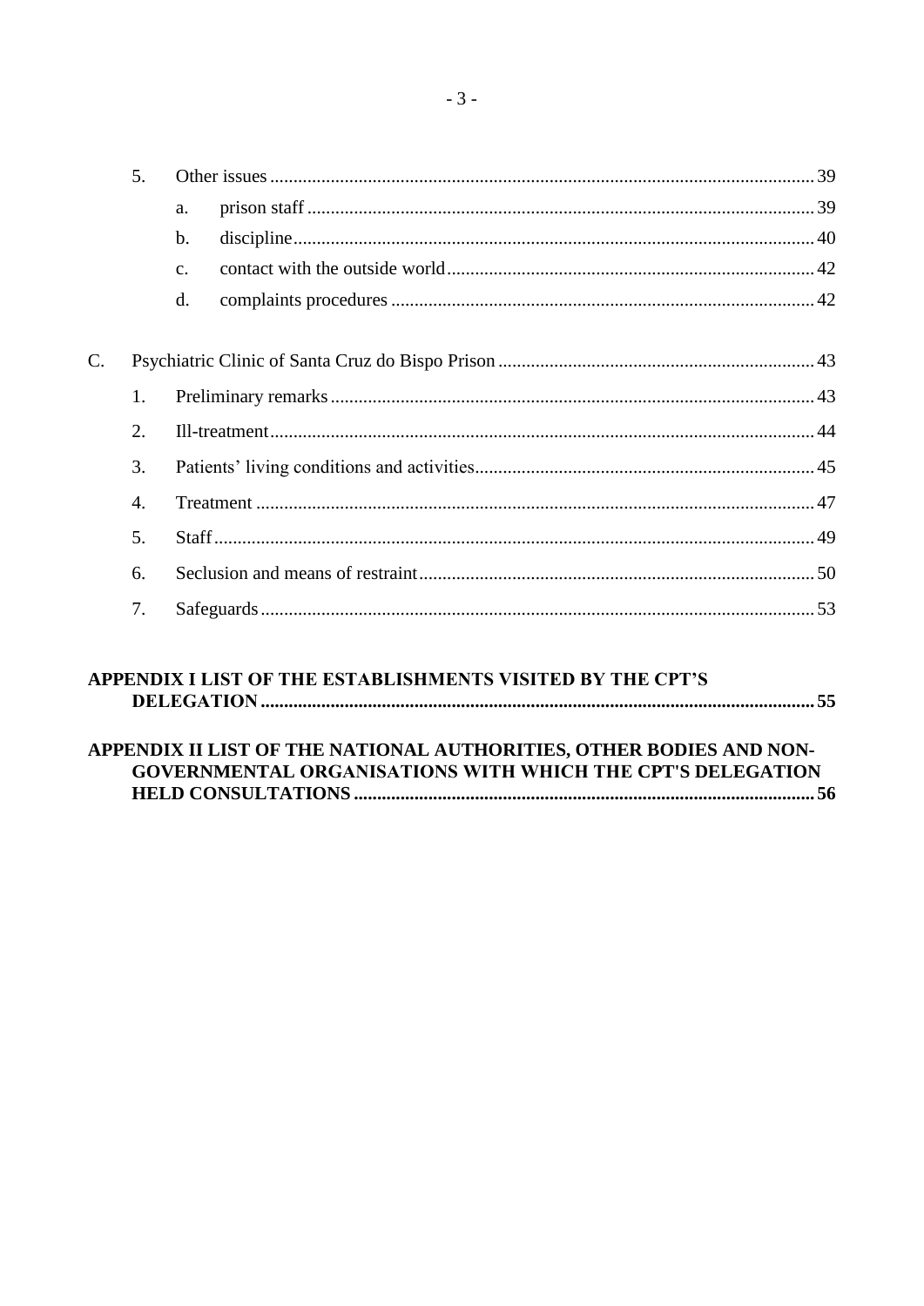5. Other issues ... 39
   a. prison staff ... 39
   b. discipline ... 40
   c. contact with the outside world ... 42
   d. complaints procedures ... 42

C. Psychiatric Clinic of Santa Cruz do Bispo Prison ... 43
   1. Preliminary remarks ... 43
   2. Ill-treatment ... 44
   3. Patients' living conditions and activities ... 45
   4. Treatment ... 47
   5. Staff ... 49
   6. Seclusion and means of restraint ... 50
   7. Safeguards ... 53

**APPENDIX I LIST OF THE ESTABLISHMENTS VISITED BY THE CPT'S DELEGATION ... 55**

**APPENDIX II LIST OF THE NATIONAL AUTHORITIES, OTHER BODIES AND NON-GOVERNMENTAL ORGANISATIONS WITH WHICH THE CPT'S DELEGATION HELD CONSULTATIONS ... 56**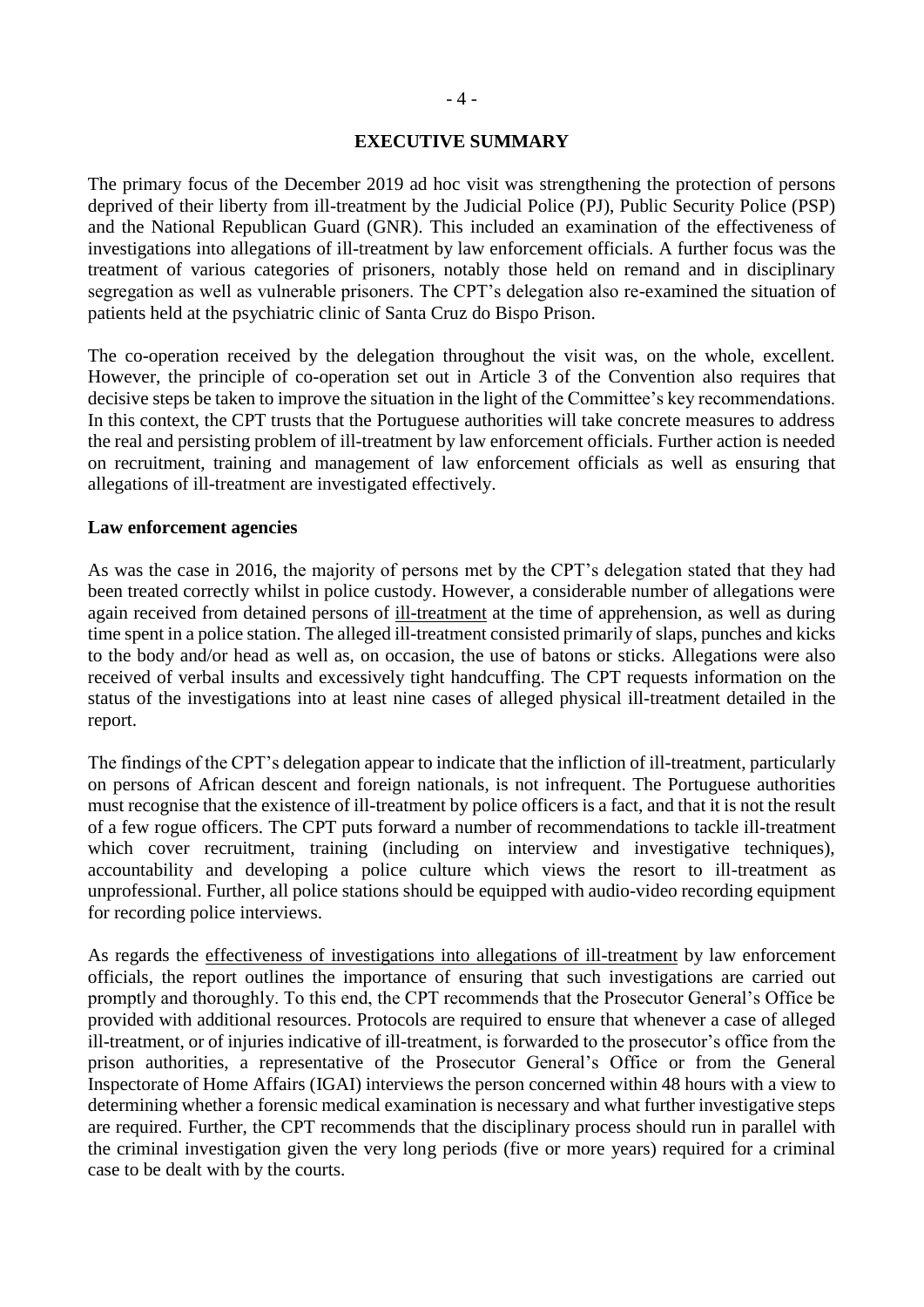## EXECUTIVE SUMMARY

The primary focus of the December 2019 ad hoc visit was strengthening the protection of persons deprived of their liberty from ill-treatment by the Judicial Police (PJ), Public Security Police (PSP) and the National Republican Guard (GNR). This included an examination of the effectiveness of investigations into allegations of ill-treatment by law enforcement officials. A further focus was the treatment of various categories of prisoners, notably those held on remand and in disciplinary segregation as well as vulnerable prisoners. The CPT's delegation also re-examined the situation of patients held at the psychiatric clinic of Santa Cruz do Bispo Prison.

The co-operation received by the delegation throughout the visit was, on the whole, excellent. However, the principle of co-operation set out in Article 3 of the Convention also requires that decisive steps be taken to improve the situation in the light of the Committee's key recommendations. In this context, the CPT trusts that the Portuguese authorities will take concrete measures to address the real and persisting problem of ill-treatment by law enforcement officials. Further action is needed on recruitment, training and management of law enforcement officials as well as ensuring that allegations of ill-treatment are investigated effectively.

**Law enforcement agencies**

As was the case in 2016, the majority of persons met by the CPT's delegation stated that they had been treated correctly whilst in police custody. However, a considerable number of allegations were again received from detained persons of <u>ill-treatment</u> at the time of apprehension, as well as during time spent in a police station. The alleged ill-treatment consisted primarily of slaps, punches and kicks to the body and/or head as well as, on occasion, the use of batons or sticks. Allegations were also received of verbal insults and excessively tight handcuffing. The CPT requests information on the status of the investigations into at least nine cases of alleged physical ill-treatment detailed in the report.

The findings of the CPT's delegation appear to indicate that the infliction of ill-treatment, particularly on persons of African descent and foreign nationals, is not infrequent. The Portuguese authorities must recognise that the existence of ill-treatment by police officers is a fact, and that it is not the result of a few rogue officers. The CPT puts forward a number of recommendations to tackle ill-treatment which cover recruitment, training (including on interview and investigative techniques), accountability and developing a police culture which views the resort to ill-treatment as unprofessional. Further, all police stations should be equipped with audio-video recording equipment for recording police interviews.

As regards the <u>effectiveness of investigations into allegations of ill-treatment</u> by law enforcement officials, the report outlines the importance of ensuring that such investigations are carried out promptly and thoroughly. To this end, the CPT recommends that the Prosecutor General's Office be provided with additional resources. Protocols are required to ensure that whenever a case of alleged ill-treatment, or of injuries indicative of ill-treatment, is forwarded to the prosecutor's office from the prison authorities, a representative of the Prosecutor General's Office or from the General Inspectorate of Home Affairs (IGAI) interviews the person concerned within 48 hours with a view to determining whether a forensic medical examination is necessary and what further investigative steps are required. Further, the CPT recommends that the disciplinary process should run in parallel with the criminal investigation given the very long periods (five or more years) required for a criminal case to be dealt with by the courts.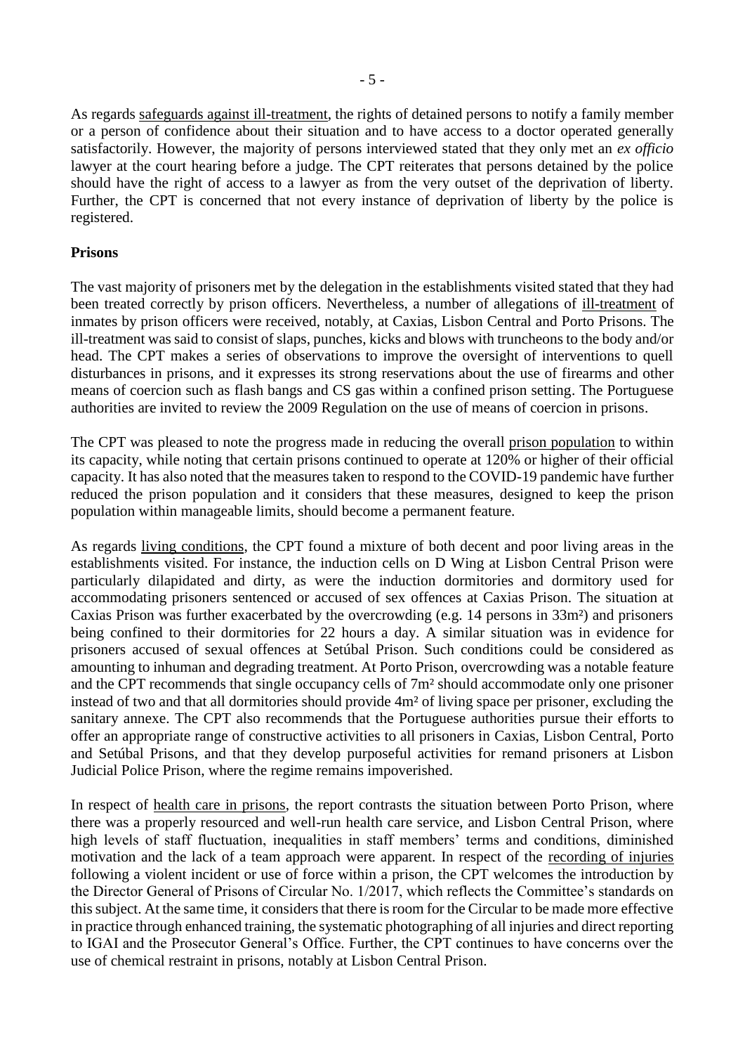As regards safeguards against ill-treatment, the rights of detained persons to notify a family member or a person of confidence about their situation and to have access to a doctor operated generally satisfactorily. However, the majority of persons interviewed stated that they only met an *ex officio* lawyer at the court hearing before a judge. The CPT reiterates that persons detained by the police should have the right of access to a lawyer as from the very outset of the deprivation of liberty. Further, the CPT is concerned that not every instance of deprivation of liberty by the police is registered.

**Prisons**

The vast majority of prisoners met by the delegation in the establishments visited stated that they had been treated correctly by prison officers. Nevertheless, a number of allegations of ill-treatment of inmates by prison officers were received, notably, at Caxias, Lisbon Central and Porto Prisons. The ill-treatment was said to consist of slaps, punches, kicks and blows with truncheons to the body and/or head. The CPT makes a series of observations to improve the oversight of interventions to quell disturbances in prisons, and it expresses its strong reservations about the use of firearms and other means of coercion such as flash bangs and CS gas within a confined prison setting. The Portuguese authorities are invited to review the 2009 Regulation on the use of means of coercion in prisons.

The CPT was pleased to note the progress made in reducing the overall prison population to within its capacity, while noting that certain prisons continued to operate at 120% or higher of their official capacity. It has also noted that the measures taken to respond to the COVID-19 pandemic have further reduced the prison population and it considers that these measures, designed to keep the prison population within manageable limits, should become a permanent feature.

As regards living conditions, the CPT found a mixture of both decent and poor living areas in the establishments visited. For instance, the induction cells on D Wing at Lisbon Central Prison were particularly dilapidated and dirty, as were the induction dormitories and dormitory used for accommodating prisoners sentenced or accused of sex offences at Caxias Prison. The situation at Caxias Prison was further exacerbated by the overcrowding (e.g. 14 persons in 33m²) and prisoners being confined to their dormitories for 22 hours a day. A similar situation was in evidence for prisoners accused of sexual offences at Setúbal Prison. Such conditions could be considered as amounting to inhuman and degrading treatment. At Porto Prison, overcrowding was a notable feature and the CPT recommends that single occupancy cells of 7m² should accommodate only one prisoner instead of two and that all dormitories should provide 4m² of living space per prisoner, excluding the sanitary annexe. The CPT also recommends that the Portuguese authorities pursue their efforts to offer an appropriate range of constructive activities to all prisoners in Caxias, Lisbon Central, Porto and Setúbal Prisons, and that they develop purposeful activities for remand prisoners at Lisbon Judicial Police Prison, where the regime remains impoverished.

In respect of health care in prisons, the report contrasts the situation between Porto Prison, where there was a properly resourced and well-run health care service, and Lisbon Central Prison, where high levels of staff fluctuation, inequalities in staff members' terms and conditions, diminished motivation and the lack of a team approach were apparent. In respect of the recording of injuries following a violent incident or use of force within a prison, the CPT welcomes the introduction by the Director General of Prisons of Circular No. 1/2017, which reflects the Committee's standards on this subject. At the same time, it considers that there is room for the Circular to be made more effective in practice through enhanced training, the systematic photographing of all injuries and direct reporting to IGAI and the Prosecutor General's Office. Further, the CPT continues to have concerns over the use of chemical restraint in prisons, notably at Lisbon Central Prison.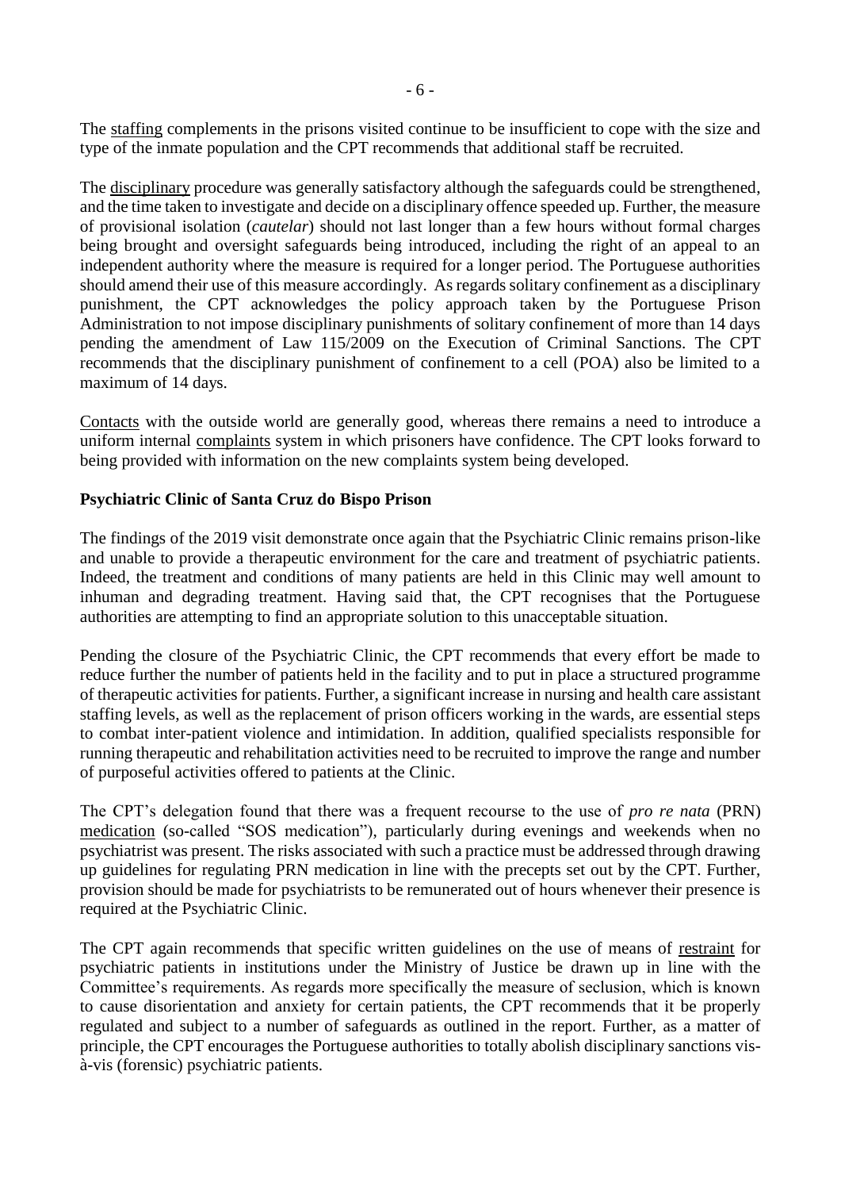The staffing complements in the prisons visited continue to be insufficient to cope with the size and type of the inmate population and the CPT recommends that additional staff be recruited.

The disciplinary procedure was generally satisfactory although the safeguards could be strengthened, and the time taken to investigate and decide on a disciplinary offence speeded up. Further, the measure of provisional isolation (*cautelar*) should not last longer than a few hours without formal charges being brought and oversight safeguards being introduced, including the right of an appeal to an independent authority where the measure is required for a longer period. The Portuguese authorities should amend their use of this measure accordingly. As regards solitary confinement as a disciplinary punishment, the CPT acknowledges the policy approach taken by the Portuguese Prison Administration to not impose disciplinary punishments of solitary confinement of more than 14 days pending the amendment of Law 115/2009 on the Execution of Criminal Sanctions. The CPT recommends that the disciplinary punishment of confinement to a cell (POA) also be limited to a maximum of 14 days.

Contacts with the outside world are generally good, whereas there remains a need to introduce a uniform internal complaints system in which prisoners have confidence. The CPT looks forward to being provided with information on the new complaints system being developed.

**Psychiatric Clinic of Santa Cruz do Bispo Prison**

The findings of the 2019 visit demonstrate once again that the Psychiatric Clinic remains prison-like and unable to provide a therapeutic environment for the care and treatment of psychiatric patients. Indeed, the treatment and conditions of many patients are held in this Clinic may well amount to inhuman and degrading treatment. Having said that, the CPT recognises that the Portuguese authorities are attempting to find an appropriate solution to this unacceptable situation.

Pending the closure of the Psychiatric Clinic, the CPT recommends that every effort be made to reduce further the number of patients held in the facility and to put in place a structured programme of therapeutic activities for patients. Further, a significant increase in nursing and health care assistant staffing levels, as well as the replacement of prison officers working in the wards, are essential steps to combat inter-patient violence and intimidation. In addition, qualified specialists responsible for running therapeutic and rehabilitation activities need to be recruited to improve the range and number of purposeful activities offered to patients at the Clinic.

The CPT's delegation found that there was a frequent recourse to the use of *pro re nata* (PRN) medication (so-called "SOS medication"), particularly during evenings and weekends when no psychiatrist was present. The risks associated with such a practice must be addressed through drawing up guidelines for regulating PRN medication in line with the precepts set out by the CPT. Further, provision should be made for psychiatrists to be remunerated out of hours whenever their presence is required at the Psychiatric Clinic.

The CPT again recommends that specific written guidelines on the use of means of restraint for psychiatric patients in institutions under the Ministry of Justice be drawn up in line with the Committee's requirements. As regards more specifically the measure of seclusion, which is known to cause disorientation and anxiety for certain patients, the CPT recommends that it be properly regulated and subject to a number of safeguards as outlined in the report. Further, as a matter of principle, the CPT encourages the Portuguese authorities to totally abolish disciplinary sanctions vis-à-vis (forensic) psychiatric patients.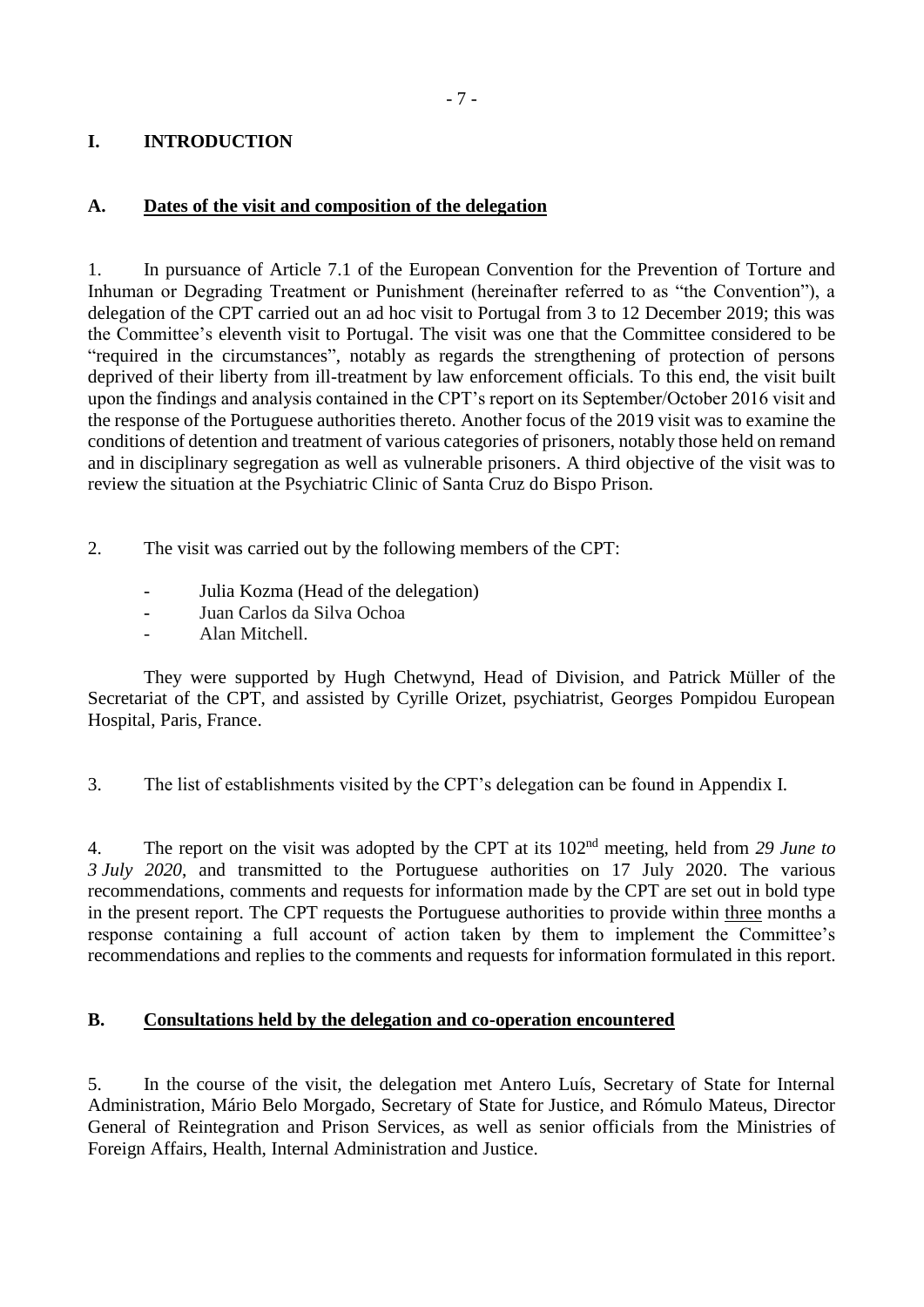# I. INTRODUCTION

## A. Dates of the visit and composition of the delegation

1. In pursuance of Article 7.1 of the European Convention for the Prevention of Torture and Inhuman or Degrading Treatment or Punishment (hereinafter referred to as "the Convention"), a delegation of the CPT carried out an ad hoc visit to Portugal from 3 to 12 December 2019; this was the Committee's eleventh visit to Portugal. The visit was one that the Committee considered to be "required in the circumstances", notably as regards the strengthening of protection of persons deprived of their liberty from ill-treatment by law enforcement officials. To this end, the visit built upon the findings and analysis contained in the CPT's report on its September/October 2016 visit and the response of the Portuguese authorities thereto. Another focus of the 2019 visit was to examine the conditions of detention and treatment of various categories of prisoners, notably those held on remand and in disciplinary segregation as well as vulnerable prisoners. A third objective of the visit was to review the situation at the Psychiatric Clinic of Santa Cruz do Bispo Prison.

2. The visit was carried out by the following members of the CPT:

- Julia Kozma (Head of the delegation)
- Juan Carlos da Silva Ochoa
- Alan Mitchell.

They were supported by Hugh Chetwynd, Head of Division, and Patrick Müller of the Secretariat of the CPT, and assisted by Cyrille Orizet, psychiatrist, Georges Pompidou European Hospital, Paris, France.

3. The list of establishments visited by the CPT's delegation can be found in Appendix I.

4. The report on the visit was adopted by the CPT at its 102nd meeting, held from *29 June to 3 July 2020*, and transmitted to the Portuguese authorities on 17 July 2020. The various recommendations, comments and requests for information made by the CPT are set out in bold type in the present report. The CPT requests the Portuguese authorities to provide within three months a response containing a full account of action taken by them to implement the Committee's recommendations and replies to the comments and requests for information formulated in this report.

## B. Consultations held by the delegation and co-operation encountered

5. In the course of the visit, the delegation met Antero Luís, Secretary of State for Internal Administration, Mário Belo Morgado, Secretary of State for Justice, and Rómulo Mateus, Director General of Reintegration and Prison Services, as well as senior officials from the Ministries of Foreign Affairs, Health, Internal Administration and Justice.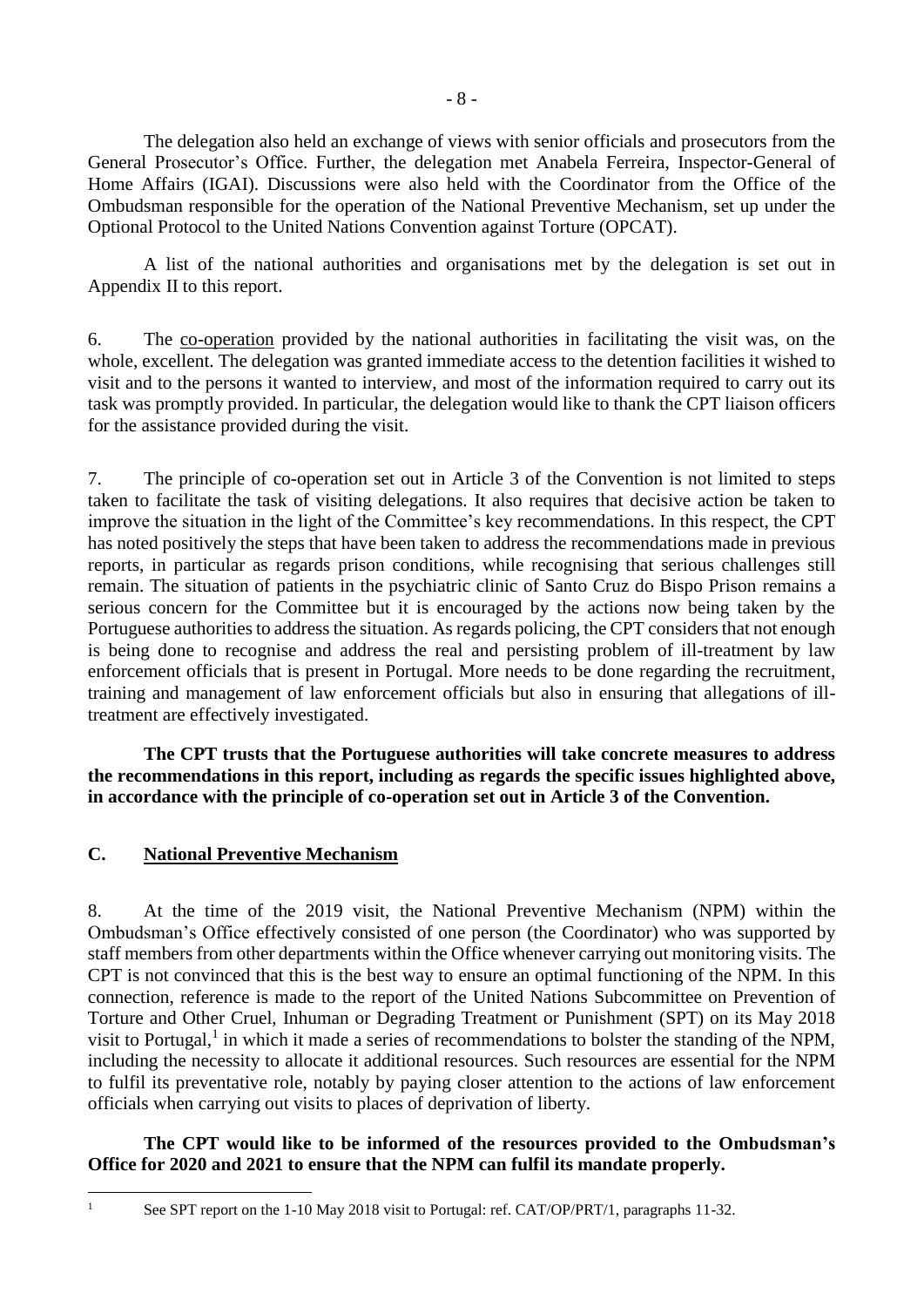The delegation also held an exchange of views with senior officials and prosecutors from the General Prosecutor's Office. Further, the delegation met Anabela Ferreira, Inspector-General of Home Affairs (IGAI). Discussions were also held with the Coordinator from the Office of the Ombudsman responsible for the operation of the National Preventive Mechanism, set up under the Optional Protocol to the United Nations Convention against Torture (OPCAT).

A list of the national authorities and organisations met by the delegation is set out in Appendix II to this report.

6. The co-operation provided by the national authorities in facilitating the visit was, on the whole, excellent. The delegation was granted immediate access to the detention facilities it wished to visit and to the persons it wanted to interview, and most of the information required to carry out its task was promptly provided. In particular, the delegation would like to thank the CPT liaison officers for the assistance provided during the visit.

7. The principle of co-operation set out in Article 3 of the Convention is not limited to steps taken to facilitate the task of visiting delegations. It also requires that decisive action be taken to improve the situation in the light of the Committee's key recommendations. In this respect, the CPT has noted positively the steps that have been taken to address the recommendations made in previous reports, in particular as regards prison conditions, while recognising that serious challenges still remain. The situation of patients in the psychiatric clinic of Santo Cruz do Bispo Prison remains a serious concern for the Committee but it is encouraged by the actions now being taken by the Portuguese authorities to address the situation. As regards policing, the CPT considers that not enough is being done to recognise and address the real and persisting problem of ill-treatment by law enforcement officials that is present in Portugal. More needs to be done regarding the recruitment, training and management of law enforcement officials but also in ensuring that allegations of ill-treatment are effectively investigated.

**The CPT trusts that the Portuguese authorities will take concrete measures to address the recommendations in this report, including as regards the specific issues highlighted above, in accordance with the principle of co-operation set out in Article 3 of the Convention.**

## C. National Preventive Mechanism

8. At the time of the 2019 visit, the National Preventive Mechanism (NPM) within the Ombudsman's Office effectively consisted of one person (the Coordinator) who was supported by staff members from other departments within the Office whenever carrying out monitoring visits. The CPT is not convinced that this is the best way to ensure an optimal functioning of the NPM. In this connection, reference is made to the report of the United Nations Subcommittee on Prevention of Torture and Other Cruel, Inhuman or Degrading Treatment or Punishment (SPT) on its May 2018 visit to Portugal,[1] in which it made a series of recommendations to bolster the standing of the NPM, including the necessity to allocate it additional resources. Such resources are essential for the NPM to fulfil its preventative role, notably by paying closer attention to the actions of law enforcement officials when carrying out visits to places of deprivation of liberty.

**The CPT would like to be informed of the resources provided to the Ombudsman's Office for 2020 and 2021 to ensure that the NPM can fulfil its mandate properly.**

[1] See SPT report on the 1-10 May 2018 visit to Portugal: ref. CAT/OP/PRT/1, paragraphs 11-32.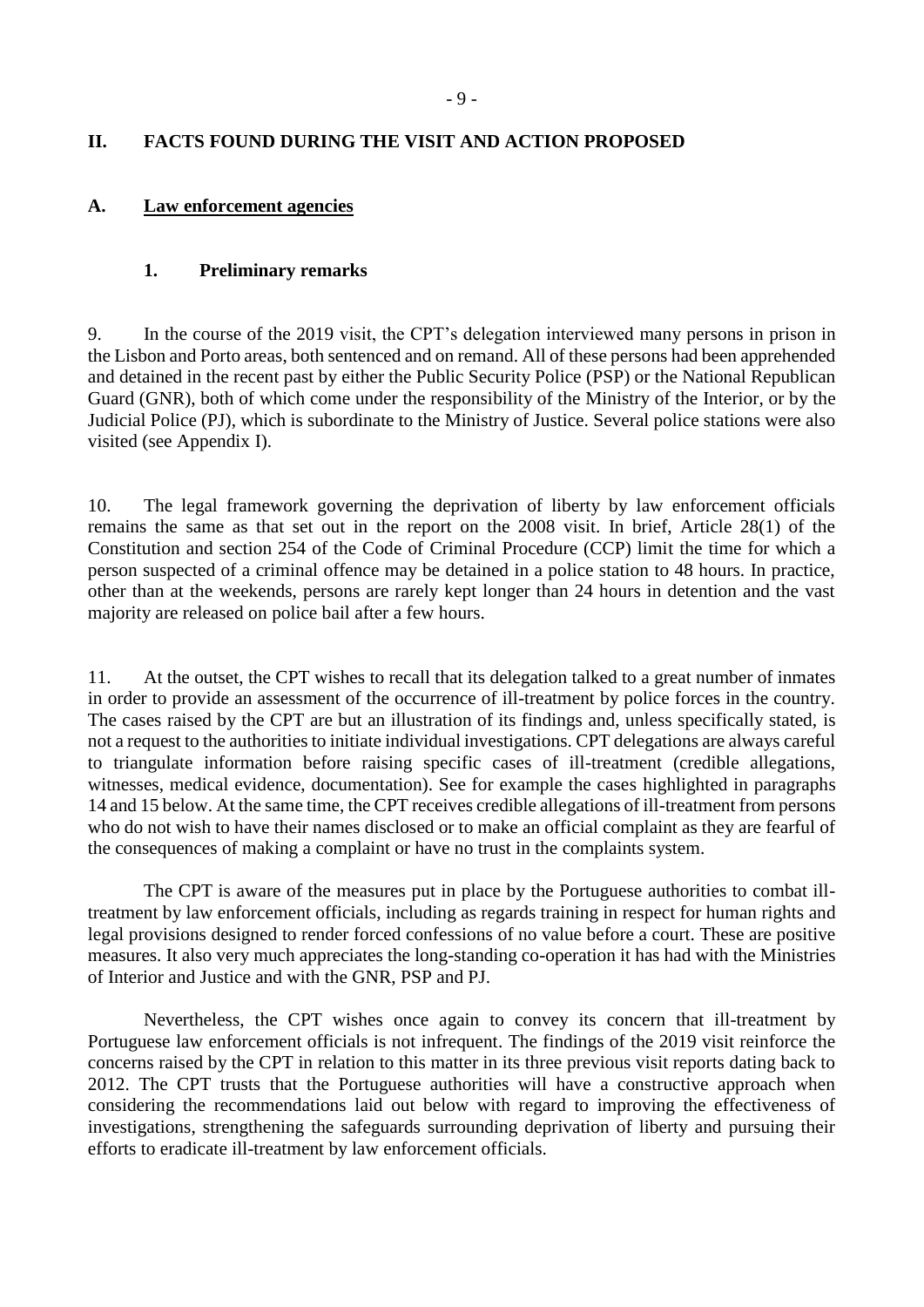## II. FACTS FOUND DURING THE VISIT AND ACTION PROPOSED

### A. Law enforcement agencies

#### 1. Preliminary remarks

9. In the course of the 2019 visit, the CPT's delegation interviewed many persons in prison in the Lisbon and Porto areas, both sentenced and on remand. All of these persons had been apprehended and detained in the recent past by either the Public Security Police (PSP) or the National Republican Guard (GNR), both of which come under the responsibility of the Ministry of the Interior, or by the Judicial Police (PJ), which is subordinate to the Ministry of Justice. Several police stations were also visited (see Appendix I).

10. The legal framework governing the deprivation of liberty by law enforcement officials remains the same as that set out in the report on the 2008 visit. In brief, Article 28(1) of the Constitution and section 254 of the Code of Criminal Procedure (CCP) limit the time for which a person suspected of a criminal offence may be detained in a police station to 48 hours. In practice, other than at the weekends, persons are rarely kept longer than 24 hours in detention and the vast majority are released on police bail after a few hours.

11. At the outset, the CPT wishes to recall that its delegation talked to a great number of inmates in order to provide an assessment of the occurrence of ill-treatment by police forces in the country. The cases raised by the CPT are but an illustration of its findings and, unless specifically stated, is not a request to the authorities to initiate individual investigations. CPT delegations are always careful to triangulate information before raising specific cases of ill-treatment (credible allegations, witnesses, medical evidence, documentation). See for example the cases highlighted in paragraphs 14 and 15 below. At the same time, the CPT receives credible allegations of ill-treatment from persons who do not wish to have their names disclosed or to make an official complaint as they are fearful of the consequences of making a complaint or have no trust in the complaints system.

The CPT is aware of the measures put in place by the Portuguese authorities to combat ill-treatment by law enforcement officials, including as regards training in respect for human rights and legal provisions designed to render forced confessions of no value before a court. These are positive measures. It also very much appreciates the long-standing co-operation it has had with the Ministries of Interior and Justice and with the GNR, PSP and PJ.

Nevertheless, the CPT wishes once again to convey its concern that ill-treatment by Portuguese law enforcement officials is not infrequent. The findings of the 2019 visit reinforce the concerns raised by the CPT in relation to this matter in its three previous visit reports dating back to 2012. The CPT trusts that the Portuguese authorities will have a constructive approach when considering the recommendations laid out below with regard to improving the effectiveness of investigations, strengthening the safeguards surrounding deprivation of liberty and pursuing their efforts to eradicate ill-treatment by law enforcement officials.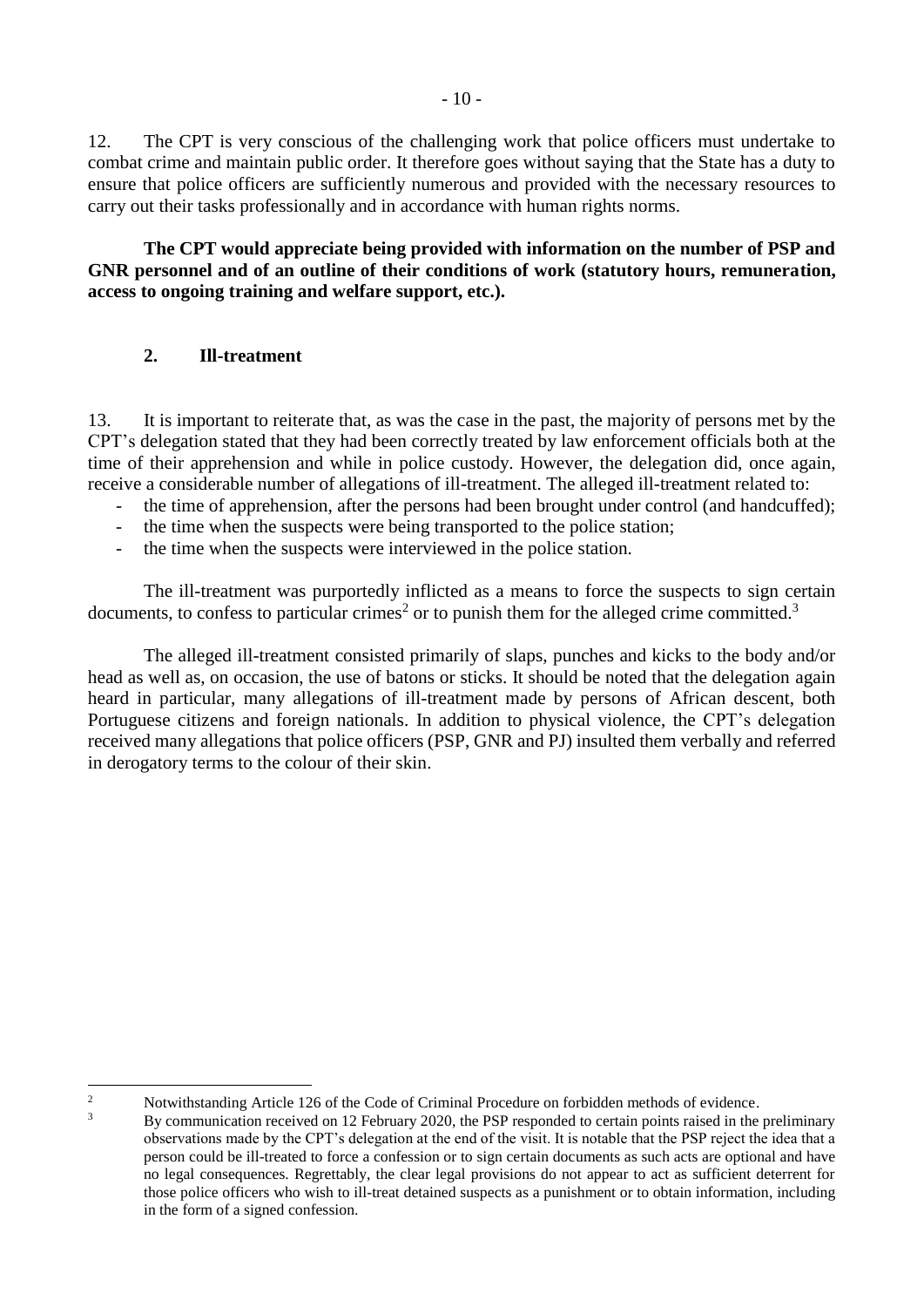12. The CPT is very conscious of the challenging work that police officers must undertake to combat crime and maintain public order. It therefore goes without saying that the State has a duty to ensure that police officers are sufficiently numerous and provided with the necessary resources to carry out their tasks professionally and in accordance with human rights norms.

**The CPT would appreciate being provided with information on the number of PSP and GNR personnel and of an outline of their conditions of work (statutory hours, remuneration, access to ongoing training and welfare support, etc.).**

## 2. Ill-treatment

13. It is important to reiterate that, as was the case in the past, the majority of persons met by the CPT's delegation stated that they had been correctly treated by law enforcement officials both at the time of their apprehension and while in police custody. However, the delegation did, once again, receive a considerable number of allegations of ill-treatment. The alleged ill-treatment related to:

- the time of apprehension, after the persons had been brought under control (and handcuffed);
- the time when the suspects were being transported to the police station;
- the time when the suspects were interviewed in the police station.

The ill-treatment was purportedly inflicted as a means to force the suspects to sign certain documents, to confess to particular crimes[2] or to punish them for the alleged crime committed.[3]

The alleged ill-treatment consisted primarily of slaps, punches and kicks to the body and/or head as well as, on occasion, the use of batons or sticks. It should be noted that the delegation again heard in particular, many allegations of ill-treatment made by persons of African descent, both Portuguese citizens and foreign nationals. In addition to physical violence, the CPT's delegation received many allegations that police officers (PSP, GNR and PJ) insulted them verbally and referred in derogatory terms to the colour of their skin.

---

[2] Notwithstanding Article 126 of the Code of Criminal Procedure on forbidden methods of evidence.

[3] By communication received on 12 February 2020, the PSP responded to certain points raised in the preliminary observations made by the CPT's delegation at the end of the visit. It is notable that the PSP reject the idea that a person could be ill-treated to force a confession or to sign certain documents as such acts are optional and have no legal consequences. Regrettably, the clear legal provisions do not appear to act as sufficient deterrent for those police officers who wish to ill-treat detained suspects as a punishment or to obtain information, including in the form of a signed confession.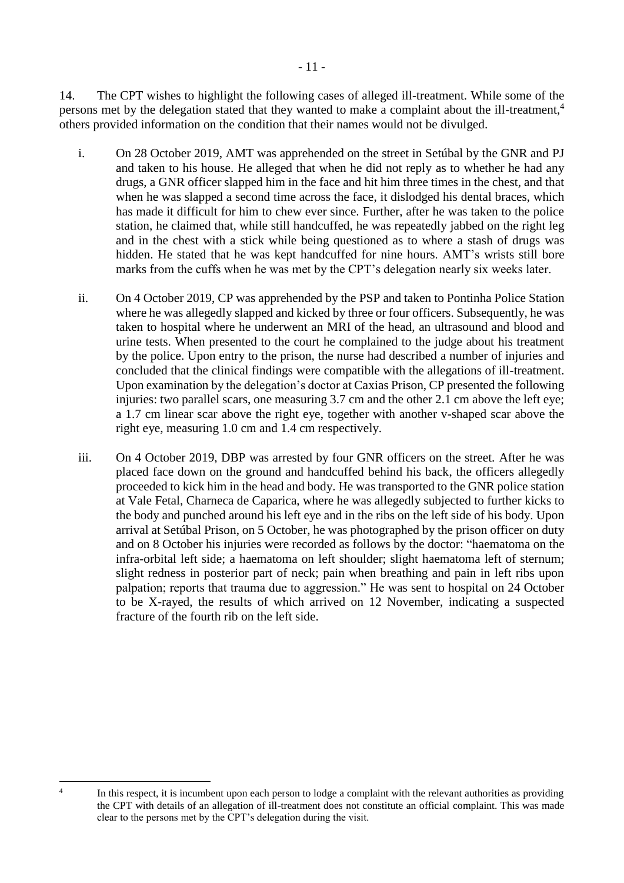14. The CPT wishes to highlight the following cases of alleged ill-treatment. While some of the persons met by the delegation stated that they wanted to make a complaint about the ill-treatment,[4] others provided information on the condition that their names would not be divulged.

i. On 28 October 2019, AMT was apprehended on the street in Setúbal by the GNR and PJ and taken to his house. He alleged that when he did not reply as to whether he had any drugs, a GNR officer slapped him in the face and hit him three times in the chest, and that when he was slapped a second time across the face, it dislodged his dental braces, which has made it difficult for him to chew ever since. Further, after he was taken to the police station, he claimed that, while still handcuffed, he was repeatedly jabbed on the right leg and in the chest with a stick while being questioned as to where a stash of drugs was hidden. He stated that he was kept handcuffed for nine hours. AMT's wrists still bore marks from the cuffs when he was met by the CPT's delegation nearly six weeks later.

ii. On 4 October 2019, CP was apprehended by the PSP and taken to Pontinha Police Station where he was allegedly slapped and kicked by three or four officers. Subsequently, he was taken to hospital where he underwent an MRI of the head, an ultrasound and blood and urine tests. When presented to the court he complained to the judge about his treatment by the police. Upon entry to the prison, the nurse had described a number of injuries and concluded that the clinical findings were compatible with the allegations of ill-treatment. Upon examination by the delegation's doctor at Caxias Prison, CP presented the following injuries: two parallel scars, one measuring 3.7 cm and the other 2.1 cm above the left eye; a 1.7 cm linear scar above the right eye, together with another v-shaped scar above the right eye, measuring 1.0 cm and 1.4 cm respectively.

iii. On 4 October 2019, DBP was arrested by four GNR officers on the street. After he was placed face down on the ground and handcuffed behind his back, the officers allegedly proceeded to kick him in the head and body. He was transported to the GNR police station at Vale Fetal, Charneca de Caparica, where he was allegedly subjected to further kicks to the body and punched around his left eye and in the ribs on the left side of his body. Upon arrival at Setúbal Prison, on 5 October, he was photographed by the prison officer on duty and on 8 October his injuries were recorded as follows by the doctor: "haematoma on the infra-orbital left side; a haematoma on left shoulder; slight haematoma left of sternum; slight redness in posterior part of neck; pain when breathing and pain in left ribs upon palpation; reports that trauma due to aggression." He was sent to hospital on 24 October to be X-rayed, the results of which arrived on 12 November, indicating a suspected fracture of the fourth rib on the left side.

---

[4] In this respect, it is incumbent upon each person to lodge a complaint with the relevant authorities as providing the CPT with details of an allegation of ill-treatment does not constitute an official complaint. This was made clear to the persons met by the CPT's delegation during the visit.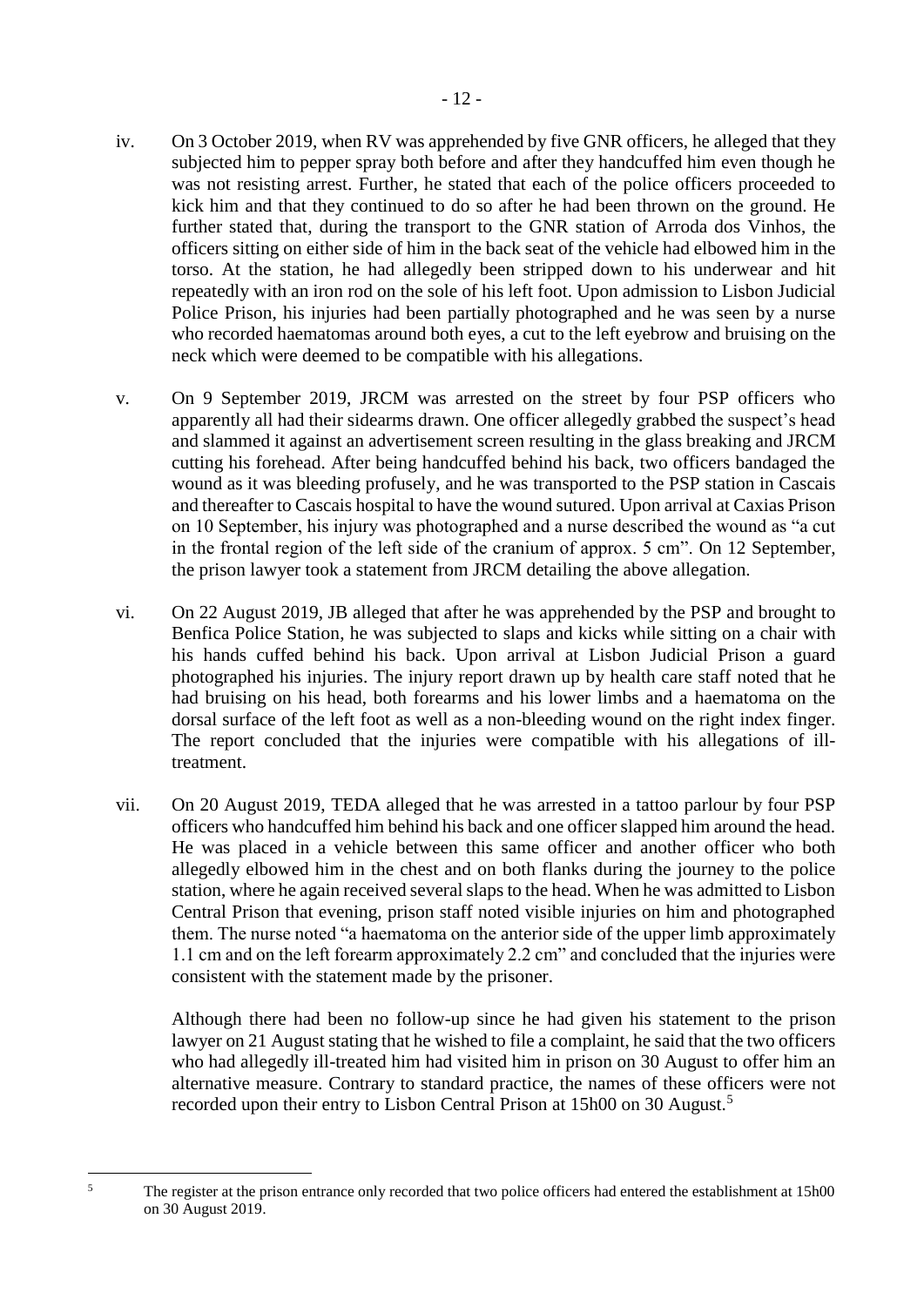iv. On 3 October 2019, when RV was apprehended by five GNR officers, he alleged that they subjected him to pepper spray both before and after they handcuffed him even though he was not resisting arrest. Further, he stated that each of the police officers proceeded to kick him and that they continued to do so after he had been thrown on the ground. He further stated that, during the transport to the GNR station of Arroda dos Vinhos, the officers sitting on either side of him in the back seat of the vehicle had elbowed him in the torso. At the station, he had allegedly been stripped down to his underwear and hit repeatedly with an iron rod on the sole of his left foot. Upon admission to Lisbon Judicial Police Prison, his injuries had been partially photographed and he was seen by a nurse who recorded haematomas around both eyes, a cut to the left eyebrow and bruising on the neck which were deemed to be compatible with his allegations.

v. On 9 September 2019, JRCM was arrested on the street by four PSP officers who apparently all had their sidearms drawn. One officer allegedly grabbed the suspect's head and slammed it against an advertisement screen resulting in the glass breaking and JRCM cutting his forehead. After being handcuffed behind his back, two officers bandaged the wound as it was bleeding profusely, and he was transported to the PSP station in Cascais and thereafter to Cascais hospital to have the wound sutured. Upon arrival at Caxias Prison on 10 September, his injury was photographed and a nurse described the wound as "a cut in the frontal region of the left side of the cranium of approx. 5 cm". On 12 September, the prison lawyer took a statement from JRCM detailing the above allegation.

vi. On 22 August 2019, JB alleged that after he was apprehended by the PSP and brought to Benfica Police Station, he was subjected to slaps and kicks while sitting on a chair with his hands cuffed behind his back. Upon arrival at Lisbon Judicial Prison a guard photographed his injuries. The injury report drawn up by health care staff noted that he had bruising on his head, both forearms and his lower limbs and a haematoma on the dorsal surface of the left foot as well as a non-bleeding wound on the right index finger. The report concluded that the injuries were compatible with his allegations of ill-treatment.

vii. On 20 August 2019, TEDA alleged that he was arrested in a tattoo parlour by four PSP officers who handcuffed him behind his back and one officer slapped him around the head. He was placed in a vehicle between this same officer and another officer who both allegedly elbowed him in the chest and on both flanks during the journey to the police station, where he again received several slaps to the head. When he was admitted to Lisbon Central Prison that evening, prison staff noted visible injuries on him and photographed them. The nurse noted "a haematoma on the anterior side of the upper limb approximately 1.1 cm and on the left forearm approximately 2.2 cm" and concluded that the injuries were consistent with the statement made by the prisoner.

Although there had been no follow-up since he had given his statement to the prison lawyer on 21 August stating that he wished to file a complaint, he said that the two officers who had allegedly ill-treated him had visited him in prison on 30 August to offer him an alternative measure. Contrary to standard practice, the names of these officers were not recorded upon their entry to Lisbon Central Prison at 15h00 on 30 August.[5]

[5] The register at the prison entrance only recorded that two police officers had entered the establishment at 15h00 on 30 August 2019.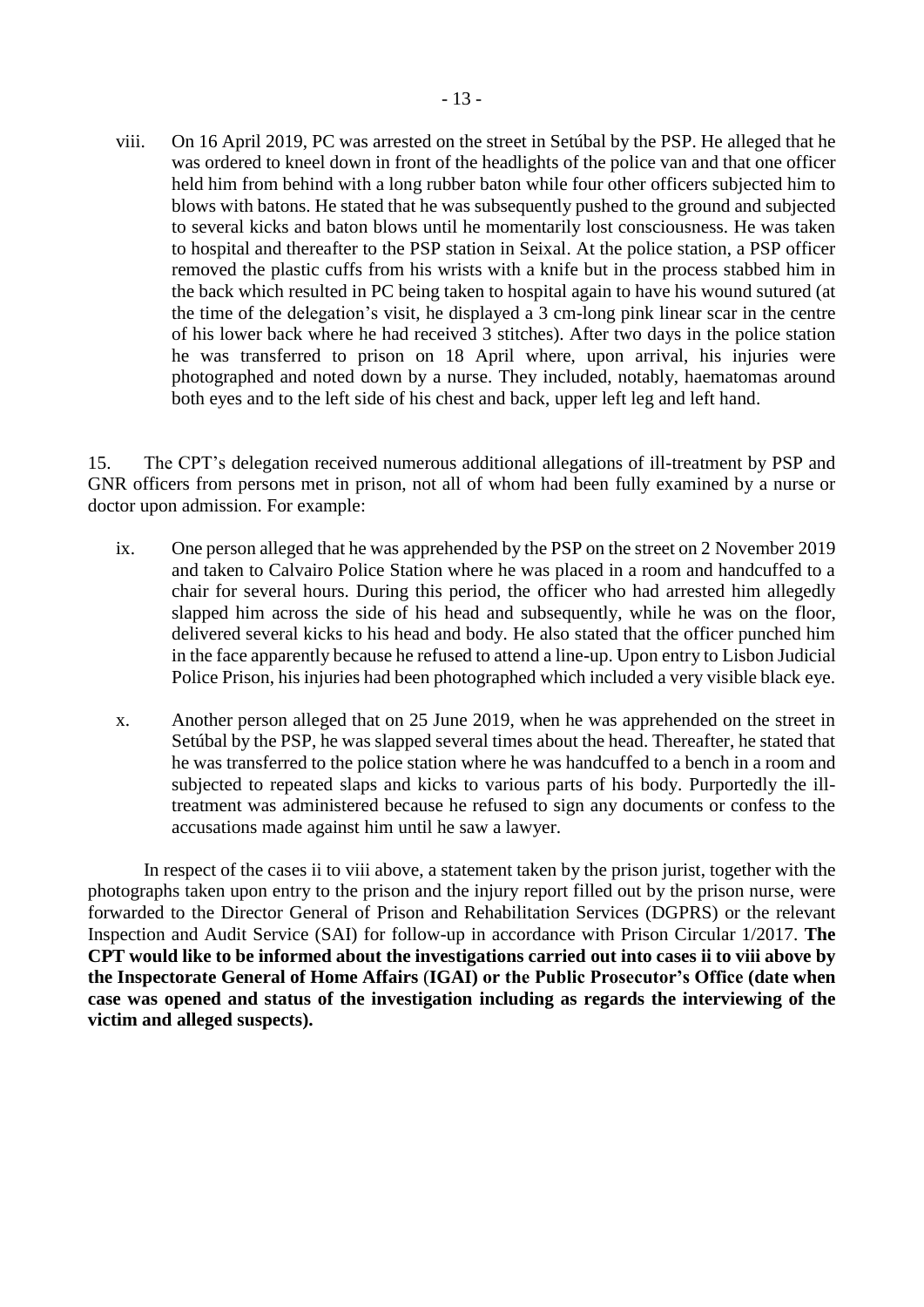viii. On 16 April 2019, PC was arrested on the street in Setúbal by the PSP. He alleged that he was ordered to kneel down in front of the headlights of the police van and that one officer held him from behind with a long rubber baton while four other officers subjected him to blows with batons. He stated that he was subsequently pushed to the ground and subjected to several kicks and baton blows until he momentarily lost consciousness. He was taken to hospital and thereafter to the PSP station in Seixal. At the police station, a PSP officer removed the plastic cuffs from his wrists with a knife but in the process stabbed him in the back which resulted in PC being taken to hospital again to have his wound sutured (at the time of the delegation's visit, he displayed a 3 cm-long pink linear scar in the centre of his lower back where he had received 3 stitches). After two days in the police station he was transferred to prison on 18 April where, upon arrival, his injuries were photographed and noted down by a nurse. They included, notably, haematomas around both eyes and to the left side of his chest and back, upper left leg and left hand.

15. The CPT's delegation received numerous additional allegations of ill-treatment by PSP and GNR officers from persons met in prison, not all of whom had been fully examined by a nurse or doctor upon admission. For example:

ix. One person alleged that he was apprehended by the PSP on the street on 2 November 2019 and taken to Calvairo Police Station where he was placed in a room and handcuffed to a chair for several hours. During this period, the officer who had arrested him allegedly slapped him across the side of his head and subsequently, while he was on the floor, delivered several kicks to his head and body. He also stated that the officer punched him in the face apparently because he refused to attend a line-up. Upon entry to Lisbon Judicial Police Prison, his injuries had been photographed which included a very visible black eye.

x. Another person alleged that on 25 June 2019, when he was apprehended on the street in Setúbal by the PSP, he was slapped several times about the head. Thereafter, he stated that he was transferred to the police station where he was handcuffed to a bench in a room and subjected to repeated slaps and kicks to various parts of his body. Purportedly the ill-treatment was administered because he refused to sign any documents or confess to the accusations made against him until he saw a lawyer.

In respect of the cases ii to viii above, a statement taken by the prison jurist, together with the photographs taken upon entry to the prison and the injury report filled out by the prison nurse, were forwarded to the Director General of Prison and Rehabilitation Services (DGPRS) or the relevant Inspection and Audit Service (SAI) for follow-up in accordance with Prison Circular 1/2017. **The CPT would like to be informed about the investigations carried out into cases ii to viii above by the Inspectorate General of Home Affairs (IGAI) or the Public Prosecutor's Office (date when case was opened and status of the investigation including as regards the interviewing of the victim and alleged suspects).**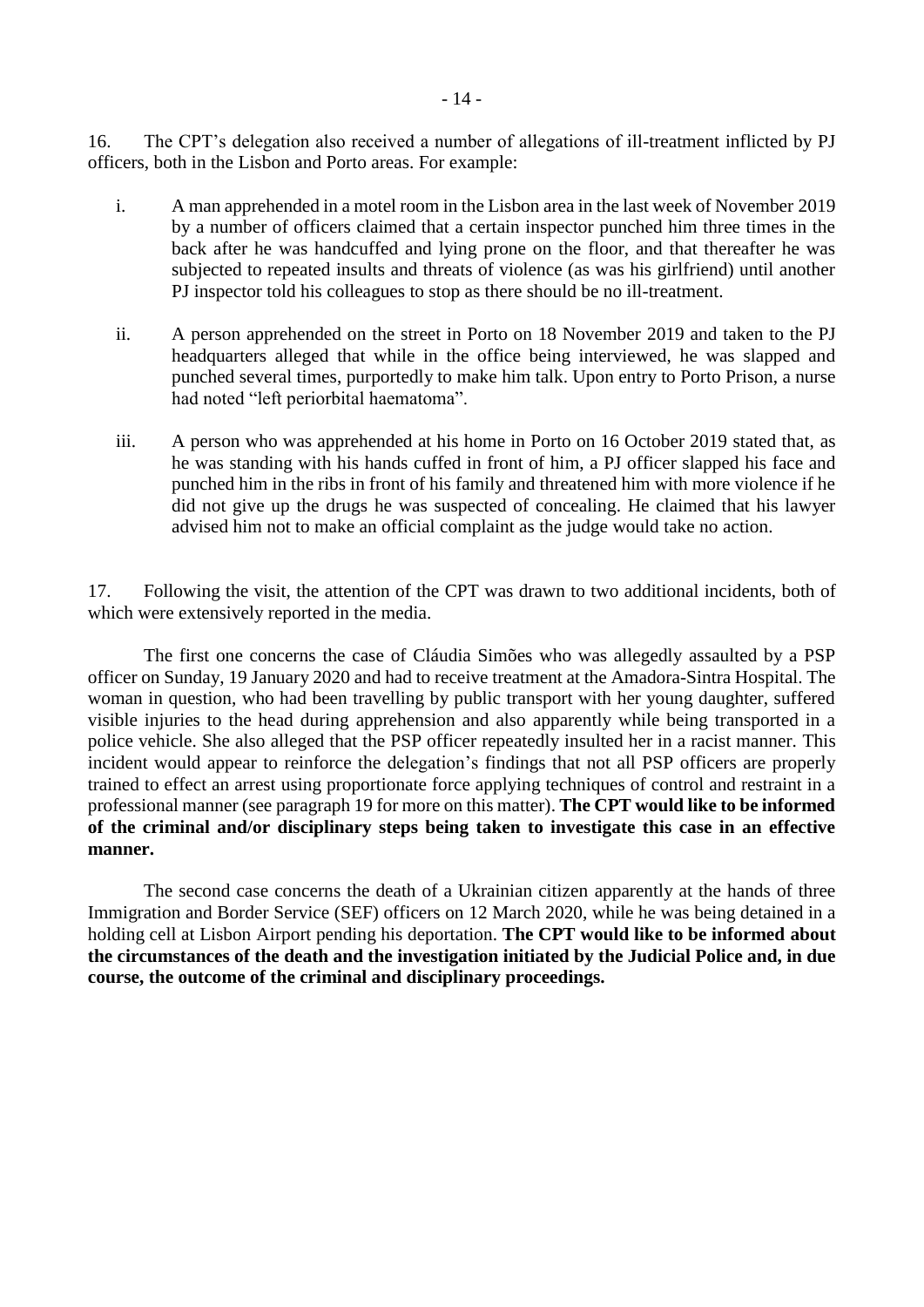16. The CPT's delegation also received a number of allegations of ill-treatment inflicted by PJ officers, both in the Lisbon and Porto areas. For example:

i. A man apprehended in a motel room in the Lisbon area in the last week of November 2019 by a number of officers claimed that a certain inspector punched him three times in the back after he was handcuffed and lying prone on the floor, and that thereafter he was subjected to repeated insults and threats of violence (as was his girlfriend) until another PJ inspector told his colleagues to stop as there should be no ill-treatment.

ii. A person apprehended on the street in Porto on 18 November 2019 and taken to the PJ headquarters alleged that while in the office being interviewed, he was slapped and punched several times, purportedly to make him talk. Upon entry to Porto Prison, a nurse had noted "left periorbital haematoma".

iii. A person who was apprehended at his home in Porto on 16 October 2019 stated that, as he was standing with his hands cuffed in front of him, a PJ officer slapped his face and punched him in the ribs in front of his family and threatened him with more violence if he did not give up the drugs he was suspected of concealing. He claimed that his lawyer advised him not to make an official complaint as the judge would take no action.

17. Following the visit, the attention of the CPT was drawn to two additional incidents, both of which were extensively reported in the media.

The first one concerns the case of Cláudia Simões who was allegedly assaulted by a PSP officer on Sunday, 19 January 2020 and had to receive treatment at the Amadora-Sintra Hospital. The woman in question, who had been travelling by public transport with her young daughter, suffered visible injuries to the head during apprehension and also apparently while being transported in a police vehicle. She also alleged that the PSP officer repeatedly insulted her in a racist manner. This incident would appear to reinforce the delegation's findings that not all PSP officers are properly trained to effect an arrest using proportionate force applying techniques of control and restraint in a professional manner (see paragraph 19 for more on this matter). **The CPT would like to be informed of the criminal and/or disciplinary steps being taken to investigate this case in an effective manner.**

The second case concerns the death of a Ukrainian citizen apparently at the hands of three Immigration and Border Service (SEF) officers on 12 March 2020, while he was being detained in a holding cell at Lisbon Airport pending his deportation. **The CPT would like to be informed about the circumstances of the death and the investigation initiated by the Judicial Police and, in due course, the outcome of the criminal and disciplinary proceedings.**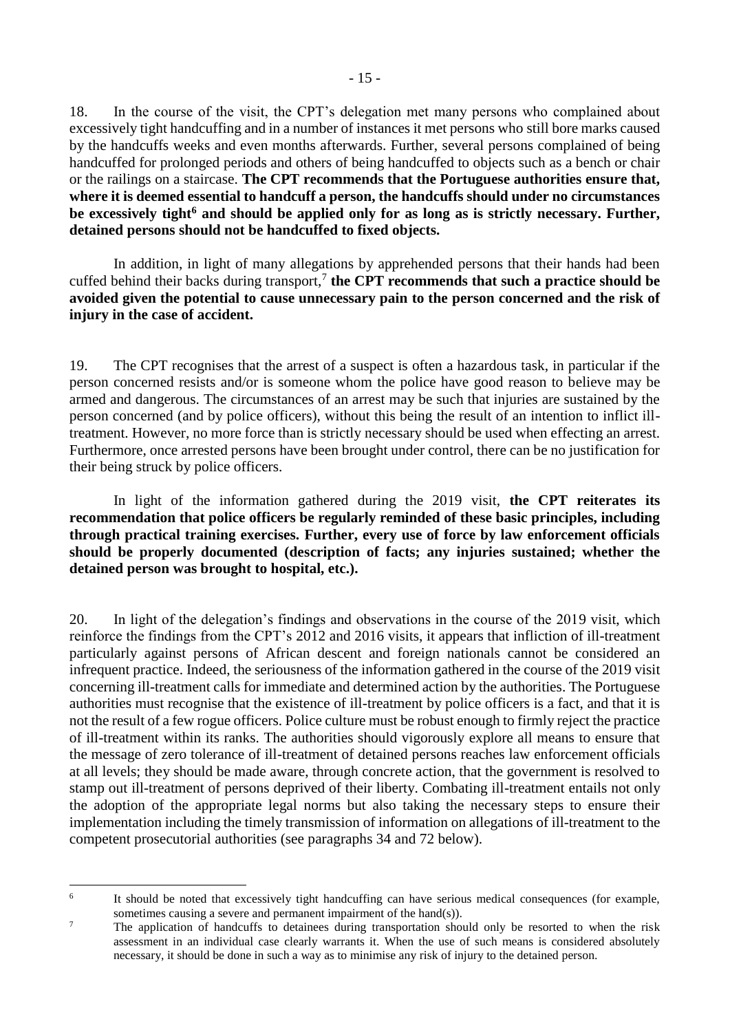18. In the course of the visit, the CPT's delegation met many persons who complained about excessively tight handcuffing and in a number of instances it met persons who still bore marks caused by the handcuffs weeks and even months afterwards. Further, several persons complained of being handcuffed for prolonged periods and others of being handcuffed to objects such as a bench or chair or the railings on a staircase. **The CPT recommends that the Portuguese authorities ensure that, where it is deemed essential to handcuff a person, the handcuffs should under no circumstances be excessively tight[6] and should be applied only for as long as is strictly necessary. Further, detained persons should not be handcuffed to fixed objects.**

In addition, in light of many allegations by apprehended persons that their hands had been cuffed behind their backs during transport,[7] **the CPT recommends that such a practice should be avoided given the potential to cause unnecessary pain to the person concerned and the risk of injury in the case of accident.**

19. The CPT recognises that the arrest of a suspect is often a hazardous task, in particular if the person concerned resists and/or is someone whom the police have good reason to believe may be armed and dangerous. The circumstances of an arrest may be such that injuries are sustained by the person concerned (and by police officers), without this being the result of an intention to inflict ill-treatment. However, no more force than is strictly necessary should be used when effecting an arrest. Furthermore, once arrested persons have been brought under control, there can be no justification for their being struck by police officers.

In light of the information gathered during the 2019 visit, **the CPT reiterates its recommendation that police officers be regularly reminded of these basic principles, including through practical training exercises. Further, every use of force by law enforcement officials should be properly documented (description of facts; any injuries sustained; whether the detained person was brought to hospital, etc.).**

20. In light of the delegation's findings and observations in the course of the 2019 visit, which reinforce the findings from the CPT's 2012 and 2016 visits, it appears that infliction of ill-treatment particularly against persons of African descent and foreign nationals cannot be considered an infrequent practice. Indeed, the seriousness of the information gathered in the course of the 2019 visit concerning ill-treatment calls for immediate and determined action by the authorities. The Portuguese authorities must recognise that the existence of ill-treatment by police officers is a fact, and that it is not the result of a few rogue officers. Police culture must be robust enough to firmly reject the practice of ill-treatment within its ranks. The authorities should vigorously explore all means to ensure that the message of zero tolerance of ill-treatment of detained persons reaches law enforcement officials at all levels; they should be made aware, through concrete action, that the government is resolved to stamp out ill-treatment of persons deprived of their liberty. Combating ill-treatment entails not only the adoption of the appropriate legal norms but also taking the necessary steps to ensure their implementation including the timely transmission of information on allegations of ill-treatment to the competent prosecutorial authorities (see paragraphs 34 and 72 below).

---

[6] It should be noted that excessively tight handcuffing can have serious medical consequences (for example, sometimes causing a severe and permanent impairment of the hand(s)).

[7] The application of handcuffs to detainees during transportation should only be resorted to when the risk assessment in an individual case clearly warrants it. When the use of such means is considered absolutely necessary, it should be done in such a way as to minimise any risk of injury to the detained person.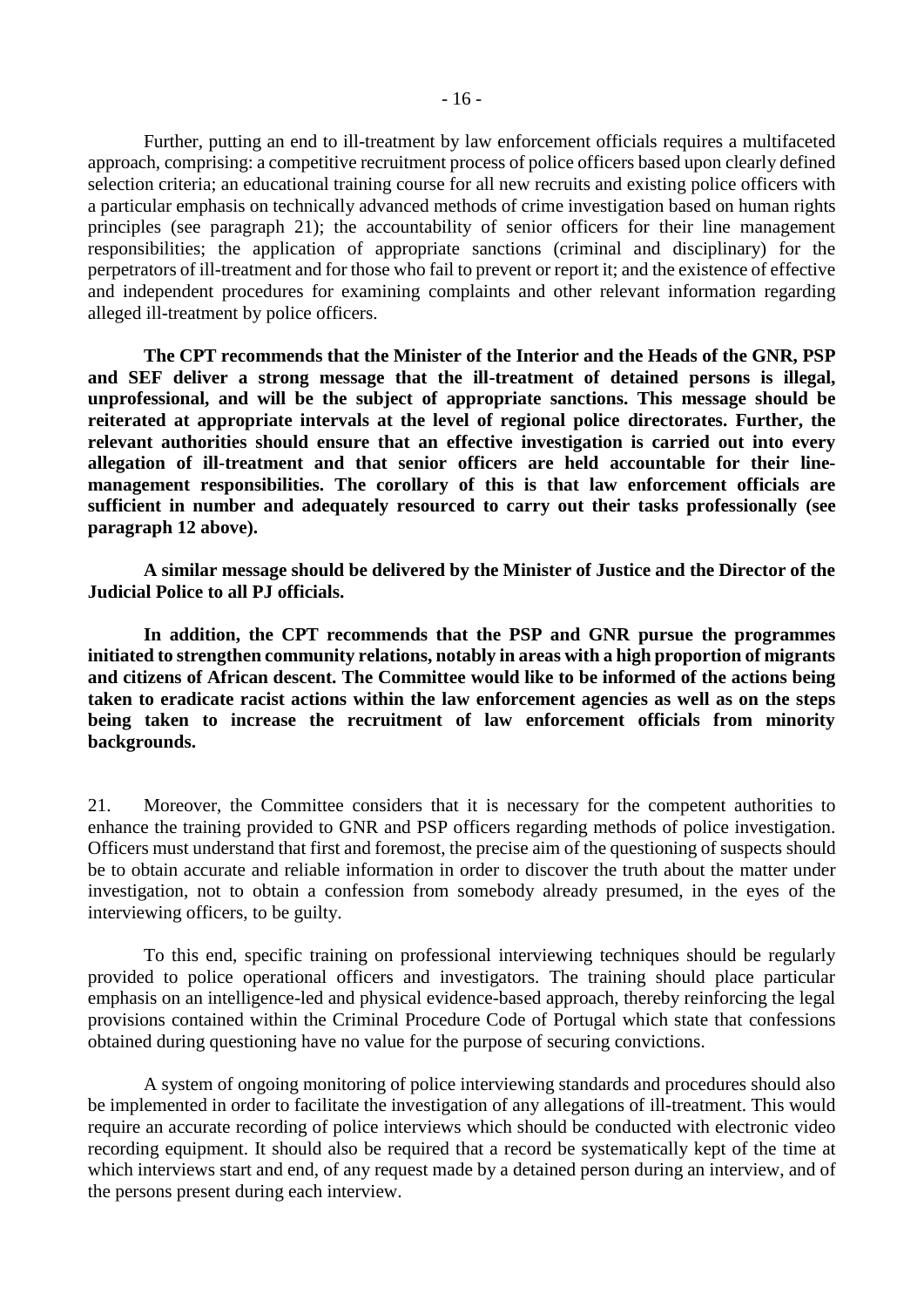Further, putting an end to ill-treatment by law enforcement officials requires a multifaceted approach, comprising: a competitive recruitment process of police officers based upon clearly defined selection criteria; an educational training course for all new recruits and existing police officers with a particular emphasis on technically advanced methods of crime investigation based on human rights principles (see paragraph 21); the accountability of senior officers for their line management responsibilities; the application of appropriate sanctions (criminal and disciplinary) for the perpetrators of ill-treatment and for those who fail to prevent or report it; and the existence of effective and independent procedures for examining complaints and other relevant information regarding alleged ill-treatment by police officers.

**The CPT recommends that the Minister of the Interior and the Heads of the GNR, PSP and SEF deliver a strong message that the ill-treatment of detained persons is illegal, unprofessional, and will be the subject of appropriate sanctions. This message should be reiterated at appropriate intervals at the level of regional police directorates. Further, the relevant authorities should ensure that an effective investigation is carried out into every allegation of ill-treatment and that senior officers are held accountable for their line-management responsibilities. The corollary of this is that law enforcement officials are sufficient in number and adequately resourced to carry out their tasks professionally (see paragraph 12 above).**

**A similar message should be delivered by the Minister of Justice and the Director of the Judicial Police to all PJ officials.**

**In addition, the CPT recommends that the PSP and GNR pursue the programmes initiated to strengthen community relations, notably in areas with a high proportion of migrants and citizens of African descent. The Committee would like to be informed of the actions being taken to eradicate racist actions within the law enforcement agencies as well as on the steps being taken to increase the recruitment of law enforcement officials from minority backgrounds.**

21. Moreover, the Committee considers that it is necessary for the competent authorities to enhance the training provided to GNR and PSP officers regarding methods of police investigation. Officers must understand that first and foremost, the precise aim of the questioning of suspects should be to obtain accurate and reliable information in order to discover the truth about the matter under investigation, not to obtain a confession from somebody already presumed, in the eyes of the interviewing officers, to be guilty.

To this end, specific training on professional interviewing techniques should be regularly provided to police operational officers and investigators. The training should place particular emphasis on an intelligence-led and physical evidence-based approach, thereby reinforcing the legal provisions contained within the Criminal Procedure Code of Portugal which state that confessions obtained during questioning have no value for the purpose of securing convictions.

A system of ongoing monitoring of police interviewing standards and procedures should also be implemented in order to facilitate the investigation of any allegations of ill-treatment. This would require an accurate recording of police interviews which should be conducted with electronic video recording equipment. It should also be required that a record be systematically kept of the time at which interviews start and end, of any request made by a detained person during an interview, and of the persons present during each interview.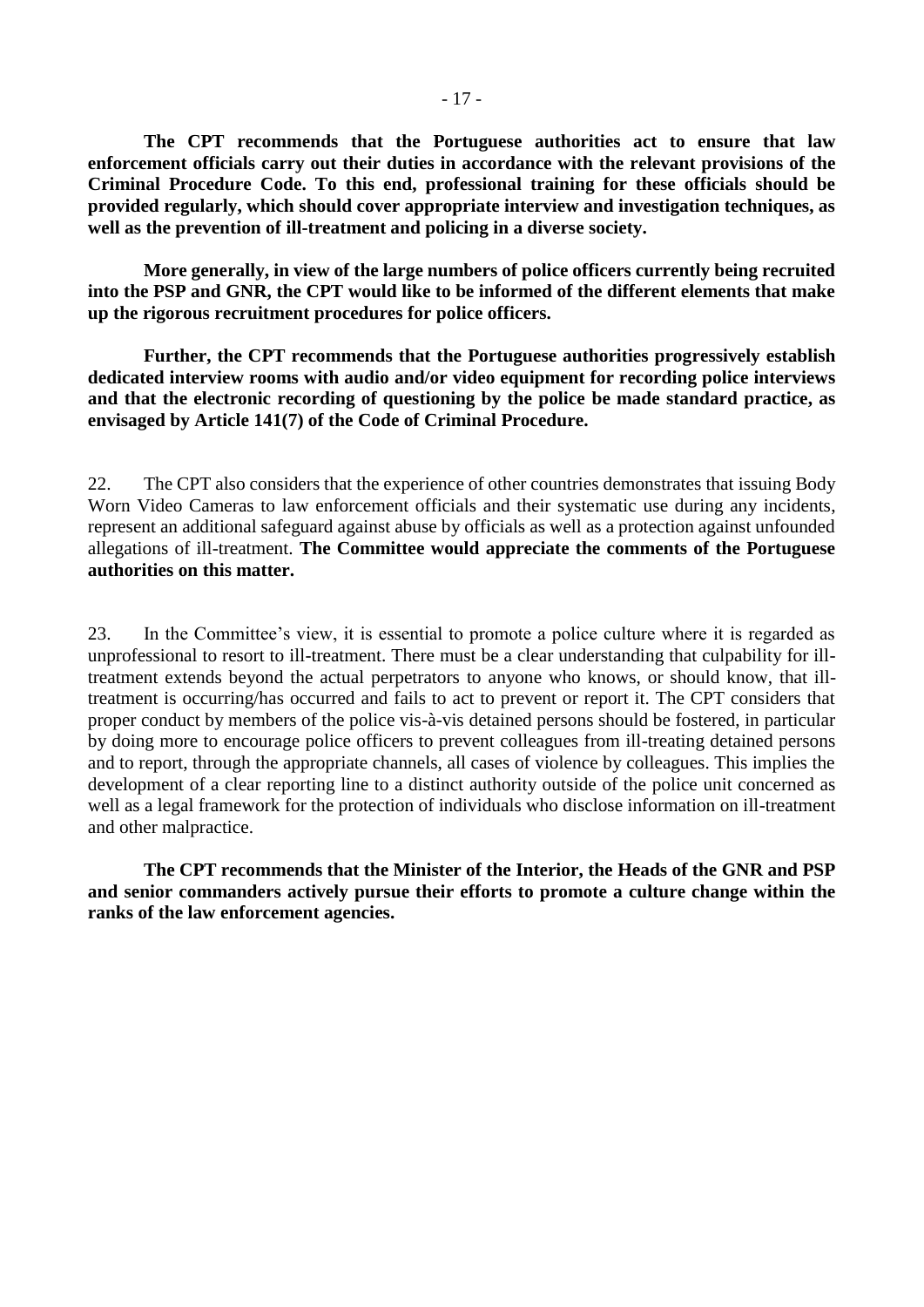**The CPT recommends that the Portuguese authorities act to ensure that law enforcement officials carry out their duties in accordance with the relevant provisions of the Criminal Procedure Code. To this end, professional training for these officials should be provided regularly, which should cover appropriate interview and investigation techniques, as well as the prevention of ill-treatment and policing in a diverse society.**

**More generally, in view of the large numbers of police officers currently being recruited into the PSP and GNR, the CPT would like to be informed of the different elements that make up the rigorous recruitment procedures for police officers.**

**Further, the CPT recommends that the Portuguese authorities progressively establish dedicated interview rooms with audio and/or video equipment for recording police interviews and that the electronic recording of questioning by the police be made standard practice, as envisaged by Article 141(7) of the Code of Criminal Procedure.**

22. The CPT also considers that the experience of other countries demonstrates that issuing Body Worn Video Cameras to law enforcement officials and their systematic use during any incidents, represent an additional safeguard against abuse by officials as well as a protection against unfounded allegations of ill-treatment. **The Committee would appreciate the comments of the Portuguese authorities on this matter.**

23. In the Committee's view, it is essential to promote a police culture where it is regarded as unprofessional to resort to ill-treatment. There must be a clear understanding that culpability for ill-treatment extends beyond the actual perpetrators to anyone who knows, or should know, that ill-treatment is occurring/has occurred and fails to act to prevent or report it. The CPT considers that proper conduct by members of the police vis-à-vis detained persons should be fostered, in particular by doing more to encourage police officers to prevent colleagues from ill-treating detained persons and to report, through the appropriate channels, all cases of violence by colleagues. This implies the development of a clear reporting line to a distinct authority outside of the police unit concerned as well as a legal framework for the protection of individuals who disclose information on ill-treatment and other malpractice.

**The CPT recommends that the Minister of the Interior, the Heads of the GNR and PSP and senior commanders actively pursue their efforts to promote a culture change within the ranks of the law enforcement agencies.**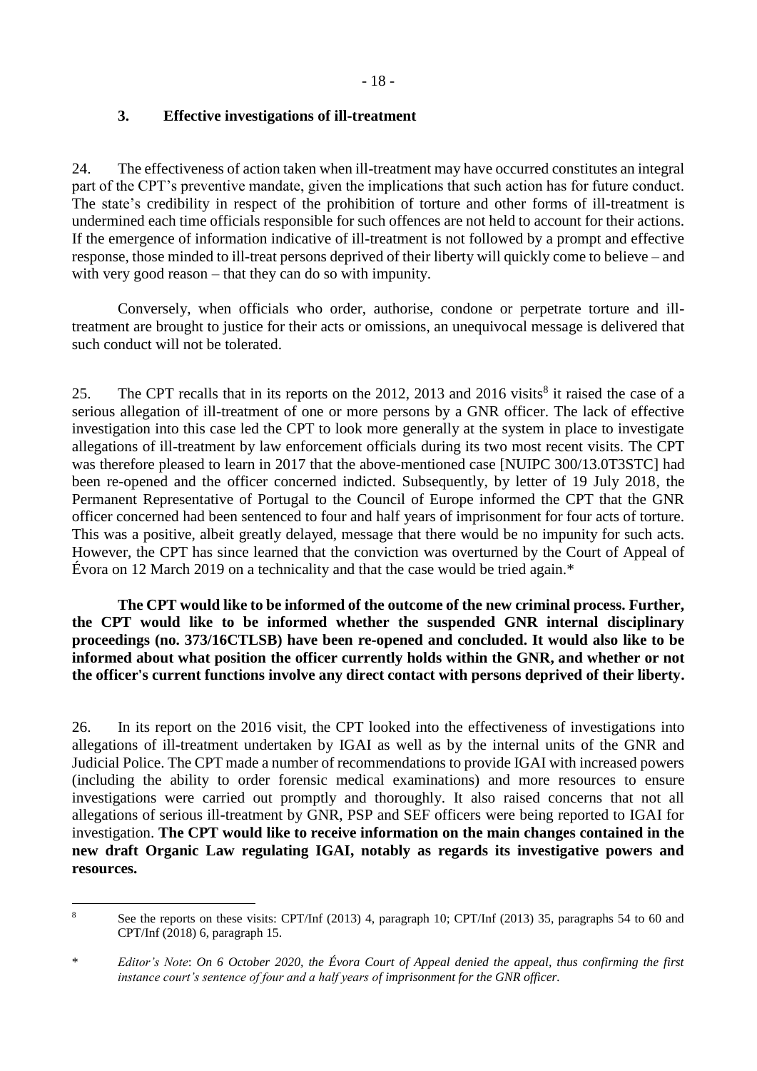### 3. Effective investigations of ill-treatment

24. The effectiveness of action taken when ill-treatment may have occurred constitutes an integral part of the CPT's preventive mandate, given the implications that such action has for future conduct. The state's credibility in respect of the prohibition of torture and other forms of ill-treatment is undermined each time officials responsible for such offences are not held to account for their actions. If the emergence of information indicative of ill-treatment is not followed by a prompt and effective response, those minded to ill-treat persons deprived of their liberty will quickly come to believe – and with very good reason – that they can do so with impunity.

Conversely, when officials who order, authorise, condone or perpetrate torture and ill-treatment are brought to justice for their acts or omissions, an unequivocal message is delivered that such conduct will not be tolerated.

25. The CPT recalls that in its reports on the 2012, 2013 and 2016 visits[8] it raised the case of a serious allegation of ill-treatment of one or more persons by a GNR officer. The lack of effective investigation into this case led the CPT to look more generally at the system in place to investigate allegations of ill-treatment by law enforcement officials during its two most recent visits. The CPT was therefore pleased to learn in 2017 that the above-mentioned case [NUIPC 300/13.0T3STC] had been re-opened and the officer concerned indicted. Subsequently, by letter of 19 July 2018, the Permanent Representative of Portugal to the Council of Europe informed the CPT that the GNR officer concerned had been sentenced to four and half years of imprisonment for four acts of torture. This was a positive, albeit greatly delayed, message that there would be no impunity for such acts. However, the CPT has since learned that the conviction was overturned by the Court of Appeal of Évora on 12 March 2019 on a technicality and that the case would be tried again.*

**The CPT would like to be informed of the outcome of the new criminal process. Further, the CPT would like to be informed whether the suspended GNR internal disciplinary proceedings (no. 373/16CTLSB) have been re-opened and concluded. It would also like to be informed about what position the officer currently holds within the GNR, and whether or not the officer's current functions involve any direct contact with persons deprived of their liberty.**

26. In its report on the 2016 visit, the CPT looked into the effectiveness of investigations into allegations of ill-treatment undertaken by IGAI as well as by the internal units of the GNR and Judicial Police. The CPT made a number of recommendations to provide IGAI with increased powers (including the ability to order forensic medical examinations) and more resources to ensure investigations were carried out promptly and thoroughly. It also raised concerns that not all allegations of serious ill-treatment by GNR, PSP and SEF officers were being reported to IGAI for investigation. **The CPT would like to receive information on the main changes contained in the new draft Organic Law regulating IGAI, notably as regards its investigative powers and resources.**

---

[8] See the reports on these visits: CPT/Inf (2013) 4, paragraph 10; CPT/Inf (2013) 35, paragraphs 54 to 60 and CPT/Inf (2018) 6, paragraph 15.

\* *Editor's Note*: *On 6 October 2020, the Évora Court of Appeal denied the appeal, thus confirming the first instance court's sentence of four and a half years of imprisonment for the GNR officer.*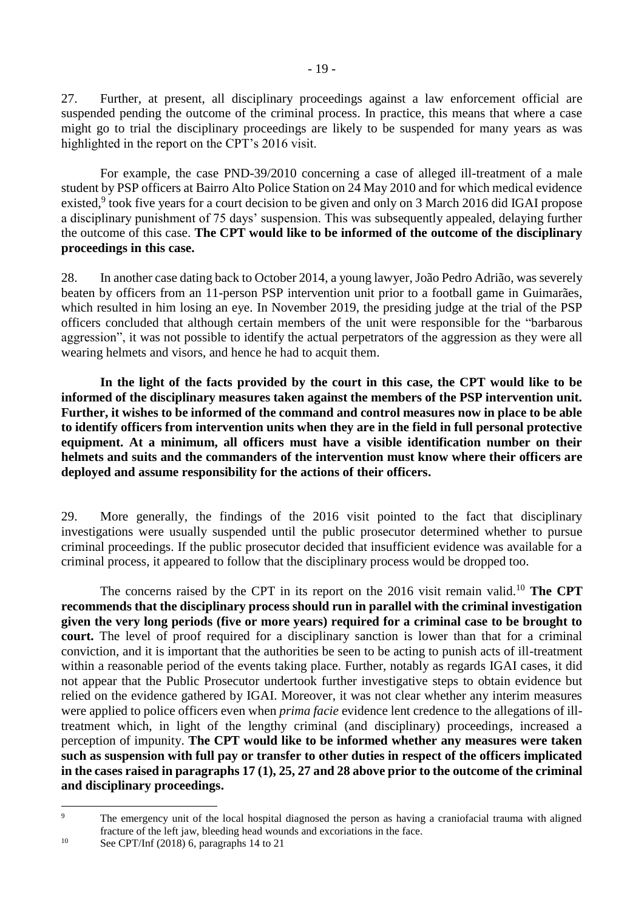27. Further, at present, all disciplinary proceedings against a law enforcement official are suspended pending the outcome of the criminal process. In practice, this means that where a case might go to trial the disciplinary proceedings are likely to be suspended for many years as was highlighted in the report on the CPT's 2016 visit.

For example, the case PND-39/2010 concerning a case of alleged ill-treatment of a male student by PSP officers at Bairro Alto Police Station on 24 May 2010 and for which medical evidence existed,[9] took five years for a court decision to be given and only on 3 March 2016 did IGAI propose a disciplinary punishment of 75 days' suspension. This was subsequently appealed, delaying further the outcome of this case. **The CPT would like to be informed of the outcome of the disciplinary proceedings in this case.**

28. In another case dating back to October 2014, a young lawyer, João Pedro Adrião, was severely beaten by officers from an 11-person PSP intervention unit prior to a football game in Guimarães, which resulted in him losing an eye. In November 2019, the presiding judge at the trial of the PSP officers concluded that although certain members of the unit were responsible for the "barbarous aggression", it was not possible to identify the actual perpetrators of the aggression as they were all wearing helmets and visors, and hence he had to acquit them.

**In the light of the facts provided by the court in this case, the CPT would like to be informed of the disciplinary measures taken against the members of the PSP intervention unit. Further, it wishes to be informed of the command and control measures now in place to be able to identify officers from intervention units when they are in the field in full personal protective equipment. At a minimum, all officers must have a visible identification number on their helmets and suits and the commanders of the intervention must know where their officers are deployed and assume responsibility for the actions of their officers.**

29. More generally, the findings of the 2016 visit pointed to the fact that disciplinary investigations were usually suspended until the public prosecutor determined whether to pursue criminal proceedings. If the public prosecutor decided that insufficient evidence was available for a criminal process, it appeared to follow that the disciplinary process would be dropped too.

The concerns raised by the CPT in its report on the 2016 visit remain valid.[10] **The CPT recommends that the disciplinary process should run in parallel with the criminal investigation given the very long periods (five or more years) required for a criminal case to be brought to court.** The level of proof required for a disciplinary sanction is lower than that for a criminal conviction, and it is important that the authorities be seen to be acting to punish acts of ill-treatment within a reasonable period of the events taking place. Further, notably as regards IGAI cases, it did not appear that the Public Prosecutor undertook further investigative steps to obtain evidence but relied on the evidence gathered by IGAI. Moreover, it was not clear whether any interim measures were applied to police officers even when *prima facie* evidence lent credence to the allegations of ill-treatment which, in light of the lengthy criminal (and disciplinary) proceedings, increased a perception of impunity. **The CPT would like to be informed whether any measures were taken such as suspension with full pay or transfer to other duties in respect of the officers implicated in the cases raised in paragraphs 17 (1), 25, 27 and 28 above prior to the outcome of the criminal and disciplinary proceedings.**

---

[9] The emergency unit of the local hospital diagnosed the person as having a craniofacial trauma with aligned fracture of the left jaw, bleeding head wounds and excoriations in the face.

[10] See CPT/Inf (2018) 6, paragraphs 14 to 21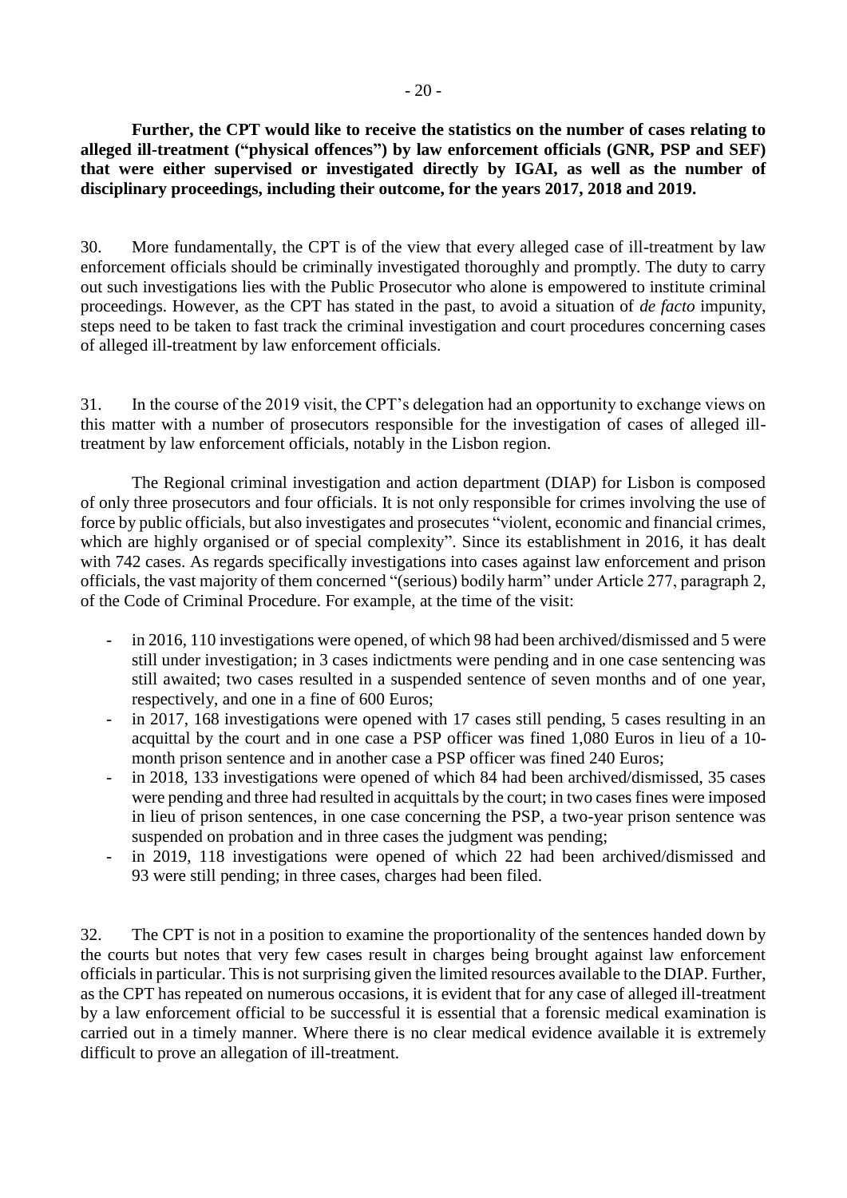**Further, the CPT would like to receive the statistics on the number of cases relating to alleged ill-treatment ("physical offences") by law enforcement officials (GNR, PSP and SEF) that were either supervised or investigated directly by IGAI, as well as the number of disciplinary proceedings, including their outcome, for the years 2017, 2018 and 2019.**

30. More fundamentally, the CPT is of the view that every alleged case of ill-treatment by law enforcement officials should be criminally investigated thoroughly and promptly. The duty to carry out such investigations lies with the Public Prosecutor who alone is empowered to institute criminal proceedings. However, as the CPT has stated in the past, to avoid a situation of *de facto* impunity, steps need to be taken to fast track the criminal investigation and court procedures concerning cases of alleged ill-treatment by law enforcement officials.

31. In the course of the 2019 visit, the CPT's delegation had an opportunity to exchange views on this matter with a number of prosecutors responsible for the investigation of cases of alleged ill-treatment by law enforcement officials, notably in the Lisbon region.

The Regional criminal investigation and action department (DIAP) for Lisbon is composed of only three prosecutors and four officials. It is not only responsible for crimes involving the use of force by public officials, but also investigates and prosecutes "violent, economic and financial crimes, which are highly organised or of special complexity". Since its establishment in 2016, it has dealt with 742 cases. As regards specifically investigations into cases against law enforcement and prison officials, the vast majority of them concerned "(serious) bodily harm" under Article 277, paragraph 2, of the Code of Criminal Procedure. For example, at the time of the visit:

- in 2016, 110 investigations were opened, of which 98 had been archived/dismissed and 5 were still under investigation; in 3 cases indictments were pending and in one case sentencing was still awaited; two cases resulted in a suspended sentence of seven months and of one year, respectively, and one in a fine of 600 Euros;
- in 2017, 168 investigations were opened with 17 cases still pending, 5 cases resulting in an acquittal by the court and in one case a PSP officer was fined 1,080 Euros in lieu of a 10-month prison sentence and in another case a PSP officer was fined 240 Euros;
- in 2018, 133 investigations were opened of which 84 had been archived/dismissed, 35 cases were pending and three had resulted in acquittals by the court; in two cases fines were imposed in lieu of prison sentences, in one case concerning the PSP, a two-year prison sentence was suspended on probation and in three cases the judgment was pending;
- in 2019, 118 investigations were opened of which 22 had been archived/dismissed and 93 were still pending; in three cases, charges had been filed.

32. The CPT is not in a position to examine the proportionality of the sentences handed down by the courts but notes that very few cases result in charges being brought against law enforcement officials in particular. This is not surprising given the limited resources available to the DIAP. Further, as the CPT has repeated on numerous occasions, it is evident that for any case of alleged ill-treatment by a law enforcement official to be successful it is essential that a forensic medical examination is carried out in a timely manner. Where there is no clear medical evidence available it is extremely difficult to prove an allegation of ill-treatment.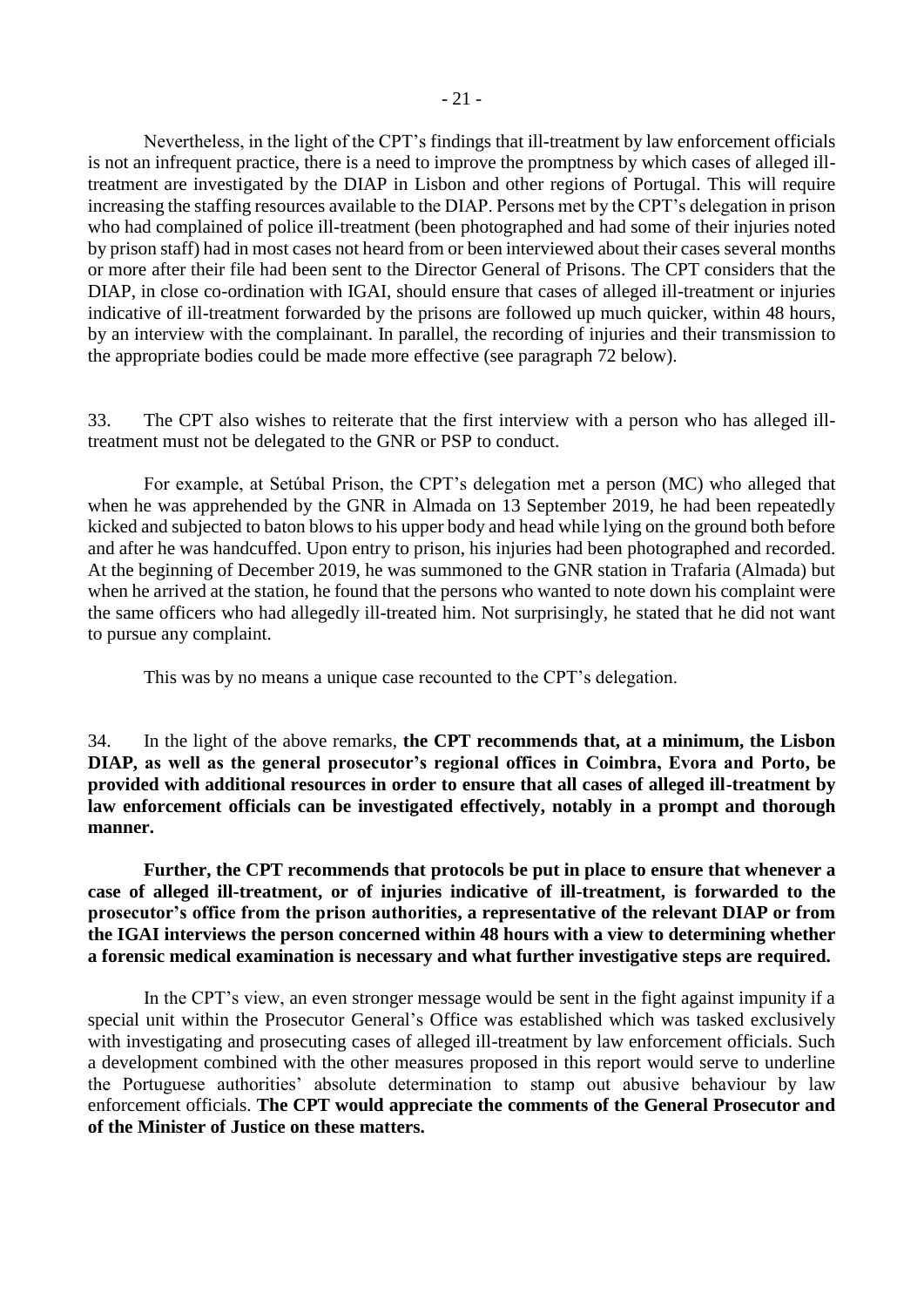Nevertheless, in the light of the CPT's findings that ill-treatment by law enforcement officials is not an infrequent practice, there is a need to improve the promptness by which cases of alleged ill-treatment are investigated by the DIAP in Lisbon and other regions of Portugal. This will require increasing the staffing resources available to the DIAP. Persons met by the CPT's delegation in prison who had complained of police ill-treatment (been photographed and had some of their injuries noted by prison staff) had in most cases not heard from or been interviewed about their cases several months or more after their file had been sent to the Director General of Prisons. The CPT considers that the DIAP, in close co-ordination with IGAI, should ensure that cases of alleged ill-treatment or injuries indicative of ill-treatment forwarded by the prisons are followed up much quicker, within 48 hours, by an interview with the complainant. In parallel, the recording of injuries and their transmission to the appropriate bodies could be made more effective (see paragraph 72 below).

33. The CPT also wishes to reiterate that the first interview with a person who has alleged ill-treatment must not be delegated to the GNR or PSP to conduct.

For example, at Setúbal Prison, the CPT's delegation met a person (MC) who alleged that when he was apprehended by the GNR in Almada on 13 September 2019, he had been repeatedly kicked and subjected to baton blows to his upper body and head while lying on the ground both before and after he was handcuffed. Upon entry to prison, his injuries had been photographed and recorded. At the beginning of December 2019, he was summoned to the GNR station in Trafaria (Almada) but when he arrived at the station, he found that the persons who wanted to note down his complaint were the same officers who had allegedly ill-treated him. Not surprisingly, he stated that he did not want to pursue any complaint.

This was by no means a unique case recounted to the CPT's delegation.

34. In the light of the above remarks, **the CPT recommends that, at a minimum, the Lisbon DIAP, as well as the general prosecutor's regional offices in Coimbra, Evora and Porto, be provided with additional resources in order to ensure that all cases of alleged ill-treatment by law enforcement officials can be investigated effectively, notably in a prompt and thorough manner.**

**Further, the CPT recommends that protocols be put in place to ensure that whenever a case of alleged ill-treatment, or of injuries indicative of ill-treatment, is forwarded to the prosecutor's office from the prison authorities, a representative of the relevant DIAP or from the IGAI interviews the person concerned within 48 hours with a view to determining whether a forensic medical examination is necessary and what further investigative steps are required.**

In the CPT's view, an even stronger message would be sent in the fight against impunity if a special unit within the Prosecutor General's Office was established which was tasked exclusively with investigating and prosecuting cases of alleged ill-treatment by law enforcement officials. Such a development combined with the other measures proposed in this report would serve to underline the Portuguese authorities' absolute determination to stamp out abusive behaviour by law enforcement officials. **The CPT would appreciate the comments of the General Prosecutor and of the Minister of Justice on these matters.**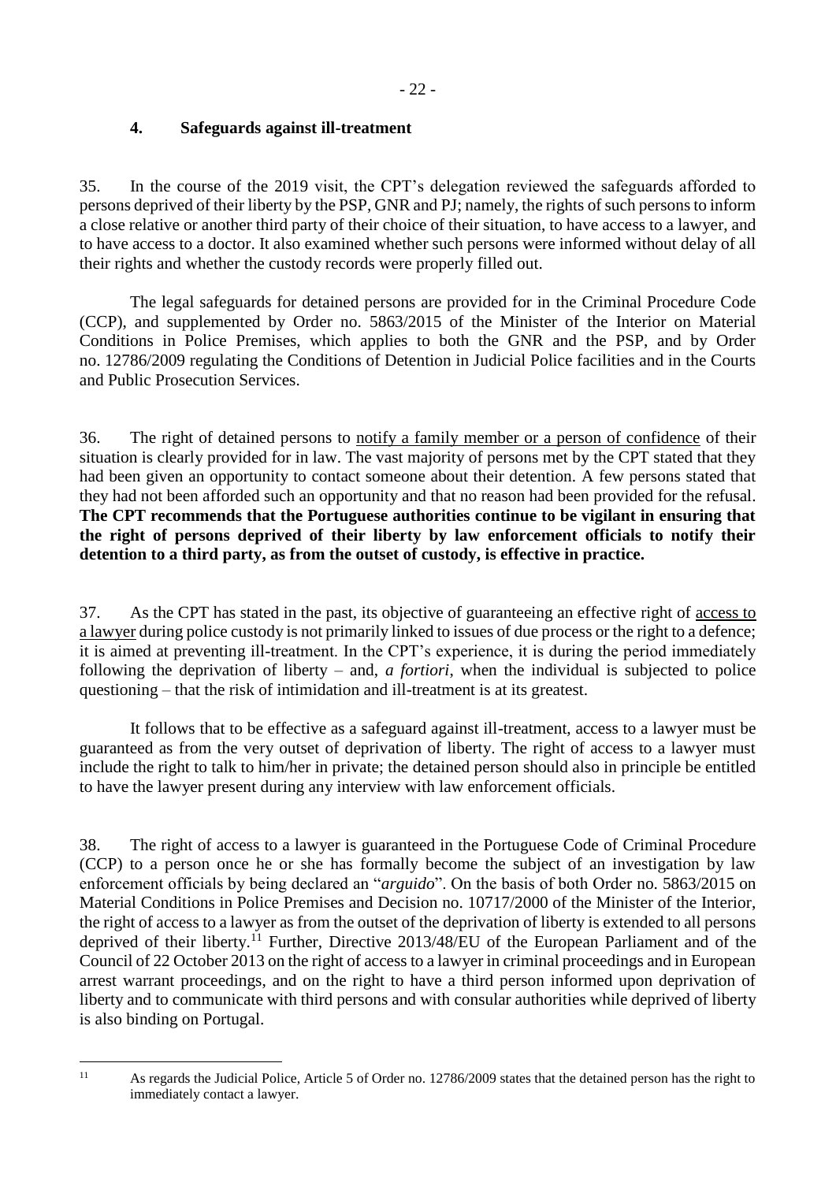### 4. Safeguards against ill-treatment

35. In the course of the 2019 visit, the CPT's delegation reviewed the safeguards afforded to persons deprived of their liberty by the PSP, GNR and PJ; namely, the rights of such persons to inform a close relative or another third party of their choice of their situation, to have access to a lawyer, and to have access to a doctor. It also examined whether such persons were informed without delay of all their rights and whether the custody records were properly filled out.

The legal safeguards for detained persons are provided for in the Criminal Procedure Code (CCP), and supplemented by Order no. 5863/2015 of the Minister of the Interior on Material Conditions in Police Premises, which applies to both the GNR and the PSP, and by Order no. 12786/2009 regulating the Conditions of Detention in Judicial Police facilities and in the Courts and Public Prosecution Services.

36. The right of detained persons to notify a family member or a person of confidence of their situation is clearly provided for in law. The vast majority of persons met by the CPT stated that they had been given an opportunity to contact someone about their detention. A few persons stated that they had not been afforded such an opportunity and that no reason had been provided for the refusal. **The CPT recommends that the Portuguese authorities continue to be vigilant in ensuring that the right of persons deprived of their liberty by law enforcement officials to notify their detention to a third party, as from the outset of custody, is effective in practice.**

37. As the CPT has stated in the past, its objective of guaranteeing an effective right of access to a lawyer during police custody is not primarily linked to issues of due process or the right to a defence; it is aimed at preventing ill-treatment. In the CPT's experience, it is during the period immediately following the deprivation of liberty – and, *a fortiori*, when the individual is subjected to police questioning – that the risk of intimidation and ill-treatment is at its greatest.

It follows that to be effective as a safeguard against ill-treatment, access to a lawyer must be guaranteed as from the very outset of deprivation of liberty. The right of access to a lawyer must include the right to talk to him/her in private; the detained person should also in principle be entitled to have the lawyer present during any interview with law enforcement officials.

38. The right of access to a lawyer is guaranteed in the Portuguese Code of Criminal Procedure (CCP) to a person once he or she has formally become the subject of an investigation by law enforcement officials by being declared an "*arguido*". On the basis of both Order no. 5863/2015 on Material Conditions in Police Premises and Decision no. 10717/2000 of the Minister of the Interior, the right of access to a lawyer as from the outset of the deprivation of liberty is extended to all persons deprived of their liberty.[11] Further, Directive 2013/48/EU of the European Parliament and of the Council of 22 October 2013 on the right of access to a lawyer in criminal proceedings and in European arrest warrant proceedings, and on the right to have a third person informed upon deprivation of liberty and to communicate with third persons and with consular authorities while deprived of liberty is also binding on Portugal.

---

[11] As regards the Judicial Police, Article 5 of Order no. 12786/2009 states that the detained person has the right to immediately contact a lawyer.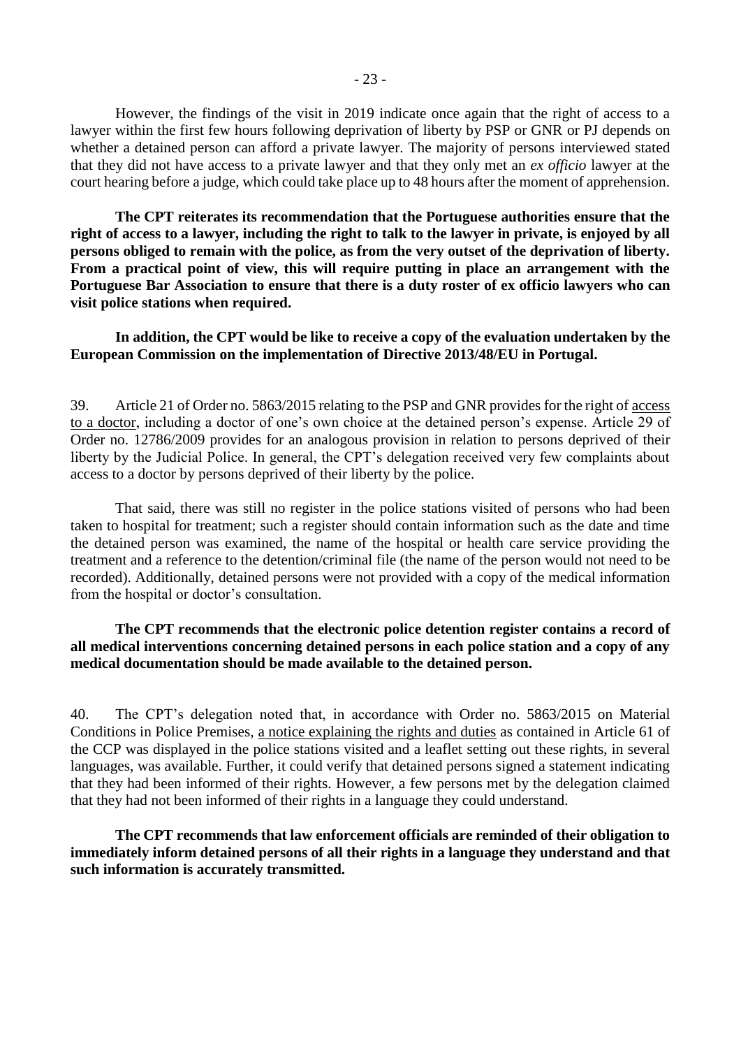However, the findings of the visit in 2019 indicate once again that the right of access to a lawyer within the first few hours following deprivation of liberty by PSP or GNR or PJ depends on whether a detained person can afford a private lawyer. The majority of persons interviewed stated that they did not have access to a private lawyer and that they only met an *ex officio* lawyer at the court hearing before a judge, which could take place up to 48 hours after the moment of apprehension.

**The CPT reiterates its recommendation that the Portuguese authorities ensure that the right of access to a lawyer, including the right to talk to the lawyer in private, is enjoyed by all persons obliged to remain with the police, as from the very outset of the deprivation of liberty. From a practical point of view, this will require putting in place an arrangement with the Portuguese Bar Association to ensure that there is a duty roster of ex officio lawyers who can visit police stations when required.**

**In addition, the CPT would be like to receive a copy of the evaluation undertaken by the European Commission on the implementation of Directive 2013/48/EU in Portugal.**

39. Article 21 of Order no. 5863/2015 relating to the PSP and GNR provides for the right of access to a doctor, including a doctor of one's own choice at the detained person's expense. Article 29 of Order no. 12786/2009 provides for an analogous provision in relation to persons deprived of their liberty by the Judicial Police. In general, the CPT's delegation received very few complaints about access to a doctor by persons deprived of their liberty by the police.

That said, there was still no register in the police stations visited of persons who had been taken to hospital for treatment; such a register should contain information such as the date and time the detained person was examined, the name of the hospital or health care service providing the treatment and a reference to the detention/criminal file (the name of the person would not need to be recorded). Additionally, detained persons were not provided with a copy of the medical information from the hospital or doctor's consultation.

**The CPT recommends that the electronic police detention register contains a record of all medical interventions concerning detained persons in each police station and a copy of any medical documentation should be made available to the detained person.**

40. The CPT's delegation noted that, in accordance with Order no. 5863/2015 on Material Conditions in Police Premises, a notice explaining the rights and duties as contained in Article 61 of the CCP was displayed in the police stations visited and a leaflet setting out these rights, in several languages, was available. Further, it could verify that detained persons signed a statement indicating that they had been informed of their rights. However, a few persons met by the delegation claimed that they had not been informed of their rights in a language they could understand.

**The CPT recommends that law enforcement officials are reminded of their obligation to immediately inform detained persons of all their rights in a language they understand and that such information is accurately transmitted.**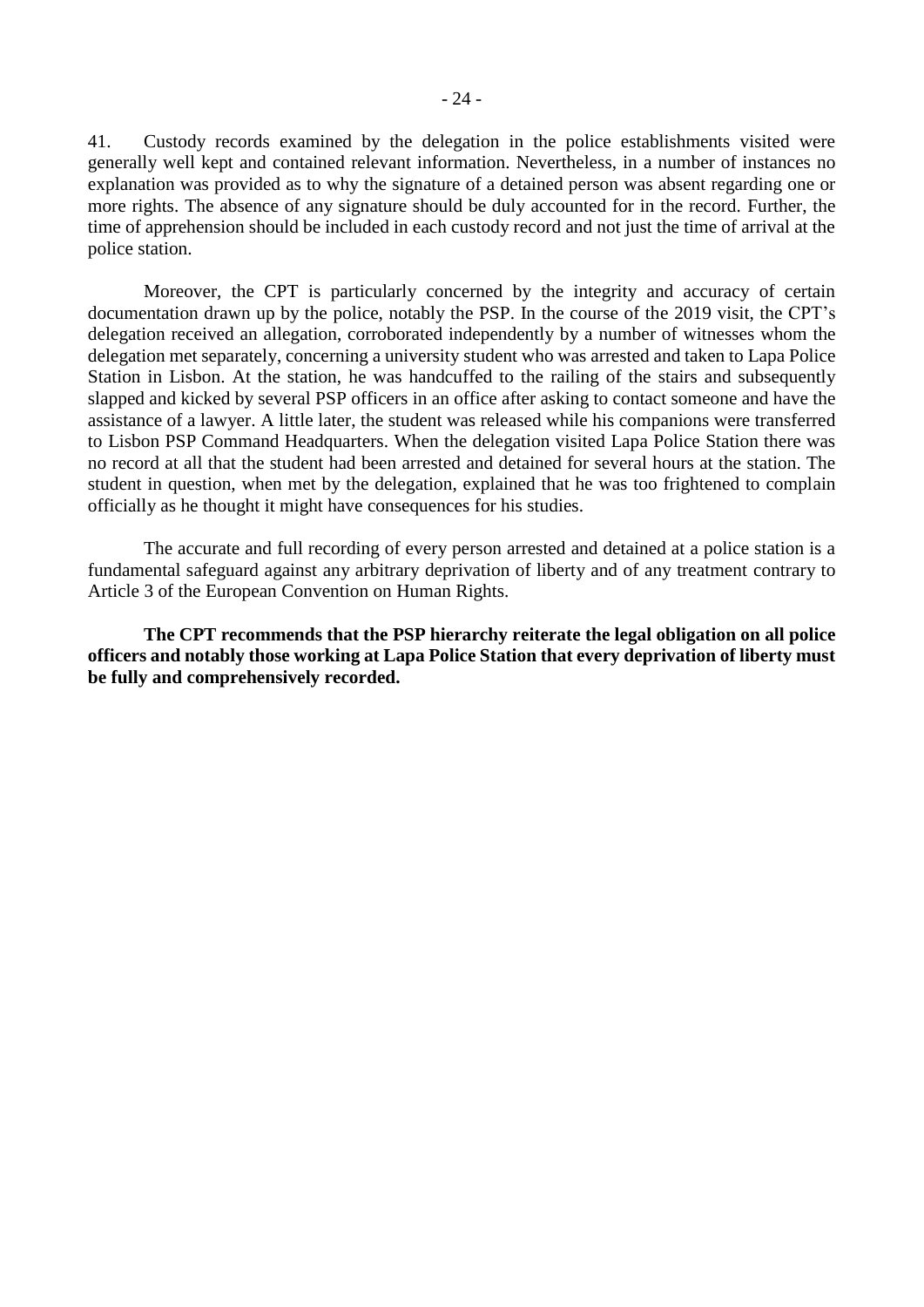41. Custody records examined by the delegation in the police establishments visited were generally well kept and contained relevant information. Nevertheless, in a number of instances no explanation was provided as to why the signature of a detained person was absent regarding one or more rights. The absence of any signature should be duly accounted for in the record. Further, the time of apprehension should be included in each custody record and not just the time of arrival at the police station.

Moreover, the CPT is particularly concerned by the integrity and accuracy of certain documentation drawn up by the police, notably the PSP. In the course of the 2019 visit, the CPT's delegation received an allegation, corroborated independently by a number of witnesses whom the delegation met separately, concerning a university student who was arrested and taken to Lapa Police Station in Lisbon. At the station, he was handcuffed to the railing of the stairs and subsequently slapped and kicked by several PSP officers in an office after asking to contact someone and have the assistance of a lawyer. A little later, the student was released while his companions were transferred to Lisbon PSP Command Headquarters. When the delegation visited Lapa Police Station there was no record at all that the student had been arrested and detained for several hours at the station. The student in question, when met by the delegation, explained that he was too frightened to complain officially as he thought it might have consequences for his studies.

The accurate and full recording of every person arrested and detained at a police station is a fundamental safeguard against any arbitrary deprivation of liberty and of any treatment contrary to Article 3 of the European Convention on Human Rights.

**The CPT recommends that the PSP hierarchy reiterate the legal obligation on all police officers and notably those working at Lapa Police Station that every deprivation of liberty must be fully and comprehensively recorded.**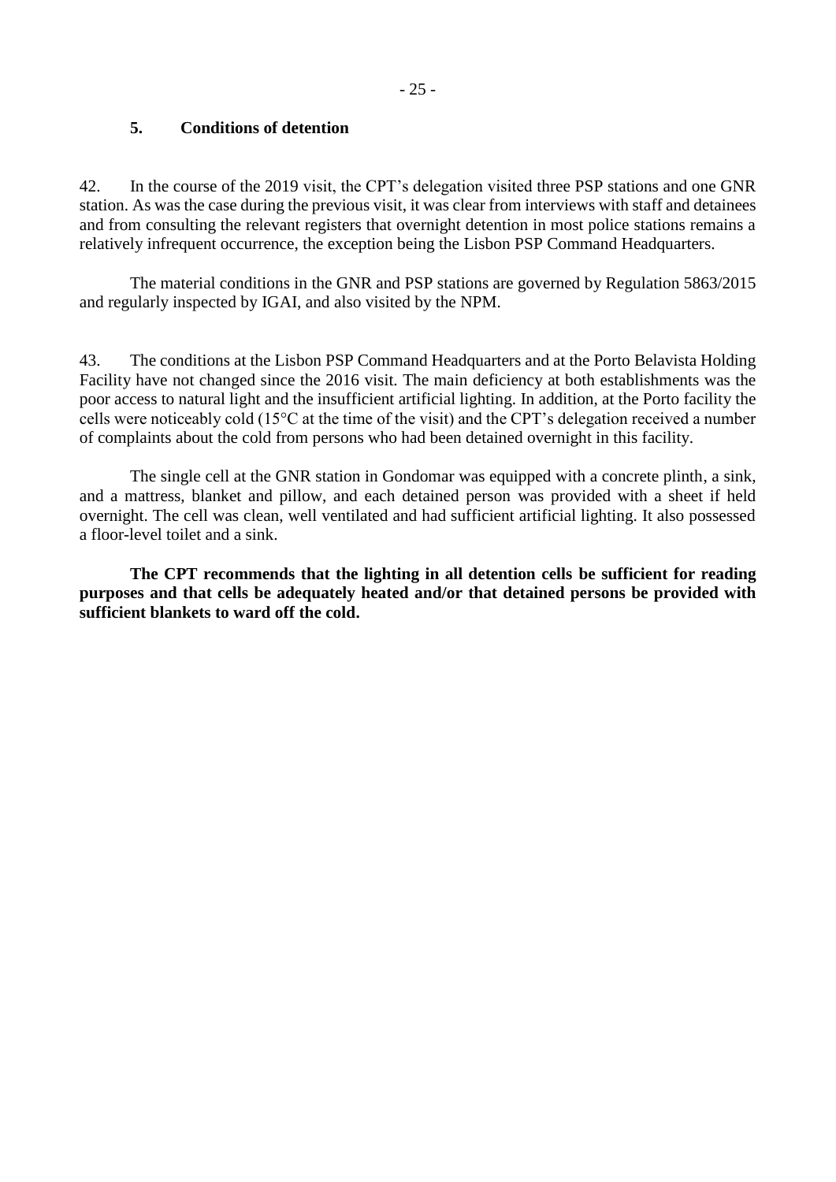### 5. Conditions of detention

42. In the course of the 2019 visit, the CPT's delegation visited three PSP stations and one GNR station. As was the case during the previous visit, it was clear from interviews with staff and detainees and from consulting the relevant registers that overnight detention in most police stations remains a relatively infrequent occurrence, the exception being the Lisbon PSP Command Headquarters.

The material conditions in the GNR and PSP stations are governed by Regulation 5863/2015 and regularly inspected by IGAI, and also visited by the NPM.

43. The conditions at the Lisbon PSP Command Headquarters and at the Porto Belavista Holding Facility have not changed since the 2016 visit. The main deficiency at both establishments was the poor access to natural light and the insufficient artificial lighting. In addition, at the Porto facility the cells were noticeably cold (15°C at the time of the visit) and the CPT's delegation received a number of complaints about the cold from persons who had been detained overnight in this facility.

The single cell at the GNR station in Gondomar was equipped with a concrete plinth, a sink, and a mattress, blanket and pillow, and each detained person was provided with a sheet if held overnight. The cell was clean, well ventilated and had sufficient artificial lighting. It also possessed a floor-level toilet and a sink.

**The CPT recommends that the lighting in all detention cells be sufficient for reading purposes and that cells be adequately heated and/or that detained persons be provided with sufficient blankets to ward off the cold.**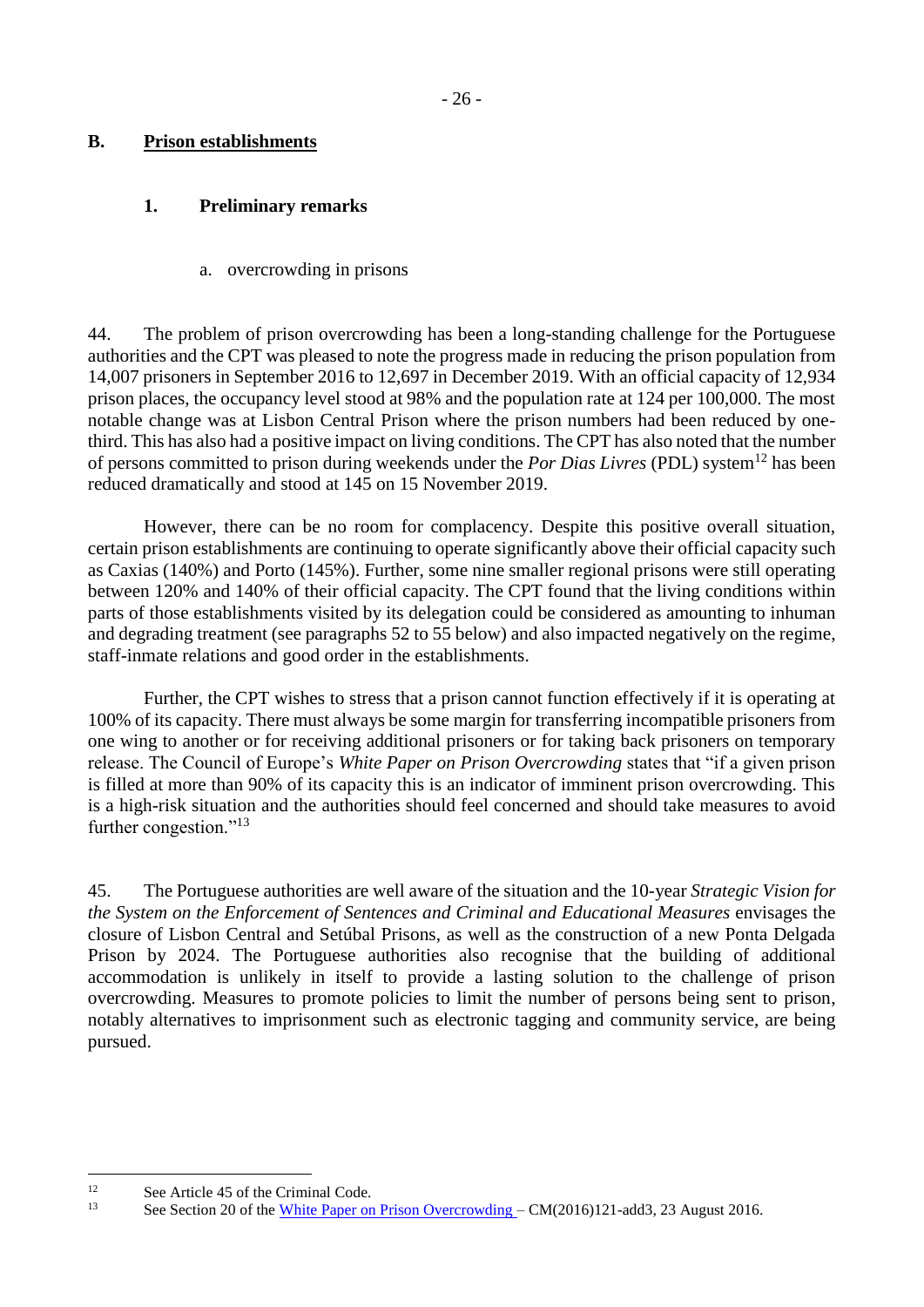## B. Prison establishments

### 1. Preliminary remarks

a. overcrowding in prisons

44. The problem of prison overcrowding has been a long-standing challenge for the Portuguese authorities and the CPT was pleased to note the progress made in reducing the prison population from 14,007 prisoners in September 2016 to 12,697 in December 2019. With an official capacity of 12,934 prison places, the occupancy level stood at 98% and the population rate at 124 per 100,000. The most notable change was at Lisbon Central Prison where the prison numbers had been reduced by one-third. This has also had a positive impact on living conditions. The CPT has also noted that the number of persons committed to prison during weekends under the *Por Dias Livres* (PDL) system[12] has been reduced dramatically and stood at 145 on 15 November 2019.

However, there can be no room for complacency. Despite this positive overall situation, certain prison establishments are continuing to operate significantly above their official capacity such as Caxias (140%) and Porto (145%). Further, some nine smaller regional prisons were still operating between 120% and 140% of their official capacity. The CPT found that the living conditions within parts of those establishments visited by its delegation could be considered as amounting to inhuman and degrading treatment (see paragraphs 52 to 55 below) and also impacted negatively on the regime, staff-inmate relations and good order in the establishments.

Further, the CPT wishes to stress that a prison cannot function effectively if it is operating at 100% of its capacity. There must always be some margin for transferring incompatible prisoners from one wing to another or for receiving additional prisoners or for taking back prisoners on temporary release. The Council of Europe's *White Paper on Prison Overcrowding* states that "if a given prison is filled at more than 90% of its capacity this is an indicator of imminent prison overcrowding. This is a high-risk situation and the authorities should feel concerned and should take measures to avoid further congestion."[13]

45. The Portuguese authorities are well aware of the situation and the 10-year *Strategic Vision for the System on the Enforcement of Sentences and Criminal and Educational Measures* envisages the closure of Lisbon Central and Setúbal Prisons, as well as the construction of a new Ponta Delgada Prison by 2024. The Portuguese authorities also recognise that the building of additional accommodation is unlikely in itself to provide a lasting solution to the challenge of prison overcrowding. Measures to promote policies to limit the number of persons being sent to prison, notably alternatives to imprisonment such as electronic tagging and community service, are being pursued.

---

[12] See Article 45 of the Criminal Code.

[13] See Section 20 of the White Paper on Prison Overcrowding – CM(2016)121-add3, 23 August 2016.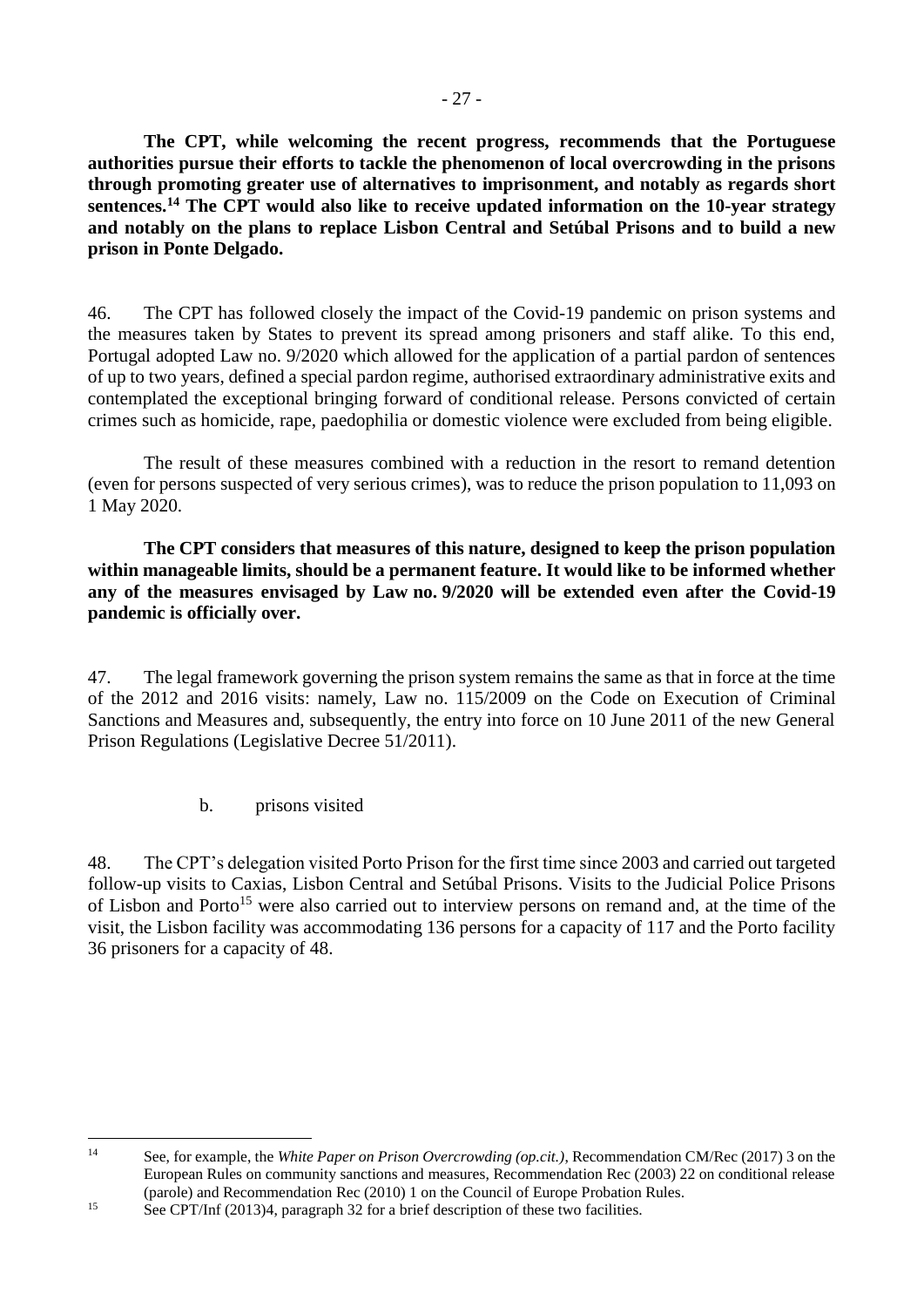**The CPT, while welcoming the recent progress, recommends that the Portuguese authorities pursue their efforts to tackle the phenomenon of local overcrowding in the prisons through promoting greater use of alternatives to imprisonment, and notably as regards short sentences.[14] The CPT would also like to receive updated information on the 10-year strategy and notably on the plans to replace Lisbon Central and Setúbal Prisons and to build a new prison in Ponte Delgado.**

46. The CPT has followed closely the impact of the Covid-19 pandemic on prison systems and the measures taken by States to prevent its spread among prisoners and staff alike. To this end, Portugal adopted Law no. 9/2020 which allowed for the application of a partial pardon of sentences of up to two years, defined a special pardon regime, authorised extraordinary administrative exits and contemplated the exceptional bringing forward of conditional release. Persons convicted of certain crimes such as homicide, rape, paedophilia or domestic violence were excluded from being eligible.

The result of these measures combined with a reduction in the resort to remand detention (even for persons suspected of very serious crimes), was to reduce the prison population to 11,093 on 1 May 2020.

**The CPT considers that measures of this nature, designed to keep the prison population within manageable limits, should be a permanent feature. It would like to be informed whether any of the measures envisaged by Law no. 9/2020 will be extended even after the Covid-19 pandemic is officially over.**

47. The legal framework governing the prison system remains the same as that in force at the time of the 2012 and 2016 visits: namely, Law no. 115/2009 on the Code on Execution of Criminal Sanctions and Measures and, subsequently, the entry into force on 10 June 2011 of the new General Prison Regulations (Legislative Decree 51/2011).

b. prisons visited

48. The CPT's delegation visited Porto Prison for the first time since 2003 and carried out targeted follow-up visits to Caxias, Lisbon Central and Setúbal Prisons. Visits to the Judicial Police Prisons of Lisbon and Porto[15] were also carried out to interview persons on remand and, at the time of the visit, the Lisbon facility was accommodating 136 persons for a capacity of 117 and the Porto facility 36 prisoners for a capacity of 48.

---

[14] See, for example, the *White Paper on Prison Overcrowding (op.cit.),* Recommendation CM/Rec (2017) 3 on the European Rules on community sanctions and measures, Recommendation Rec (2003) 22 on conditional release (parole) and Recommendation Rec (2010) 1 on the Council of Europe Probation Rules.

[15] See CPT/Inf (2013)4, paragraph 32 for a brief description of these two facilities.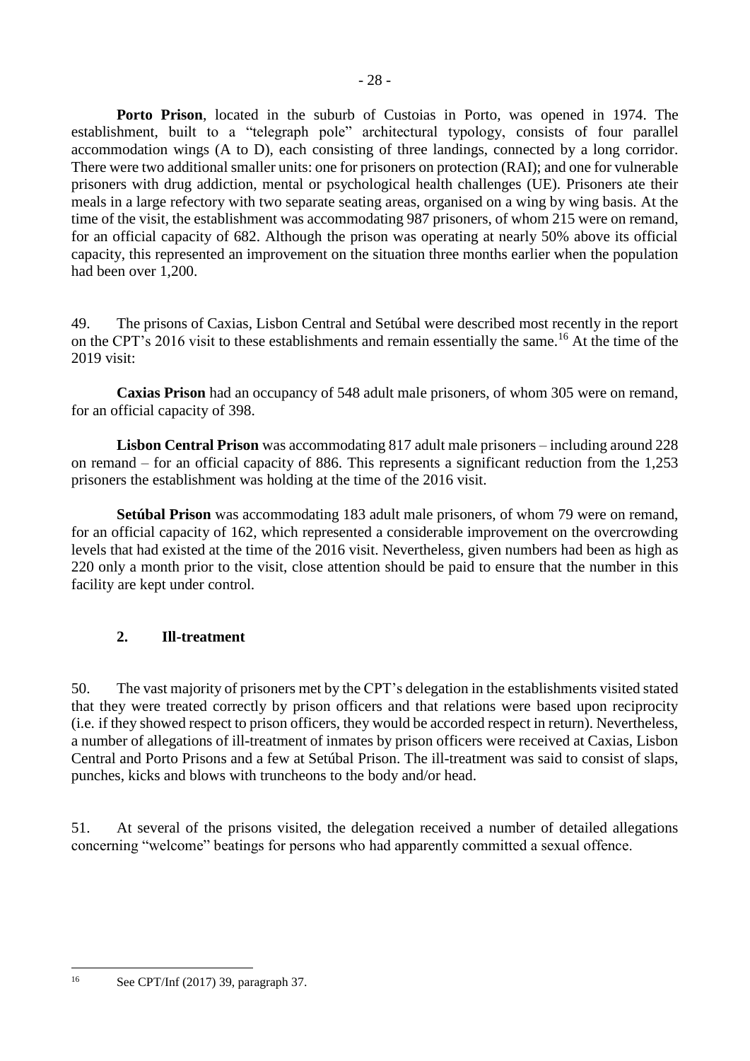**Porto Prison**, located in the suburb of Custoias in Porto, was opened in 1974. The establishment, built to a "telegraph pole" architectural typology, consists of four parallel accommodation wings (A to D), each consisting of three landings, connected by a long corridor. There were two additional smaller units: one for prisoners on protection (RAI); and one for vulnerable prisoners with drug addiction, mental or psychological health challenges (UE). Prisoners ate their meals in a large refectory with two separate seating areas, organised on a wing by wing basis. At the time of the visit, the establishment was accommodating 987 prisoners, of whom 215 were on remand, for an official capacity of 682. Although the prison was operating at nearly 50% above its official capacity, this represented an improvement on the situation three months earlier when the population had been over 1,200.

49. The prisons of Caxias, Lisbon Central and Setúbal were described most recently in the report on the CPT's 2016 visit to these establishments and remain essentially the same.[16] At the time of the 2019 visit:

**Caxias Prison** had an occupancy of 548 adult male prisoners, of whom 305 were on remand, for an official capacity of 398.

**Lisbon Central Prison** was accommodating 817 adult male prisoners – including around 228 on remand – for an official capacity of 886. This represents a significant reduction from the 1,253 prisoners the establishment was holding at the time of the 2016 visit.

**Setúbal Prison** was accommodating 183 adult male prisoners, of whom 79 were on remand, for an official capacity of 162, which represented a considerable improvement on the overcrowding levels that had existed at the time of the 2016 visit. Nevertheless, given numbers had been as high as 220 only a month prior to the visit, close attention should be paid to ensure that the number in this facility are kept under control.

## 2. Ill-treatment

50. The vast majority of prisoners met by the CPT's delegation in the establishments visited stated that they were treated correctly by prison officers and that relations were based upon reciprocity (i.e. if they showed respect to prison officers, they would be accorded respect in return). Nevertheless, a number of allegations of ill-treatment of inmates by prison officers were received at Caxias, Lisbon Central and Porto Prisons and a few at Setúbal Prison. The ill-treatment was said to consist of slaps, punches, kicks and blows with truncheons to the body and/or head.

51. At several of the prisons visited, the delegation received a number of detailed allegations concerning "welcome" beatings for persons who had apparently committed a sexual offence.

---

[16] See CPT/Inf (2017) 39, paragraph 37.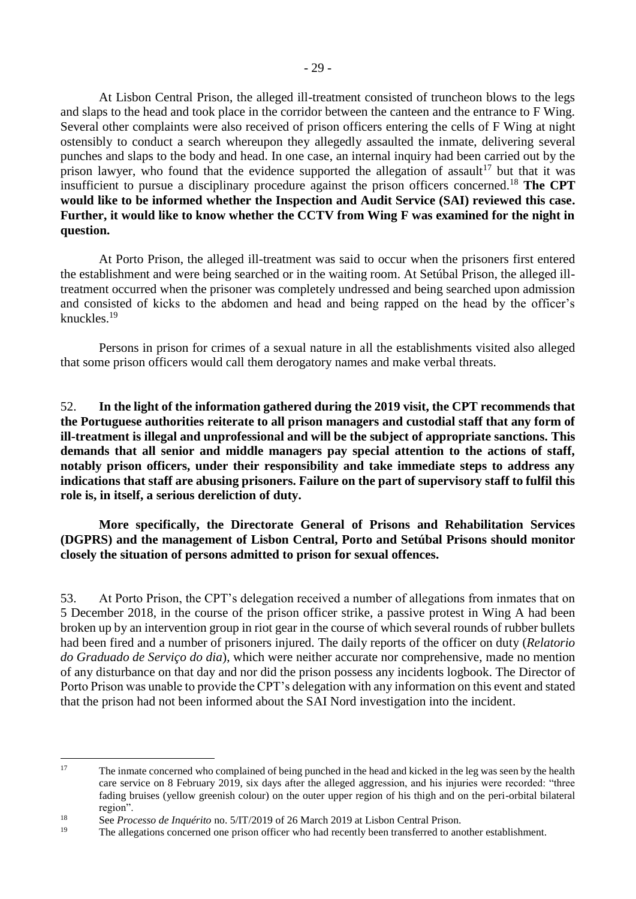At Lisbon Central Prison, the alleged ill-treatment consisted of truncheon blows to the legs and slaps to the head and took place in the corridor between the canteen and the entrance to F Wing. Several other complaints were also received of prison officers entering the cells of F Wing at night ostensibly to conduct a search whereupon they allegedly assaulted the inmate, delivering several punches and slaps to the body and head. In one case, an internal inquiry had been carried out by the prison lawyer, who found that the evidence supported the allegation of assault[17] but that it was insufficient to pursue a disciplinary procedure against the prison officers concerned.[18] **The CPT would like to be informed whether the Inspection and Audit Service (SAI) reviewed this case. Further, it would like to know whether the CCTV from Wing F was examined for the night in question.**

At Porto Prison, the alleged ill-treatment was said to occur when the prisoners first entered the establishment and were being searched or in the waiting room. At Setúbal Prison, the alleged ill-treatment occurred when the prisoner was completely undressed and being searched upon admission and consisted of kicks to the abdomen and head and being rapped on the head by the officer's knuckles.[19]

Persons in prison for crimes of a sexual nature in all the establishments visited also alleged that some prison officers would call them derogatory names and make verbal threats.

52. **In the light of the information gathered during the 2019 visit, the CPT recommends that the Portuguese authorities reiterate to all prison managers and custodial staff that any form of ill-treatment is illegal and unprofessional and will be the subject of appropriate sanctions. This demands that all senior and middle managers pay special attention to the actions of staff, notably prison officers, under their responsibility and take immediate steps to address any indications that staff are abusing prisoners. Failure on the part of supervisory staff to fulfil this role is, in itself, a serious dereliction of duty.**

**More specifically, the Directorate General of Prisons and Rehabilitation Services (DGPRS) and the management of Lisbon Central, Porto and Setúbal Prisons should monitor closely the situation of persons admitted to prison for sexual offences.**

53. At Porto Prison, the CPT's delegation received a number of allegations from inmates that on 5 December 2018, in the course of the prison officer strike, a passive protest in Wing A had been broken up by an intervention group in riot gear in the course of which several rounds of rubber bullets had been fired and a number of prisoners injured. The daily reports of the officer on duty (*Relatorio do Graduado de Serviço do dia*), which were neither accurate nor comprehensive, made no mention of any disturbance on that day and nor did the prison possess any incidents logbook. The Director of Porto Prison was unable to provide the CPT's delegation with any information on this event and stated that the prison had not been informed about the SAI Nord investigation into the incident.

---

[17] The inmate concerned who complained of being punched in the head and kicked in the leg was seen by the health care service on 8 February 2019, six days after the alleged aggression, and his injuries were recorded: "three fading bruises (yellow greenish colour) on the outer upper region of his thigh and on the peri-orbital bilateral region".

[18] See *Processo de Inquérito* no. 5/IT/2019 of 26 March 2019 at Lisbon Central Prison.

[19] The allegations concerned one prison officer who had recently been transferred to another establishment.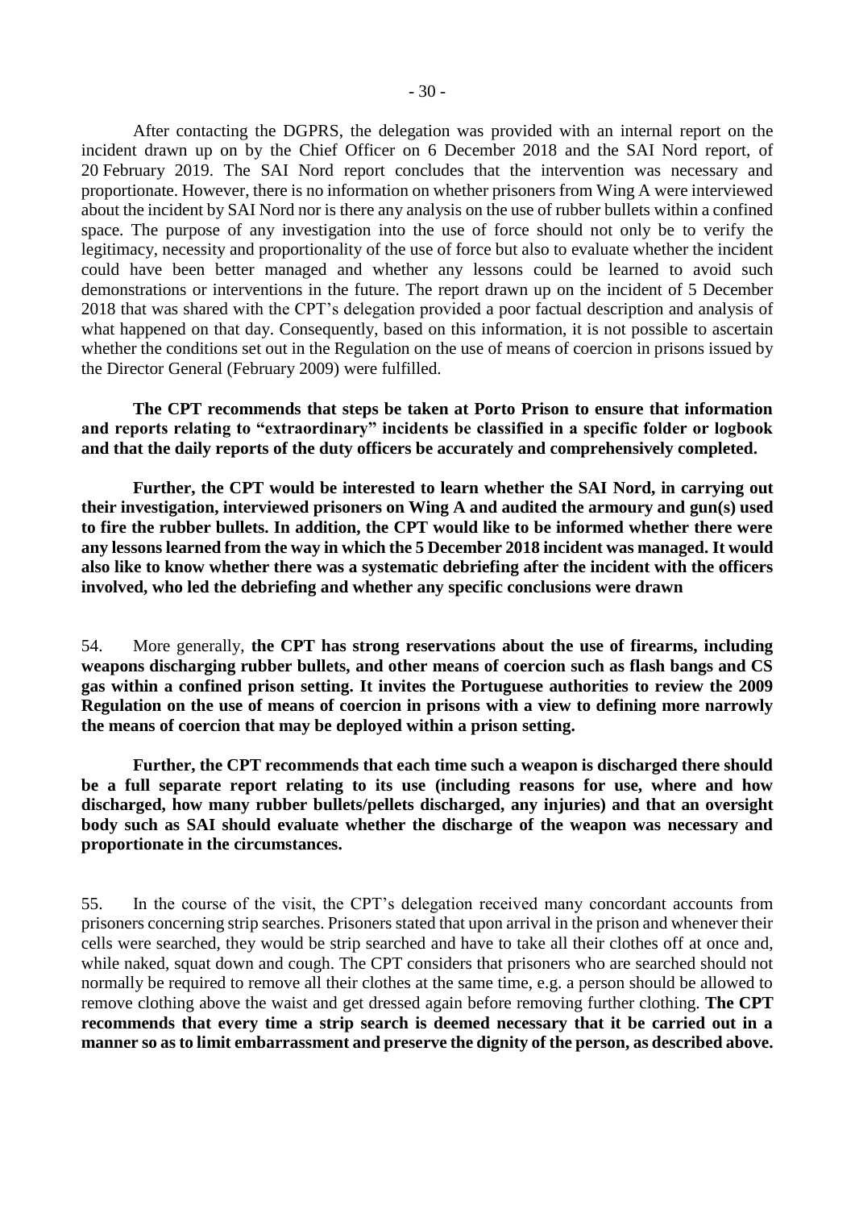After contacting the DGPRS, the delegation was provided with an internal report on the incident drawn up on by the Chief Officer on 6 December 2018 and the SAI Nord report, of 20 February 2019. The SAI Nord report concludes that the intervention was necessary and proportionate. However, there is no information on whether prisoners from Wing A were interviewed about the incident by SAI Nord nor is there any analysis on the use of rubber bullets within a confined space. The purpose of any investigation into the use of force should not only be to verify the legitimacy, necessity and proportionality of the use of force but also to evaluate whether the incident could have been better managed and whether any lessons could be learned to avoid such demonstrations or interventions in the future. The report drawn up on the incident of 5 December 2018 that was shared with the CPT's delegation provided a poor factual description and analysis of what happened on that day. Consequently, based on this information, it is not possible to ascertain whether the conditions set out in the Regulation on the use of means of coercion in prisons issued by the Director General (February 2009) were fulfilled.

**The CPT recommends that steps be taken at Porto Prison to ensure that information and reports relating to "extraordinary" incidents be classified in a specific folder or logbook and that the daily reports of the duty officers be accurately and comprehensively completed.**

**Further, the CPT would be interested to learn whether the SAI Nord, in carrying out their investigation, interviewed prisoners on Wing A and audited the armoury and gun(s) used to fire the rubber bullets. In addition, the CPT would like to be informed whether there were any lessons learned from the way in which the 5 December 2018 incident was managed. It would also like to know whether there was a systematic debriefing after the incident with the officers involved, who led the debriefing and whether any specific conclusions were drawn**

54. More generally, **the CPT has strong reservations about the use of firearms, including weapons discharging rubber bullets, and other means of coercion such as flash bangs and CS gas within a confined prison setting. It invites the Portuguese authorities to review the 2009 Regulation on the use of means of coercion in prisons with a view to defining more narrowly the means of coercion that may be deployed within a prison setting.**

**Further, the CPT recommends that each time such a weapon is discharged there should be a full separate report relating to its use (including reasons for use, where and how discharged, how many rubber bullets/pellets discharged, any injuries) and that an oversight body such as SAI should evaluate whether the discharge of the weapon was necessary and proportionate in the circumstances.**

55. In the course of the visit, the CPT's delegation received many concordant accounts from prisoners concerning strip searches. Prisoners stated that upon arrival in the prison and whenever their cells were searched, they would be strip searched and have to take all their clothes off at once and, while naked, squat down and cough. The CPT considers that prisoners who are searched should not normally be required to remove all their clothes at the same time, e.g. a person should be allowed to remove clothing above the waist and get dressed again before removing further clothing. **The CPT recommends that every time a strip search is deemed necessary that it be carried out in a manner so as to limit embarrassment and preserve the dignity of the person, as described above.**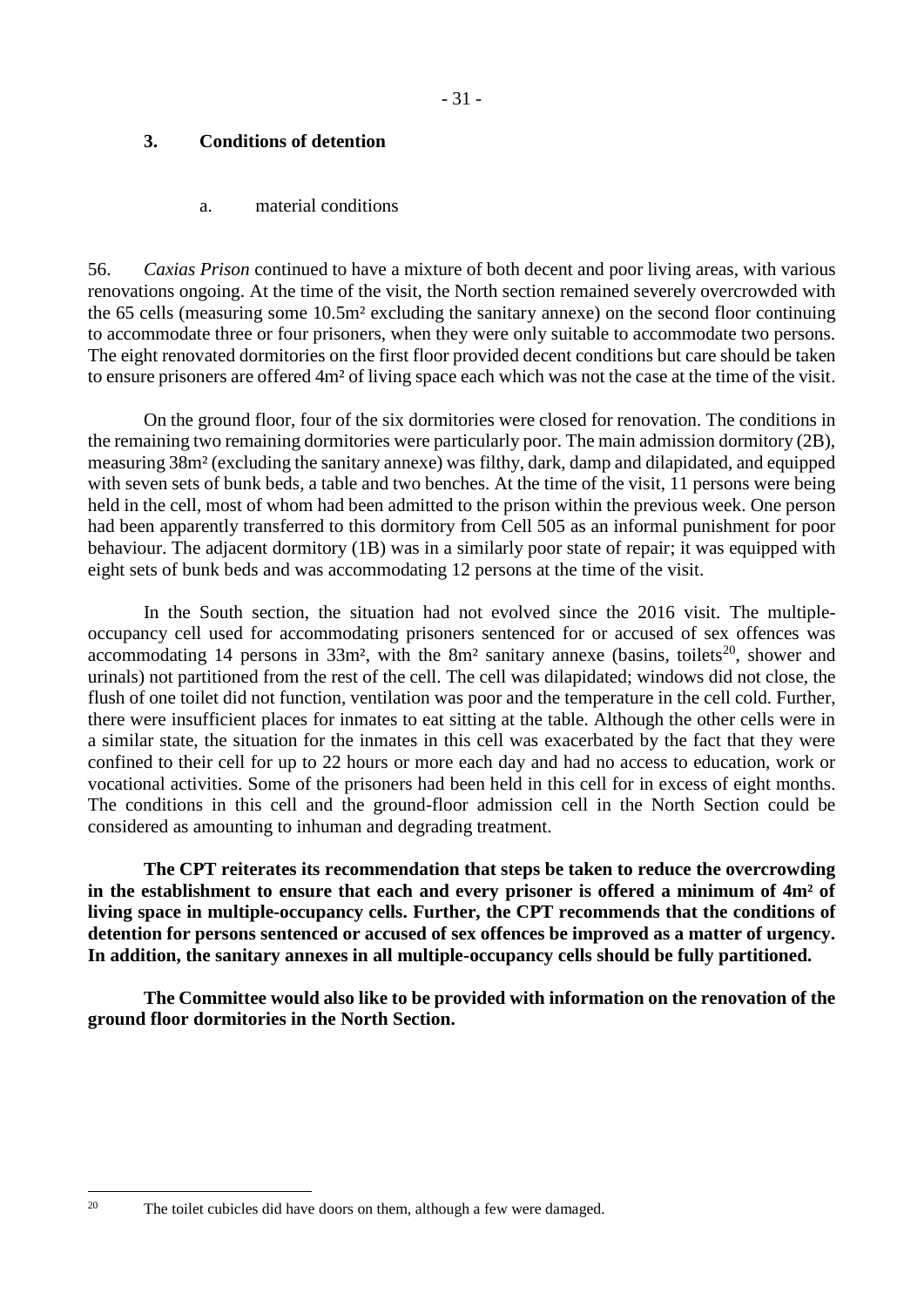### 3. Conditions of detention

#### a. material conditions

56. *Caxias Prison* continued to have a mixture of both decent and poor living areas, with various renovations ongoing. At the time of the visit, the North section remained severely overcrowded with the 65 cells (measuring some 10.5m² excluding the sanitary annexe) on the second floor continuing to accommodate three or four prisoners, when they were only suitable to accommodate two persons. The eight renovated dormitories on the first floor provided decent conditions but care should be taken to ensure prisoners are offered 4m² of living space each which was not the case at the time of the visit.

On the ground floor, four of the six dormitories were closed for renovation. The conditions in the remaining two remaining dormitories were particularly poor. The main admission dormitory (2B), measuring 38m² (excluding the sanitary annexe) was filthy, dark, damp and dilapidated, and equipped with seven sets of bunk beds, a table and two benches. At the time of the visit, 11 persons were being held in the cell, most of whom had been admitted to the prison within the previous week. One person had been apparently transferred to this dormitory from Cell 505 as an informal punishment for poor behaviour. The adjacent dormitory (1B) was in a similarly poor state of repair; it was equipped with eight sets of bunk beds and was accommodating 12 persons at the time of the visit.

In the South section, the situation had not evolved since the 2016 visit. The multiple-occupancy cell used for accommodating prisoners sentenced for or accused of sex offences was accommodating 14 persons in 33m², with the 8m² sanitary annexe (basins, toilets[20], shower and urinals) not partitioned from the rest of the cell. The cell was dilapidated; windows did not close, the flush of one toilet did not function, ventilation was poor and the temperature in the cell cold. Further, there were insufficient places for inmates to eat sitting at the table. Although the other cells were in a similar state, the situation for the inmates in this cell was exacerbated by the fact that they were confined to their cell for up to 22 hours or more each day and had no access to education, work or vocational activities. Some of the prisoners had been held in this cell for in excess of eight months. The conditions in this cell and the ground-floor admission cell in the North Section could be considered as amounting to inhuman and degrading treatment.

**The CPT reiterates its recommendation that steps be taken to reduce the overcrowding in the establishment to ensure that each and every prisoner is offered a minimum of 4m² of living space in multiple-occupancy cells. Further, the CPT recommends that the conditions of detention for persons sentenced or accused of sex offences be improved as a matter of urgency. In addition, the sanitary annexes in all multiple-occupancy cells should be fully partitioned.**

**The Committee would also like to be provided with information on the renovation of the ground floor dormitories in the North Section.**

---

[20] The toilet cubicles did have doors on them, although a few were damaged.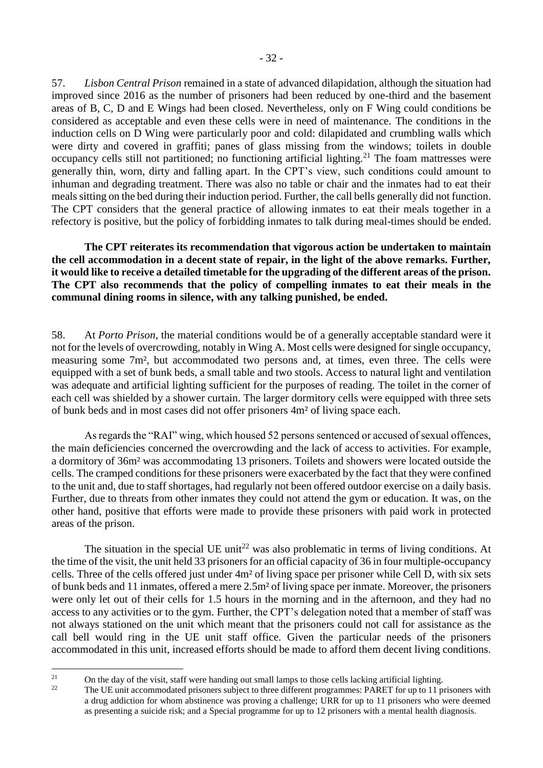57. *Lisbon Central Prison* remained in a state of advanced dilapidation, although the situation had improved since 2016 as the number of prisoners had been reduced by one-third and the basement areas of B, C, D and E Wings had been closed. Nevertheless, only on F Wing could conditions be considered as acceptable and even these cells were in need of maintenance. The conditions in the induction cells on D Wing were particularly poor and cold: dilapidated and crumbling walls which were dirty and covered in graffiti; panes of glass missing from the windows; toilets in double occupancy cells still not partitioned; no functioning artificial lighting.[21] The foam mattresses were generally thin, worn, dirty and falling apart. In the CPT's view, such conditions could amount to inhuman and degrading treatment. There was also no table or chair and the inmates had to eat their meals sitting on the bed during their induction period. Further, the call bells generally did not function. The CPT considers that the general practice of allowing inmates to eat their meals together in a refectory is positive, but the policy of forbidding inmates to talk during meal-times should be ended.

**The CPT reiterates its recommendation that vigorous action be undertaken to maintain the cell accommodation in a decent state of repair, in the light of the above remarks. Further, it would like to receive a detailed timetable for the upgrading of the different areas of the prison. The CPT also recommends that the policy of compelling inmates to eat their meals in the communal dining rooms in silence, with any talking punished, be ended.**

58. At *Porto Prison*, the material conditions would be of a generally acceptable standard were it not for the levels of overcrowding, notably in Wing A. Most cells were designed for single occupancy, measuring some 7m², but accommodated two persons and, at times, even three. The cells were equipped with a set of bunk beds, a small table and two stools. Access to natural light and ventilation was adequate and artificial lighting sufficient for the purposes of reading. The toilet in the corner of each cell was shielded by a shower curtain. The larger dormitory cells were equipped with three sets of bunk beds and in most cases did not offer prisoners 4m² of living space each.

As regards the "RAI" wing, which housed 52 persons sentenced or accused of sexual offences, the main deficiencies concerned the overcrowding and the lack of access to activities. For example, a dormitory of 36m² was accommodating 13 prisoners. Toilets and showers were located outside the cells. The cramped conditions for these prisoners were exacerbated by the fact that they were confined to the unit and, due to staff shortages, had regularly not been offered outdoor exercise on a daily basis. Further, due to threats from other inmates they could not attend the gym or education. It was, on the other hand, positive that efforts were made to provide these prisoners with paid work in protected areas of the prison.

The situation in the special UE unit[22] was also problematic in terms of living conditions. At the time of the visit, the unit held 33 prisoners for an official capacity of 36 in four multiple-occupancy cells. Three of the cells offered just under 4m² of living space per prisoner while Cell D, with six sets of bunk beds and 11 inmates, offered a mere 2.5m² of living space per inmate. Moreover, the prisoners were only let out of their cells for 1.5 hours in the morning and in the afternoon, and they had no access to any activities or to the gym. Further, the CPT's delegation noted that a member of staff was not always stationed on the unit which meant that the prisoners could not call for assistance as the call bell would ring in the UE unit staff office. Given the particular needs of the prisoners accommodated in this unit, increased efforts should be made to afford them decent living conditions.

---

[21] On the day of the visit, staff were handing out small lamps to those cells lacking artificial lighting.

[22] The UE unit accommodated prisoners subject to three different programmes: PARET for up to 11 prisoners with a drug addiction for whom abstinence was proving a challenge; URR for up to 11 prisoners who were deemed as presenting a suicide risk; and a Special programme for up to 12 prisoners with a mental health diagnosis.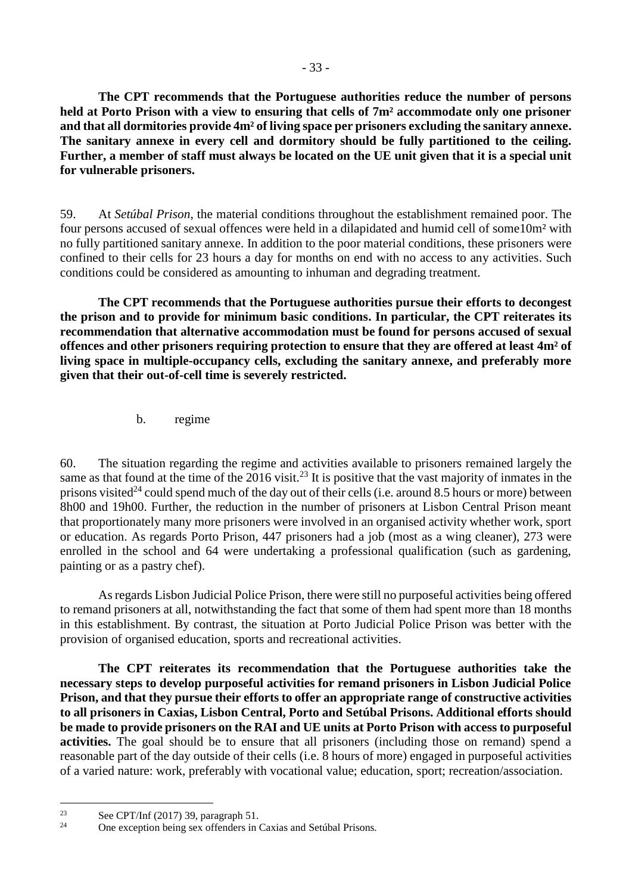**The CPT recommends that the Portuguese authorities reduce the number of persons held at Porto Prison with a view to ensuring that cells of 7m² accommodate only one prisoner and that all dormitories provide 4m² of living space per prisoners excluding the sanitary annexe. The sanitary annexe in every cell and dormitory should be fully partitioned to the ceiling. Further, a member of staff must always be located on the UE unit given that it is a special unit for vulnerable prisoners.**

59. At *Setúbal Prison*, the material conditions throughout the establishment remained poor. The four persons accused of sexual offences were held in a dilapidated and humid cell of some10m² with no fully partitioned sanitary annexe. In addition to the poor material conditions, these prisoners were confined to their cells for 23 hours a day for months on end with no access to any activities. Such conditions could be considered as amounting to inhuman and degrading treatment.

**The CPT recommends that the Portuguese authorities pursue their efforts to decongest the prison and to provide for minimum basic conditions. In particular, the CPT reiterates its recommendation that alternative accommodation must be found for persons accused of sexual offences and other prisoners requiring protection to ensure that they are offered at least 4m² of living space in multiple-occupancy cells, excluding the sanitary annexe, and preferably more given that their out-of-cell time is severely restricted.**

b. regime

60. The situation regarding the regime and activities available to prisoners remained largely the same as that found at the time of the 2016 visit.[23] It is positive that the vast majority of inmates in the prisons visited[24] could spend much of the day out of their cells (i.e. around 8.5 hours or more) between 8h00 and 19h00. Further, the reduction in the number of prisoners at Lisbon Central Prison meant that proportionately many more prisoners were involved in an organised activity whether work, sport or education. As regards Porto Prison, 447 prisoners had a job (most as a wing cleaner), 273 were enrolled in the school and 64 were undertaking a professional qualification (such as gardening, painting or as a pastry chef).

As regards Lisbon Judicial Police Prison, there were still no purposeful activities being offered to remand prisoners at all, notwithstanding the fact that some of them had spent more than 18 months in this establishment. By contrast, the situation at Porto Judicial Police Prison was better with the provision of organised education, sports and recreational activities.

**The CPT reiterates its recommendation that the Portuguese authorities take the necessary steps to develop purposeful activities for remand prisoners in Lisbon Judicial Police Prison, and that they pursue their efforts to offer an appropriate range of constructive activities to all prisoners in Caxias, Lisbon Central, Porto and Setúbal Prisons. Additional efforts should be made to provide prisoners on the RAI and UE units at Porto Prison with access to purposeful activities.** The goal should be to ensure that all prisoners (including those on remand) spend a reasonable part of the day outside of their cells (i.e. 8 hours of more) engaged in purposeful activities of a varied nature: work, preferably with vocational value; education, sport; recreation/association.

---

[23] See CPT/Inf (2017) 39, paragraph 51.

[24] One exception being sex offenders in Caxias and Setúbal Prisons.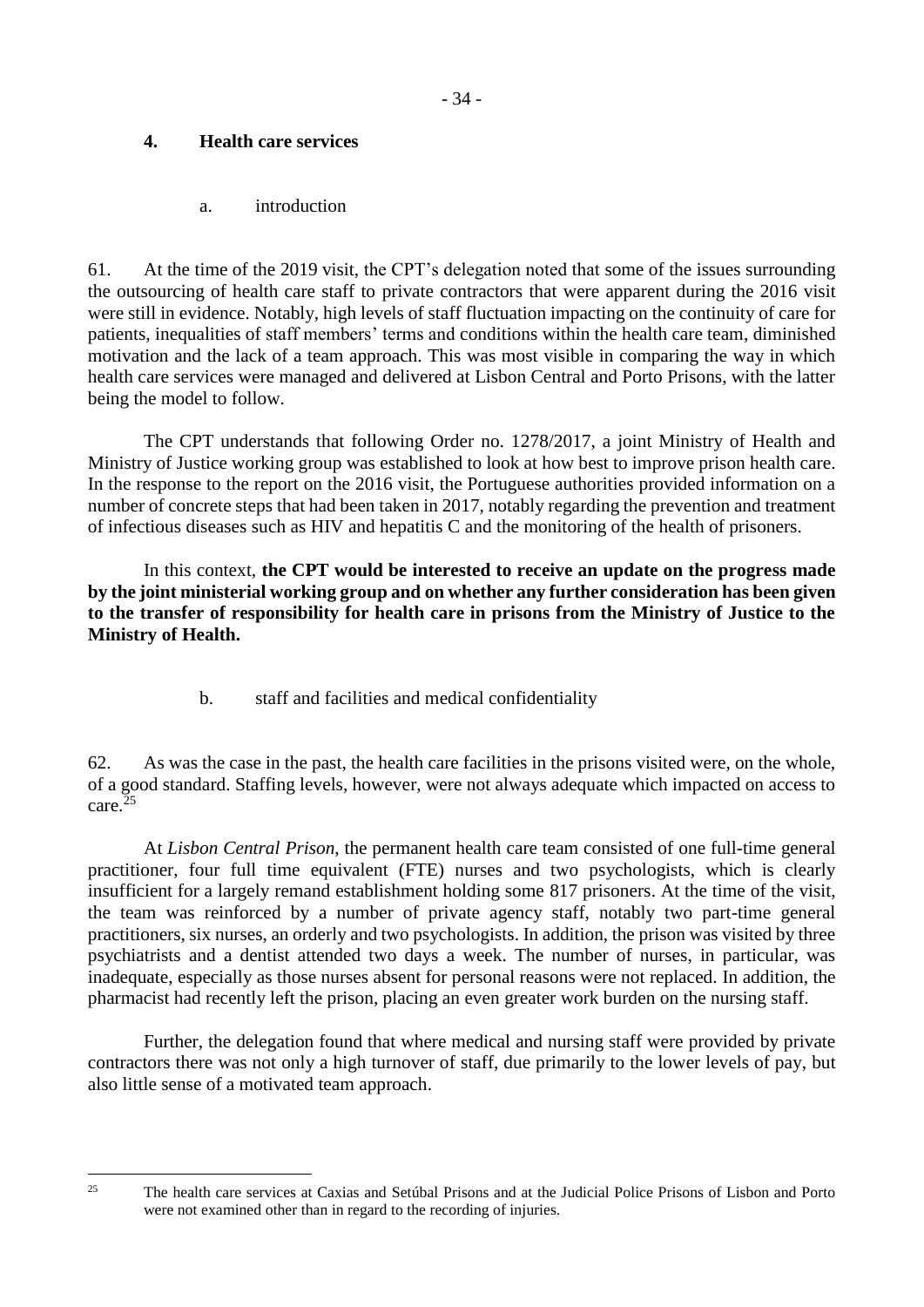## 4. Health care services

### a. introduction

61. At the time of the 2019 visit, the CPT's delegation noted that some of the issues surrounding the outsourcing of health care staff to private contractors that were apparent during the 2016 visit were still in evidence. Notably, high levels of staff fluctuation impacting on the continuity of care for patients, inequalities of staff members' terms and conditions within the health care team, diminished motivation and the lack of a team approach. This was most visible in comparing the way in which health care services were managed and delivered at Lisbon Central and Porto Prisons, with the latter being the model to follow.

The CPT understands that following Order no. 1278/2017, a joint Ministry of Health and Ministry of Justice working group was established to look at how best to improve prison health care. In the response to the report on the 2016 visit, the Portuguese authorities provided information on a number of concrete steps that had been taken in 2017, notably regarding the prevention and treatment of infectious diseases such as HIV and hepatitis C and the monitoring of the health of prisoners.

In this context, **the CPT would be interested to receive an update on the progress made by the joint ministerial working group and on whether any further consideration has been given to the transfer of responsibility for health care in prisons from the Ministry of Justice to the Ministry of Health.**

### b. staff and facilities and medical confidentiality

62. As was the case in the past, the health care facilities in the prisons visited were, on the whole, of a good standard. Staffing levels, however, were not always adequate which impacted on access to care.[25]

At *Lisbon Central Prison*, the permanent health care team consisted of one full-time general practitioner, four full time equivalent (FTE) nurses and two psychologists, which is clearly insufficient for a largely remand establishment holding some 817 prisoners. At the time of the visit, the team was reinforced by a number of private agency staff, notably two part-time general practitioners, six nurses, an orderly and two psychologists. In addition, the prison was visited by three psychiatrists and a dentist attended two days a week. The number of nurses, in particular, was inadequate, especially as those nurses absent for personal reasons were not replaced. In addition, the pharmacist had recently left the prison, placing an even greater work burden on the nursing staff.

Further, the delegation found that where medical and nursing staff were provided by private contractors there was not only a high turnover of staff, due primarily to the lower levels of pay, but also little sense of a motivated team approach.

---

[25] The health care services at Caxias and Setúbal Prisons and at the Judicial Police Prisons of Lisbon and Porto were not examined other than in regard to the recording of injuries.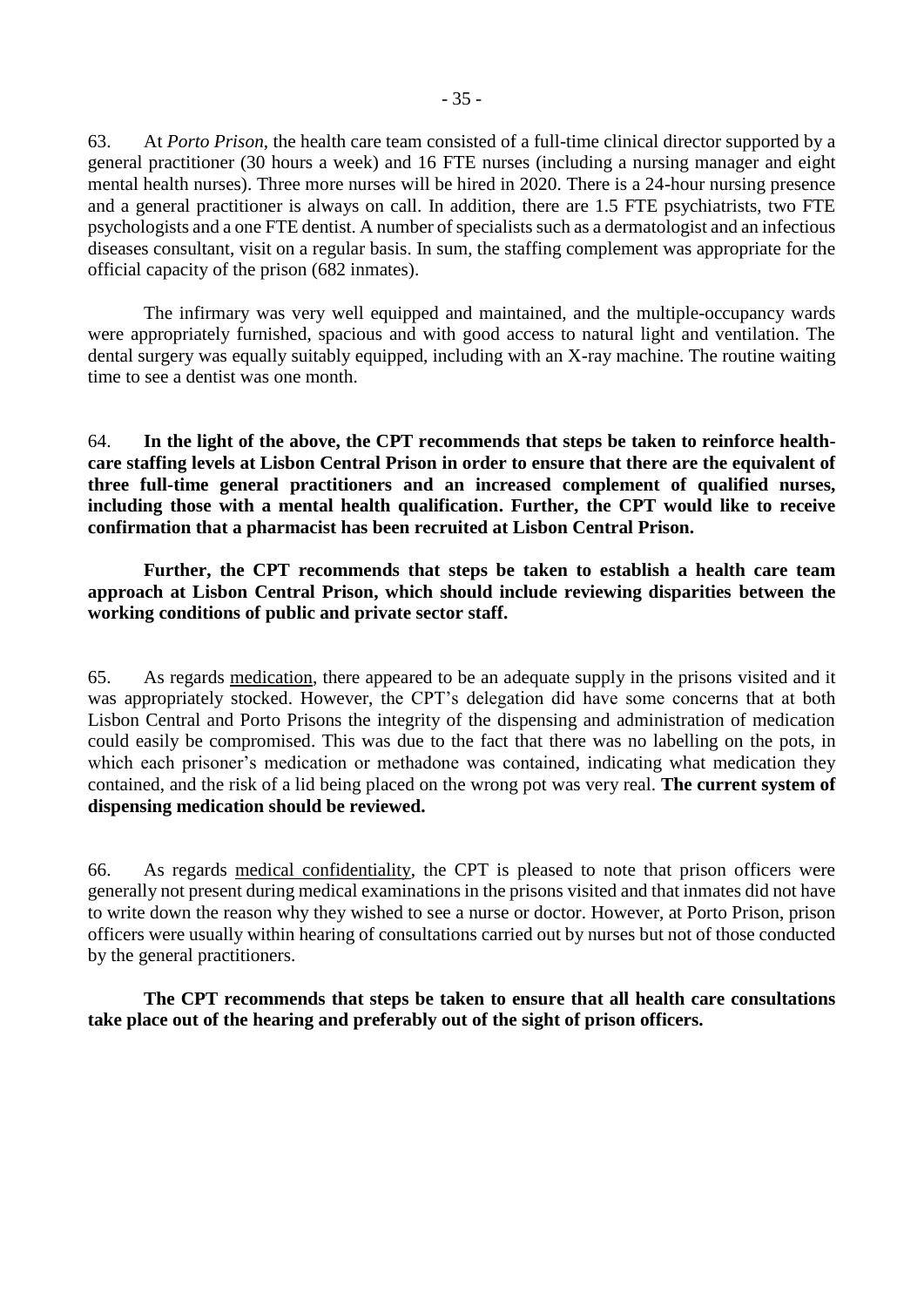63. At *Porto Prison*, the health care team consisted of a full-time clinical director supported by a general practitioner (30 hours a week) and 16 FTE nurses (including a nursing manager and eight mental health nurses). Three more nurses will be hired in 2020. There is a 24-hour nursing presence and a general practitioner is always on call. In addition, there are 1.5 FTE psychiatrists, two FTE psychologists and a one FTE dentist. A number of specialists such as a dermatologist and an infectious diseases consultant, visit on a regular basis. In sum, the staffing complement was appropriate for the official capacity of the prison (682 inmates).

The infirmary was very well equipped and maintained, and the multiple-occupancy wards were appropriately furnished, spacious and with good access to natural light and ventilation. The dental surgery was equally suitably equipped, including with an X-ray machine. The routine waiting time to see a dentist was one month.

64. **In the light of the above, the CPT recommends that steps be taken to reinforce health-care staffing levels at Lisbon Central Prison in order to ensure that there are the equivalent of three full-time general practitioners and an increased complement of qualified nurses, including those with a mental health qualification. Further, the CPT would like to receive confirmation that a pharmacist has been recruited at Lisbon Central Prison.**

**Further, the CPT recommends that steps be taken to establish a health care team approach at Lisbon Central Prison, which should include reviewing disparities between the working conditions of public and private sector staff.**

65. As regards <u>medication</u>, there appeared to be an adequate supply in the prisons visited and it was appropriately stocked. However, the CPT's delegation did have some concerns that at both Lisbon Central and Porto Prisons the integrity of the dispensing and administration of medication could easily be compromised. This was due to the fact that there was no labelling on the pots, in which each prisoner's medication or methadone was contained, indicating what medication they contained, and the risk of a lid being placed on the wrong pot was very real. **The current system of dispensing medication should be reviewed.**

66. As regards <u>medical confidentiality</u>, the CPT is pleased to note that prison officers were generally not present during medical examinations in the prisons visited and that inmates did not have to write down the reason why they wished to see a nurse or doctor. However, at Porto Prison, prison officers were usually within hearing of consultations carried out by nurses but not of those conducted by the general practitioners.

**The CPT recommends that steps be taken to ensure that all health care consultations take place out of the hearing and preferably out of the sight of prison officers.**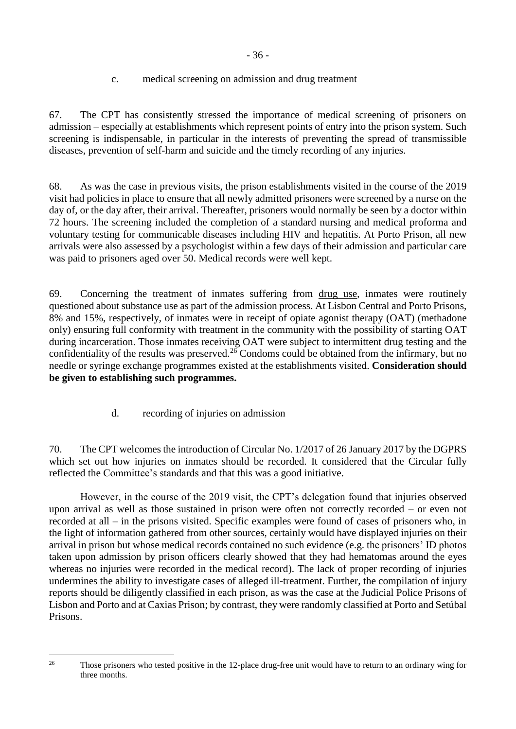c. medical screening on admission and drug treatment

67. The CPT has consistently stressed the importance of medical screening of prisoners on admission – especially at establishments which represent points of entry into the prison system. Such screening is indispensable, in particular in the interests of preventing the spread of transmissible diseases, prevention of self-harm and suicide and the timely recording of any injuries.

68. As was the case in previous visits, the prison establishments visited in the course of the 2019 visit had policies in place to ensure that all newly admitted prisoners were screened by a nurse on the day of, or the day after, their arrival. Thereafter, prisoners would normally be seen by a doctor within 72 hours. The screening included the completion of a standard nursing and medical proforma and voluntary testing for communicable diseases including HIV and hepatitis. At Porto Prison, all new arrivals were also assessed by a psychologist within a few days of their admission and particular care was paid to prisoners aged over 50. Medical records were well kept.

69. Concerning the treatment of inmates suffering from drug use, inmates were routinely questioned about substance use as part of the admission process. At Lisbon Central and Porto Prisons, 8% and 15%, respectively, of inmates were in receipt of opiate agonist therapy (OAT) (methadone only) ensuring full conformity with treatment in the community with the possibility of starting OAT during incarceration. Those inmates receiving OAT were subject to intermittent drug testing and the confidentiality of the results was preserved.[26] Condoms could be obtained from the infirmary, but no needle or syringe exchange programmes existed at the establishments visited. **Consideration should be given to establishing such programmes.**

d. recording of injuries on admission

70. The CPT welcomes the introduction of Circular No. 1/2017 of 26 January 2017 by the DGPRS which set out how injuries on inmates should be recorded. It considered that the Circular fully reflected the Committee's standards and that this was a good initiative.

However, in the course of the 2019 visit, the CPT's delegation found that injuries observed upon arrival as well as those sustained in prison were often not correctly recorded – or even not recorded at all – in the prisons visited. Specific examples were found of cases of prisoners who, in the light of information gathered from other sources, certainly would have displayed injuries on their arrival in prison but whose medical records contained no such evidence (e.g. the prisoners' ID photos taken upon admission by prison officers clearly showed that they had hematomas around the eyes whereas no injuries were recorded in the medical record). The lack of proper recording of injuries undermines the ability to investigate cases of alleged ill-treatment. Further, the compilation of injury reports should be diligently classified in each prison, as was the case at the Judicial Police Prisons of Lisbon and Porto and at Caxias Prison; by contrast, they were randomly classified at Porto and Setúbal Prisons.

[26] Those prisoners who tested positive in the 12-place drug-free unit would have to return to an ordinary wing for three months.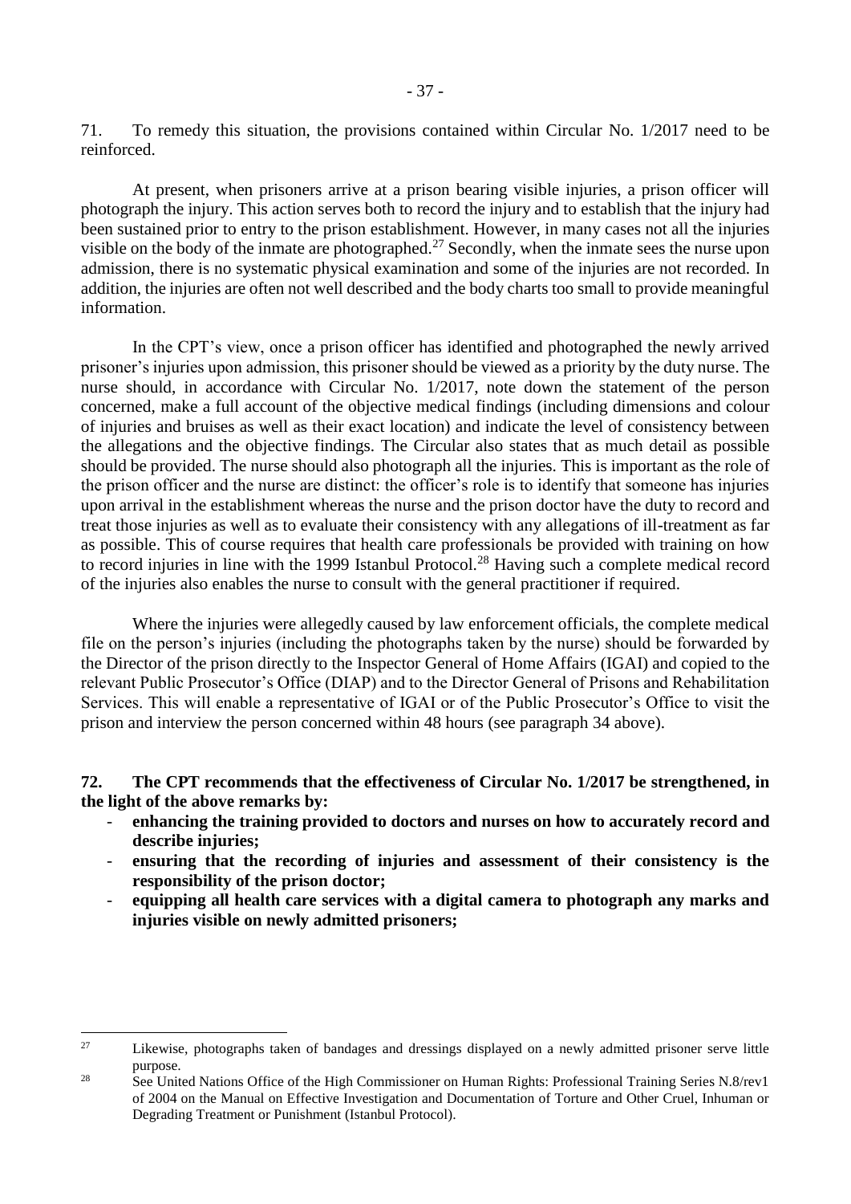71. To remedy this situation, the provisions contained within Circular No. 1/2017 need to be reinforced.

At present, when prisoners arrive at a prison bearing visible injuries, a prison officer will photograph the injury. This action serves both to record the injury and to establish that the injury had been sustained prior to entry to the prison establishment. However, in many cases not all the injuries visible on the body of the inmate are photographed.[27] Secondly, when the inmate sees the nurse upon admission, there is no systematic physical examination and some of the injuries are not recorded. In addition, the injuries are often not well described and the body charts too small to provide meaningful information.

In the CPT's view, once a prison officer has identified and photographed the newly arrived prisoner's injuries upon admission, this prisoner should be viewed as a priority by the duty nurse. The nurse should, in accordance with Circular No. 1/2017, note down the statement of the person concerned, make a full account of the objective medical findings (including dimensions and colour of injuries and bruises as well as their exact location) and indicate the level of consistency between the allegations and the objective findings. The Circular also states that as much detail as possible should be provided. The nurse should also photograph all the injuries. This is important as the role of the prison officer and the nurse are distinct: the officer's role is to identify that someone has injuries upon arrival in the establishment whereas the nurse and the prison doctor have the duty to record and treat those injuries as well as to evaluate their consistency with any allegations of ill-treatment as far as possible. This of course requires that health care professionals be provided with training on how to record injuries in line with the 1999 Istanbul Protocol.[28] Having such a complete medical record of the injuries also enables the nurse to consult with the general practitioner if required.

Where the injuries were allegedly caused by law enforcement officials, the complete medical file on the person's injuries (including the photographs taken by the nurse) should be forwarded by the Director of the prison directly to the Inspector General of Home Affairs (IGAI) and copied to the relevant Public Prosecutor's Office (DIAP) and to the Director General of Prisons and Rehabilitation Services. This will enable a representative of IGAI or of the Public Prosecutor's Office to visit the prison and interview the person concerned within 48 hours (see paragraph 34 above).

**72. The CPT recommends that the effectiveness of Circular No. 1/2017 be strengthened, in the light of the above remarks by:**

- **enhancing the training provided to doctors and nurses on how to accurately record and describe injuries;**
- **ensuring that the recording of injuries and assessment of their consistency is the responsibility of the prison doctor;**
- **equipping all health care services with a digital camera to photograph any marks and injuries visible on newly admitted prisoners;**

---

[27] Likewise, photographs taken of bandages and dressings displayed on a newly admitted prisoner serve little purpose.

[28] See United Nations Office of the High Commissioner on Human Rights: Professional Training Series N.8/rev1 of 2004 on the Manual on Effective Investigation and Documentation of Torture and Other Cruel, Inhuman or Degrading Treatment or Punishment (Istanbul Protocol).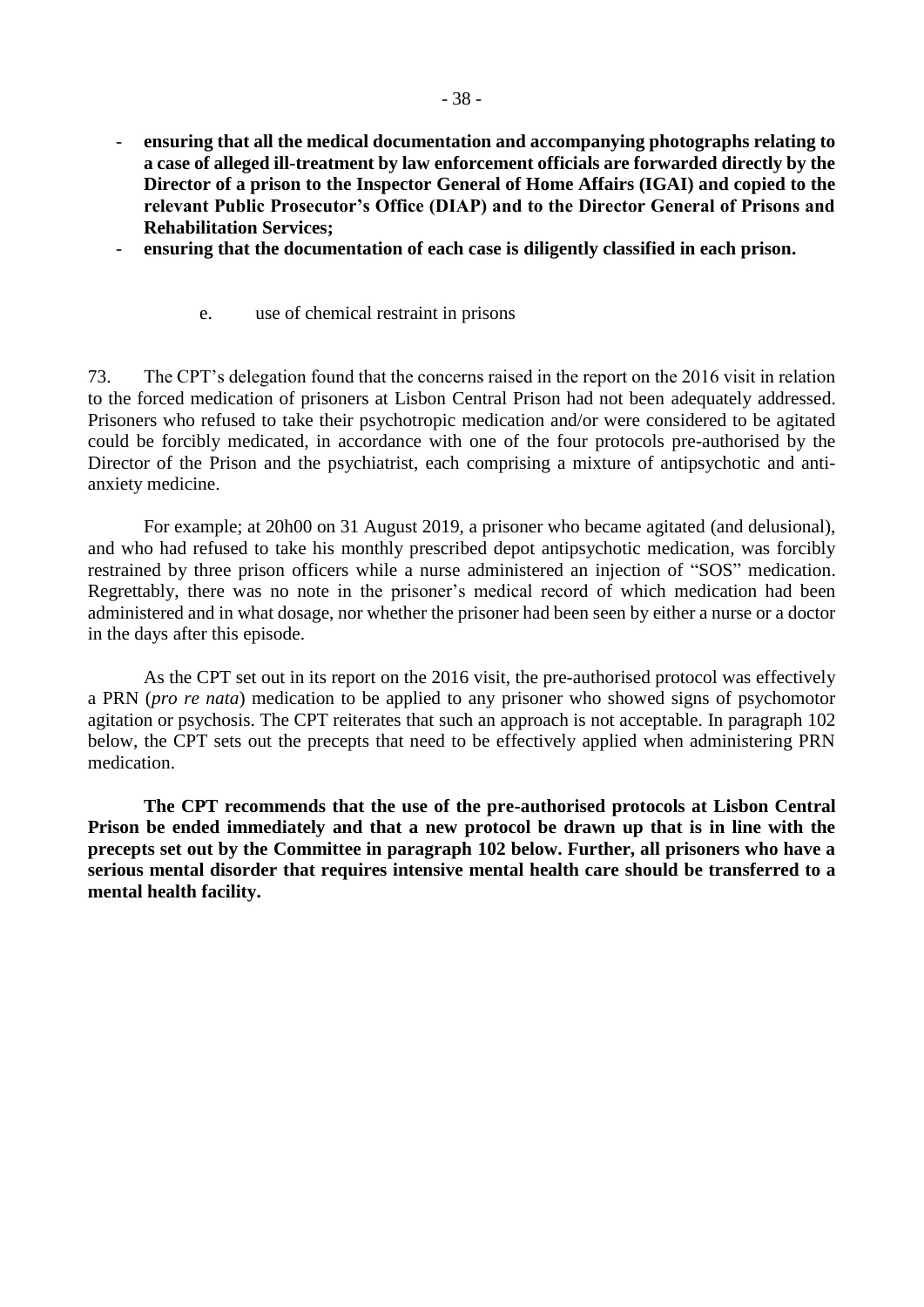- **ensuring that all the medical documentation and accompanying photographs relating to a case of alleged ill-treatment by law enforcement officials are forwarded directly by the Director of a prison to the Inspector General of Home Affairs (IGAI) and copied to the relevant Public Prosecutor's Office (DIAP) and to the Director General of Prisons and Rehabilitation Services;**
- **ensuring that the documentation of each case is diligently classified in each prison.**

e. use of chemical restraint in prisons

73. The CPT's delegation found that the concerns raised in the report on the 2016 visit in relation to the forced medication of prisoners at Lisbon Central Prison had not been adequately addressed. Prisoners who refused to take their psychotropic medication and/or were considered to be agitated could be forcibly medicated, in accordance with one of the four protocols pre-authorised by the Director of the Prison and the psychiatrist, each comprising a mixture of antipsychotic and anti-anxiety medicine.

For example; at 20h00 on 31 August 2019, a prisoner who became agitated (and delusional), and who had refused to take his monthly prescribed depot antipsychotic medication, was forcibly restrained by three prison officers while a nurse administered an injection of "SOS" medication. Regrettably, there was no note in the prisoner's medical record of which medication had been administered and in what dosage, nor whether the prisoner had been seen by either a nurse or a doctor in the days after this episode.

As the CPT set out in its report on the 2016 visit, the pre-authorised protocol was effectively a PRN (*pro re nata*) medication to be applied to any prisoner who showed signs of psychomotor agitation or psychosis. The CPT reiterates that such an approach is not acceptable. In paragraph 102 below, the CPT sets out the precepts that need to be effectively applied when administering PRN medication.

**The CPT recommends that the use of the pre-authorised protocols at Lisbon Central Prison be ended immediately and that a new protocol be drawn up that is in line with the precepts set out by the Committee in paragraph 102 below. Further, all prisoners who have a serious mental disorder that requires intensive mental health care should be transferred to a mental health facility.**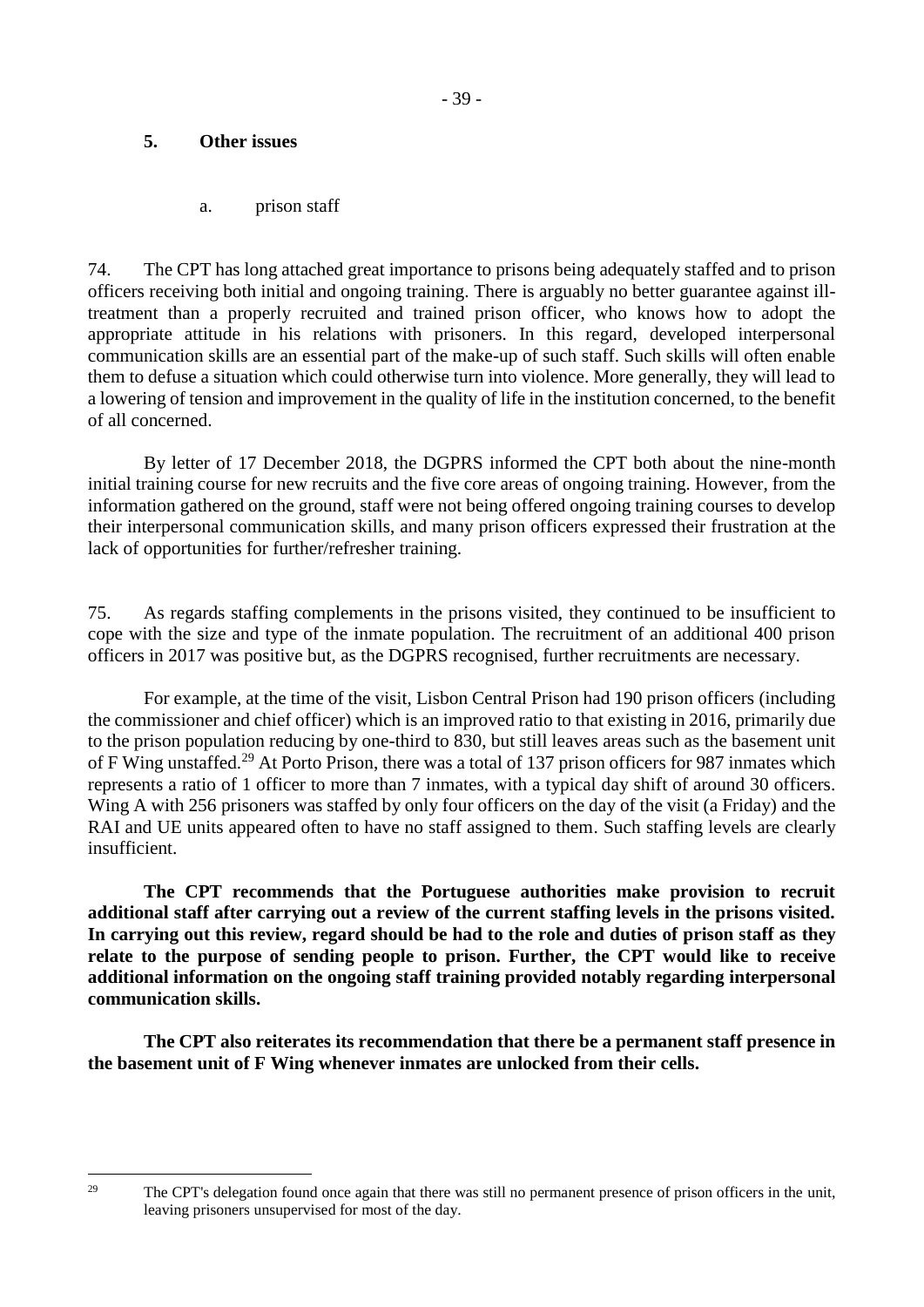## 5. Other issues

### a. prison staff

74. The CPT has long attached great importance to prisons being adequately staffed and to prison officers receiving both initial and ongoing training. There is arguably no better guarantee against ill-treatment than a properly recruited and trained prison officer, who knows how to adopt the appropriate attitude in his relations with prisoners. In this regard, developed interpersonal communication skills are an essential part of the make-up of such staff. Such skills will often enable them to defuse a situation which could otherwise turn into violence. More generally, they will lead to a lowering of tension and improvement in the quality of life in the institution concerned, to the benefit of all concerned.

By letter of 17 December 2018, the DGPRS informed the CPT both about the nine-month initial training course for new recruits and the five core areas of ongoing training. However, from the information gathered on the ground, staff were not being offered ongoing training courses to develop their interpersonal communication skills, and many prison officers expressed their frustration at the lack of opportunities for further/refresher training.

75. As regards staffing complements in the prisons visited, they continued to be insufficient to cope with the size and type of the inmate population. The recruitment of an additional 400 prison officers in 2017 was positive but, as the DGPRS recognised, further recruitments are necessary.

For example, at the time of the visit, Lisbon Central Prison had 190 prison officers (including the commissioner and chief officer) which is an improved ratio to that existing in 2016, primarily due to the prison population reducing by one-third to 830, but still leaves areas such as the basement unit of F Wing unstaffed.[29] At Porto Prison, there was a total of 137 prison officers for 987 inmates which represents a ratio of 1 officer to more than 7 inmates, with a typical day shift of around 30 officers. Wing A with 256 prisoners was staffed by only four officers on the day of the visit (a Friday) and the RAI and UE units appeared often to have no staff assigned to them. Such staffing levels are clearly insufficient.

**The CPT recommends that the Portuguese authorities make provision to recruit additional staff after carrying out a review of the current staffing levels in the prisons visited. In carrying out this review, regard should be had to the role and duties of prison staff as they relate to the purpose of sending people to prison. Further, the CPT would like to receive additional information on the ongoing staff training provided notably regarding interpersonal communication skills.**

**The CPT also reiterates its recommendation that there be a permanent staff presence in the basement unit of F Wing whenever inmates are unlocked from their cells.**

---

[29] The CPT's delegation found once again that there was still no permanent presence of prison officers in the unit, leaving prisoners unsupervised for most of the day.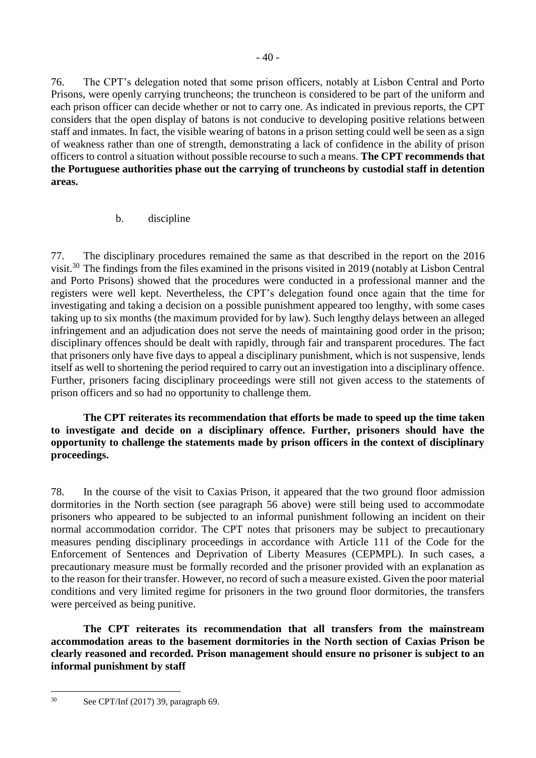76. The CPT's delegation noted that some prison officers, notably at Lisbon Central and Porto Prisons, were openly carrying truncheons; the truncheon is considered to be part of the uniform and each prison officer can decide whether or not to carry one. As indicated in previous reports, the CPT considers that the open display of batons is not conducive to developing positive relations between staff and inmates. In fact, the visible wearing of batons in a prison setting could well be seen as a sign of weakness rather than one of strength, demonstrating a lack of confidence in the ability of prison officers to control a situation without possible recourse to such a means. **The CPT recommends that the Portuguese authorities phase out the carrying of truncheons by custodial staff in detention areas.**

b. discipline

77. The disciplinary procedures remained the same as that described in the report on the 2016 visit.[30] The findings from the files examined in the prisons visited in 2019 (notably at Lisbon Central and Porto Prisons) showed that the procedures were conducted in a professional manner and the registers were well kept. Nevertheless, the CPT's delegation found once again that the time for investigating and taking a decision on a possible punishment appeared too lengthy, with some cases taking up to six months (the maximum provided for by law). Such lengthy delays between an alleged infringement and an adjudication does not serve the needs of maintaining good order in the prison; disciplinary offences should be dealt with rapidly, through fair and transparent procedures. The fact that prisoners only have five days to appeal a disciplinary punishment, which is not suspensive, lends itself as well to shortening the period required to carry out an investigation into a disciplinary offence. Further, prisoners facing disciplinary proceedings were still not given access to the statements of prison officers and so had no opportunity to challenge them.

**The CPT reiterates its recommendation that efforts be made to speed up the time taken to investigate and decide on a disciplinary offence. Further, prisoners should have the opportunity to challenge the statements made by prison officers in the context of disciplinary proceedings.**

78. In the course of the visit to Caxias Prison, it appeared that the two ground floor admission dormitories in the North section (see paragraph 56 above) were still being used to accommodate prisoners who appeared to be subjected to an informal punishment following an incident on their normal accommodation corridor. The CPT notes that prisoners may be subject to precautionary measures pending disciplinary proceedings in accordance with Article 111 of the Code for the Enforcement of Sentences and Deprivation of Liberty Measures (CEPMPL). In such cases, a precautionary measure must be formally recorded and the prisoner provided with an explanation as to the reason for their transfer. However, no record of such a measure existed. Given the poor material conditions and very limited regime for prisoners in the two ground floor dormitories, the transfers were perceived as being punitive.

**The CPT reiterates its recommendation that all transfers from the mainstream accommodation areas to the basement dormitories in the North section of Caxias Prison be clearly reasoned and recorded. Prison management should ensure no prisoner is subject to an informal punishment by staff**

---

[30] See CPT/Inf (2017) 39, paragraph 69.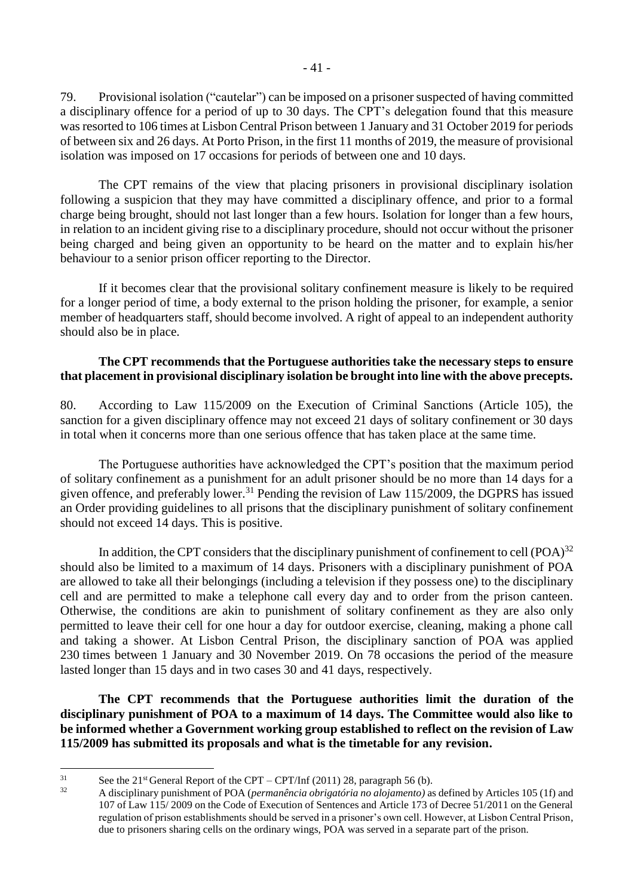79. Provisional isolation ("cautelar") can be imposed on a prisoner suspected of having committed a disciplinary offence for a period of up to 30 days. The CPT's delegation found that this measure was resorted to 106 times at Lisbon Central Prison between 1 January and 31 October 2019 for periods of between six and 26 days. At Porto Prison, in the first 11 months of 2019, the measure of provisional isolation was imposed on 17 occasions for periods of between one and 10 days.

The CPT remains of the view that placing prisoners in provisional disciplinary isolation following a suspicion that they may have committed a disciplinary offence, and prior to a formal charge being brought, should not last longer than a few hours. Isolation for longer than a few hours, in relation to an incident giving rise to a disciplinary procedure, should not occur without the prisoner being charged and being given an opportunity to be heard on the matter and to explain his/her behaviour to a senior prison officer reporting to the Director.

If it becomes clear that the provisional solitary confinement measure is likely to be required for a longer period of time, a body external to the prison holding the prisoner, for example, a senior member of headquarters staff, should become involved. A right of appeal to an independent authority should also be in place.

**The CPT recommends that the Portuguese authorities take the necessary steps to ensure that placement in provisional disciplinary isolation be brought into line with the above precepts.**

80. According to Law 115/2009 on the Execution of Criminal Sanctions (Article 105), the sanction for a given disciplinary offence may not exceed 21 days of solitary confinement or 30 days in total when it concerns more than one serious offence that has taken place at the same time.

The Portuguese authorities have acknowledged the CPT's position that the maximum period of solitary confinement as a punishment for an adult prisoner should be no more than 14 days for a given offence, and preferably lower.[31] Pending the revision of Law 115/2009, the DGPRS has issued an Order providing guidelines to all prisons that the disciplinary punishment of solitary confinement should not exceed 14 days. This is positive.

In addition, the CPT considers that the disciplinary punishment of confinement to cell (POA)[32] should also be limited to a maximum of 14 days. Prisoners with a disciplinary punishment of POA are allowed to take all their belongings (including a television if they possess one) to the disciplinary cell and are permitted to make a telephone call every day and to order from the prison canteen. Otherwise, the conditions are akin to punishment of solitary confinement as they are also only permitted to leave their cell for one hour a day for outdoor exercise, cleaning, making a phone call and taking a shower. At Lisbon Central Prison, the disciplinary sanction of POA was applied 230 times between 1 January and 30 November 2019. On 78 occasions the period of the measure lasted longer than 15 days and in two cases 30 and 41 days, respectively.

**The CPT recommends that the Portuguese authorities limit the duration of the disciplinary punishment of POA to a maximum of 14 days. The Committee would also like to be informed whether a Government working group established to reflect on the revision of Law 115/2009 has submitted its proposals and what is the timetable for any revision.**

---

[31] See the 21st General Report of the CPT – CPT/Inf (2011) 28, paragraph 56 (b).

[32] A disciplinary punishment of POA (*permanência obrigatória no alojamento)* as defined by Articles 105 (1f) and 107 of Law 115/ 2009 on the Code of Execution of Sentences and Article 173 of Decree 51/2011 on the General regulation of prison establishments should be served in a prisoner's own cell. However, at Lisbon Central Prison, due to prisoners sharing cells on the ordinary wings, POA was served in a separate part of the prison.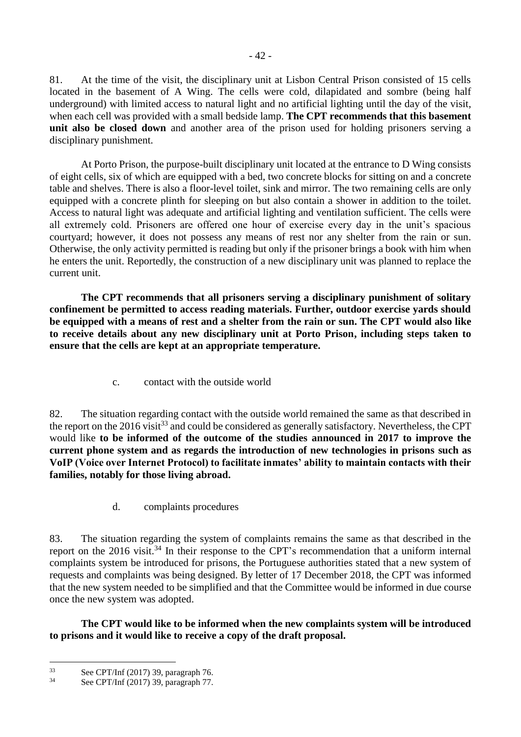81. At the time of the visit, the disciplinary unit at Lisbon Central Prison consisted of 15 cells located in the basement of A Wing. The cells were cold, dilapidated and sombre (being half underground) with limited access to natural light and no artificial lighting until the day of the visit, when each cell was provided with a small bedside lamp. **The CPT recommends that this basement unit also be closed down** and another area of the prison used for holding prisoners serving a disciplinary punishment.

At Porto Prison, the purpose-built disciplinary unit located at the entrance to D Wing consists of eight cells, six of which are equipped with a bed, two concrete blocks for sitting on and a concrete table and shelves. There is also a floor-level toilet, sink and mirror. The two remaining cells are only equipped with a concrete plinth for sleeping on but also contain a shower in addition to the toilet. Access to natural light was adequate and artificial lighting and ventilation sufficient. The cells were all extremely cold. Prisoners are offered one hour of exercise every day in the unit's spacious courtyard; however, it does not possess any means of rest nor any shelter from the rain or sun. Otherwise, the only activity permitted is reading but only if the prisoner brings a book with him when he enters the unit. Reportedly, the construction of a new disciplinary unit was planned to replace the current unit.

**The CPT recommends that all prisoners serving a disciplinary punishment of solitary confinement be permitted to access reading materials. Further, outdoor exercise yards should be equipped with a means of rest and a shelter from the rain or sun. The CPT would also like to receive details about any new disciplinary unit at Porto Prison, including steps taken to ensure that the cells are kept at an appropriate temperature.**

c. contact with the outside world

82. The situation regarding contact with the outside world remained the same as that described in the report on the 2016 visit[33] and could be considered as generally satisfactory. Nevertheless, the CPT would like **to be informed of the outcome of the studies announced in 2017 to improve the current phone system and as regards the introduction of new technologies in prisons such as VoIP (Voice over Internet Protocol) to facilitate inmates' ability to maintain contacts with their families, notably for those living abroad.**

d. complaints procedures

83. The situation regarding the system of complaints remains the same as that described in the report on the 2016 visit.[34] In their response to the CPT's recommendation that a uniform internal complaints system be introduced for prisons, the Portuguese authorities stated that a new system of requests and complaints was being designed. By letter of 17 December 2018, the CPT was informed that the new system needed to be simplified and that the Committee would be informed in due course once the new system was adopted.

**The CPT would like to be informed when the new complaints system will be introduced to prisons and it would like to receive a copy of the draft proposal.**

---

[33] See CPT/Inf (2017) 39, paragraph 76.

[34] See CPT/Inf (2017) 39, paragraph 77.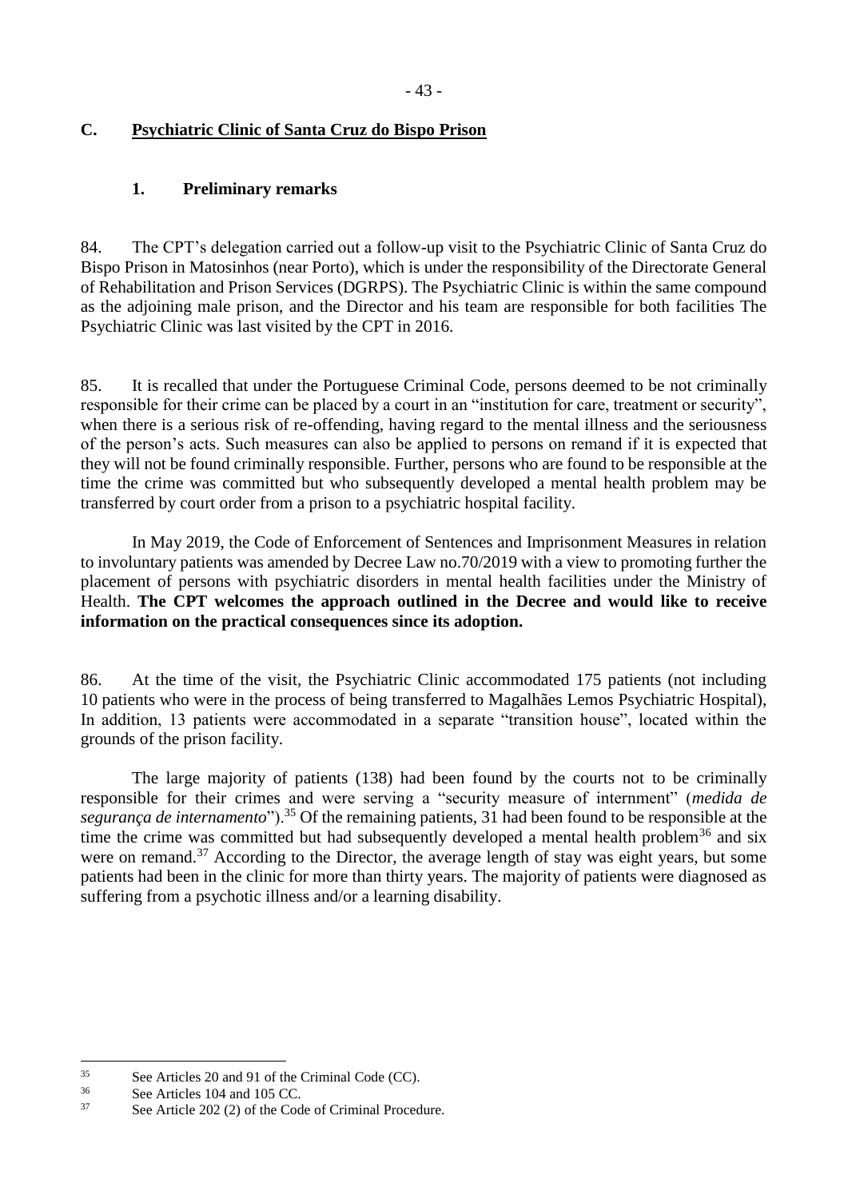## C. Psychiatric Clinic of Santa Cruz do Bispo Prison

### 1. Preliminary remarks

84. The CPT's delegation carried out a follow-up visit to the Psychiatric Clinic of Santa Cruz do Bispo Prison in Matosinhos (near Porto), which is under the responsibility of the Directorate General of Rehabilitation and Prison Services (DGRPS). The Psychiatric Clinic is within the same compound as the adjoining male prison, and the Director and his team are responsible for both facilities The Psychiatric Clinic was last visited by the CPT in 2016.

85. It is recalled that under the Portuguese Criminal Code, persons deemed to be not criminally responsible for their crime can be placed by a court in an "institution for care, treatment or security", when there is a serious risk of re-offending, having regard to the mental illness and the seriousness of the person's acts. Such measures can also be applied to persons on remand if it is expected that they will not be found criminally responsible. Further, persons who are found to be responsible at the time the crime was committed but who subsequently developed a mental health problem may be transferred by court order from a prison to a psychiatric hospital facility.

In May 2019, the Code of Enforcement of Sentences and Imprisonment Measures in relation to involuntary patients was amended by Decree Law no.70/2019 with a view to promoting further the placement of persons with psychiatric disorders in mental health facilities under the Ministry of Health. **The CPT welcomes the approach outlined in the Decree and would like to receive information on the practical consequences since its adoption.**

86. At the time of the visit, the Psychiatric Clinic accommodated 175 patients (not including 10 patients who were in the process of being transferred to Magalhães Lemos Psychiatric Hospital), In addition, 13 patients were accommodated in a separate "transition house", located within the grounds of the prison facility.

The large majority of patients (138) had been found by the courts not to be criminally responsible for their crimes and were serving a "security measure of internment" (*medida de segurança de internamento*").[35] Of the remaining patients, 31 had been found to be responsible at the time the crime was committed but had subsequently developed a mental health problem[36] and six were on remand.[37] According to the Director, the average length of stay was eight years, but some patients had been in the clinic for more than thirty years. The majority of patients were diagnosed as suffering from a psychotic illness and/or a learning disability.

---

[35] See Articles 20 and 91 of the Criminal Code (CC).

[36] See Articles 104 and 105 CC.

[37] See Article 202 (2) of the Code of Criminal Procedure.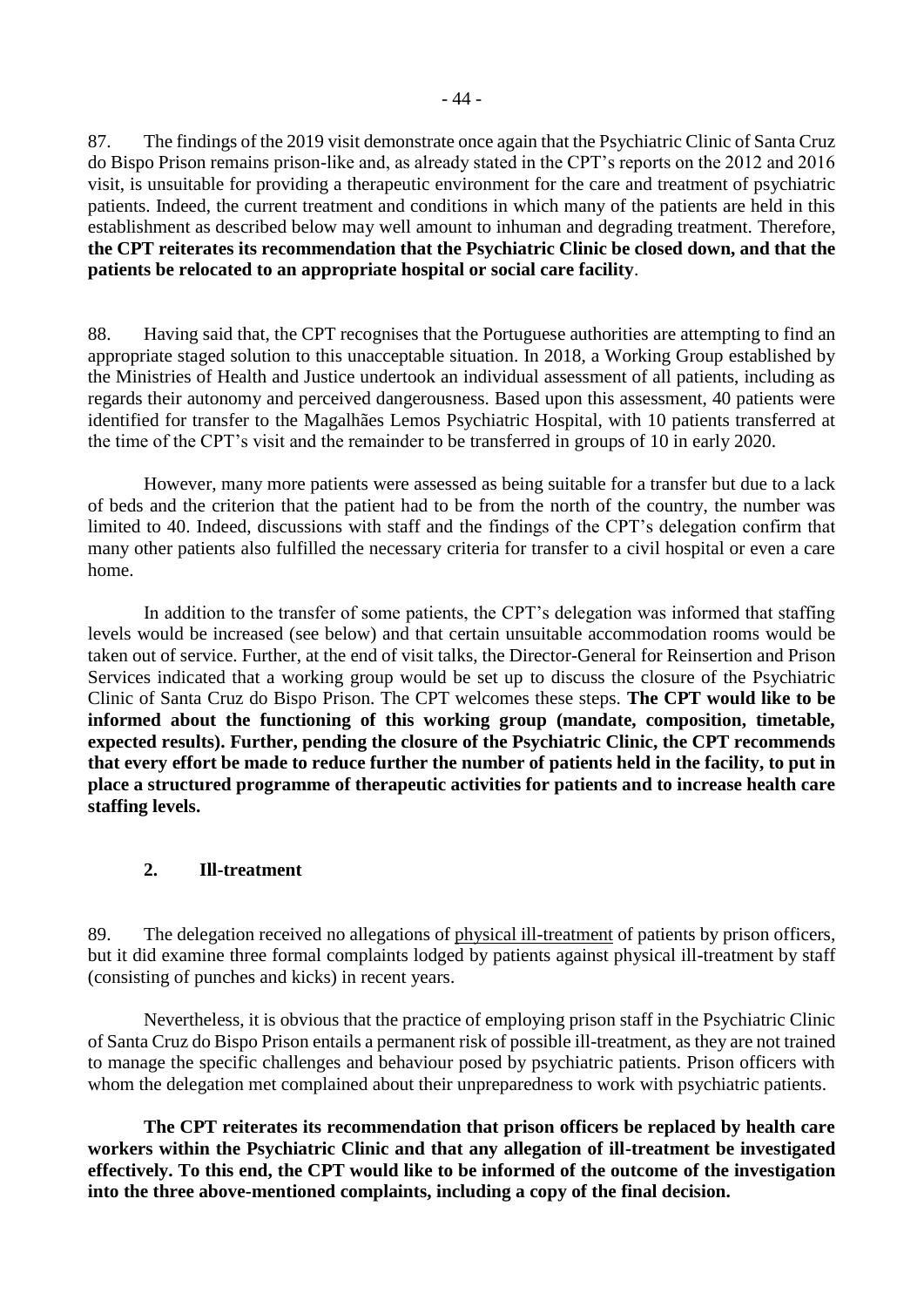87. The findings of the 2019 visit demonstrate once again that the Psychiatric Clinic of Santa Cruz do Bispo Prison remains prison-like and, as already stated in the CPT's reports on the 2012 and 2016 visit, is unsuitable for providing a therapeutic environment for the care and treatment of psychiatric patients. Indeed, the current treatment and conditions in which many of the patients are held in this establishment as described below may well amount to inhuman and degrading treatment. Therefore, **the CPT reiterates its recommendation that the Psychiatric Clinic be closed down, and that the patients be relocated to an appropriate hospital or social care facility**.

88. Having said that, the CPT recognises that the Portuguese authorities are attempting to find an appropriate staged solution to this unacceptable situation. In 2018, a Working Group established by the Ministries of Health and Justice undertook an individual assessment of all patients, including as regards their autonomy and perceived dangerousness. Based upon this assessment, 40 patients were identified for transfer to the Magalhães Lemos Psychiatric Hospital, with 10 patients transferred at the time of the CPT's visit and the remainder to be transferred in groups of 10 in early 2020.

However, many more patients were assessed as being suitable for a transfer but due to a lack of beds and the criterion that the patient had to be from the north of the country, the number was limited to 40. Indeed, discussions with staff and the findings of the CPT's delegation confirm that many other patients also fulfilled the necessary criteria for transfer to a civil hospital or even a care home.

In addition to the transfer of some patients, the CPT's delegation was informed that staffing levels would be increased (see below) and that certain unsuitable accommodation rooms would be taken out of service. Further, at the end of visit talks, the Director-General for Reinsertion and Prison Services indicated that a working group would be set up to discuss the closure of the Psychiatric Clinic of Santa Cruz do Bispo Prison. The CPT welcomes these steps. **The CPT would like to be informed about the functioning of this working group (mandate, composition, timetable, expected results). Further, pending the closure of the Psychiatric Clinic, the CPT recommends that every effort be made to reduce further the number of patients held in the facility, to put in place a structured programme of therapeutic activities for patients and to increase health care staffing levels.**

### 2. Ill-treatment

89. The delegation received no allegations of physical ill-treatment of patients by prison officers, but it did examine three formal complaints lodged by patients against physical ill-treatment by staff (consisting of punches and kicks) in recent years.

Nevertheless, it is obvious that the practice of employing prison staff in the Psychiatric Clinic of Santa Cruz do Bispo Prison entails a permanent risk of possible ill-treatment, as they are not trained to manage the specific challenges and behaviour posed by psychiatric patients. Prison officers with whom the delegation met complained about their unpreparedness to work with psychiatric patients.

**The CPT reiterates its recommendation that prison officers be replaced by health care workers within the Psychiatric Clinic and that any allegation of ill-treatment be investigated effectively. To this end, the CPT would like to be informed of the outcome of the investigation into the three above-mentioned complaints, including a copy of the final decision.**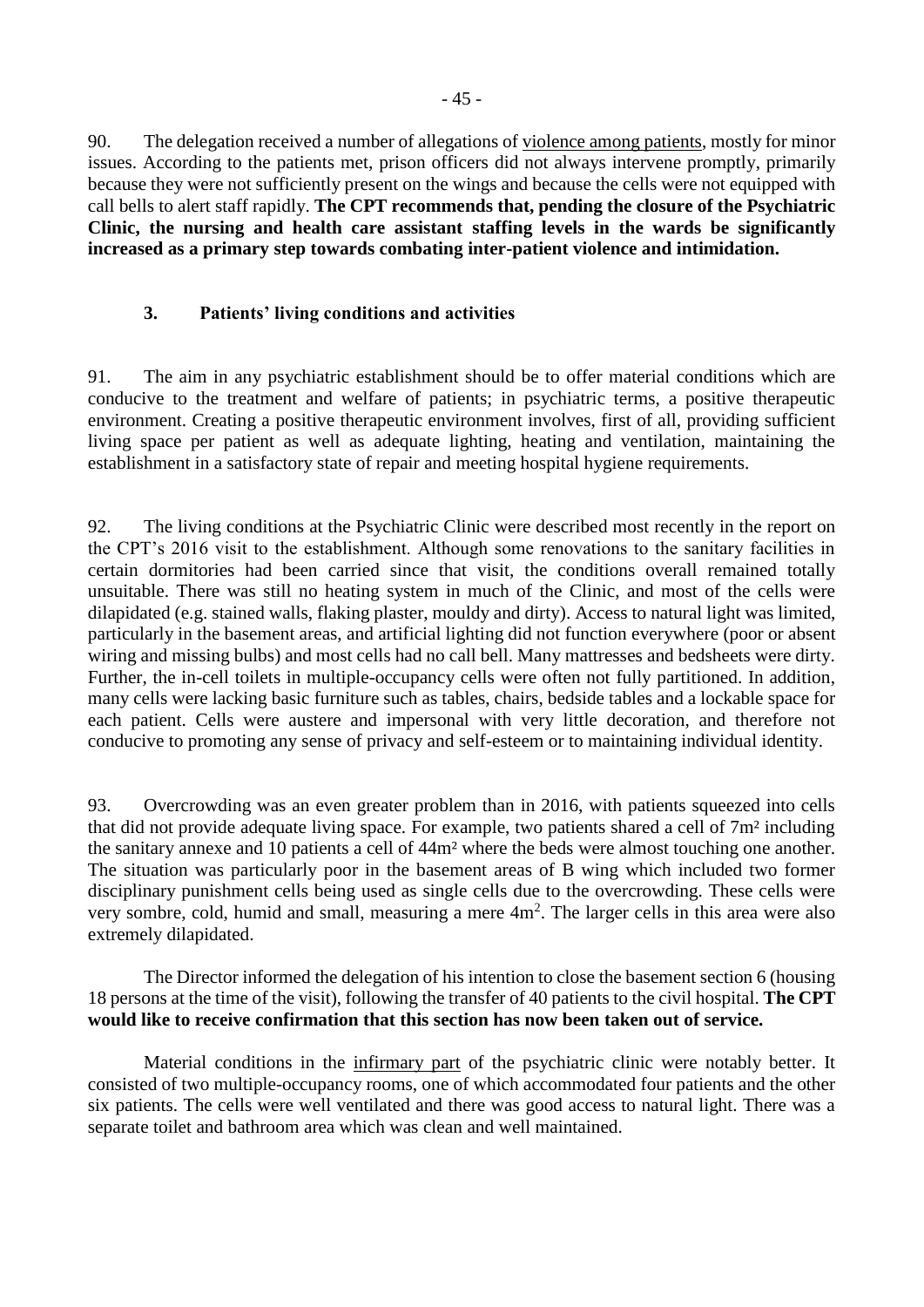90. The delegation received a number of allegations of violence among patients, mostly for minor issues. According to the patients met, prison officers did not always intervene promptly, primarily because they were not sufficiently present on the wings and because the cells were not equipped with call bells to alert staff rapidly. **The CPT recommends that, pending the closure of the Psychiatric Clinic, the nursing and health care assistant staffing levels in the wards be significantly increased as a primary step towards combating inter-patient violence and intimidation.**

### 3. Patients' living conditions and activities

91. The aim in any psychiatric establishment should be to offer material conditions which are conducive to the treatment and welfare of patients; in psychiatric terms, a positive therapeutic environment. Creating a positive therapeutic environment involves, first of all, providing sufficient living space per patient as well as adequate lighting, heating and ventilation, maintaining the establishment in a satisfactory state of repair and meeting hospital hygiene requirements.

92. The living conditions at the Psychiatric Clinic were described most recently in the report on the CPT's 2016 visit to the establishment. Although some renovations to the sanitary facilities in certain dormitories had been carried since that visit, the conditions overall remained totally unsuitable. There was still no heating system in much of the Clinic, and most of the cells were dilapidated (e.g. stained walls, flaking plaster, mouldy and dirty). Access to natural light was limited, particularly in the basement areas, and artificial lighting did not function everywhere (poor or absent wiring and missing bulbs) and most cells had no call bell. Many mattresses and bedsheets were dirty. Further, the in-cell toilets in multiple-occupancy cells were often not fully partitioned. In addition, many cells were lacking basic furniture such as tables, chairs, bedside tables and a lockable space for each patient. Cells were austere and impersonal with very little decoration, and therefore not conducive to promoting any sense of privacy and self-esteem or to maintaining individual identity.

93. Overcrowding was an even greater problem than in 2016, with patients squeezed into cells that did not provide adequate living space. For example, two patients shared a cell of 7m² including the sanitary annexe and 10 patients a cell of 44m² where the beds were almost touching one another. The situation was particularly poor in the basement areas of B wing which included two former disciplinary punishment cells being used as single cells due to the overcrowding. These cells were very sombre, cold, humid and small, measuring a mere 4m². The larger cells in this area were also extremely dilapidated.

The Director informed the delegation of his intention to close the basement section 6 (housing 18 persons at the time of the visit), following the transfer of 40 patients to the civil hospital. **The CPT would like to receive confirmation that this section has now been taken out of service.**

Material conditions in the infirmary part of the psychiatric clinic were notably better. It consisted of two multiple-occupancy rooms, one of which accommodated four patients and the other six patients. The cells were well ventilated and there was good access to natural light. There was a separate toilet and bathroom area which was clean and well maintained.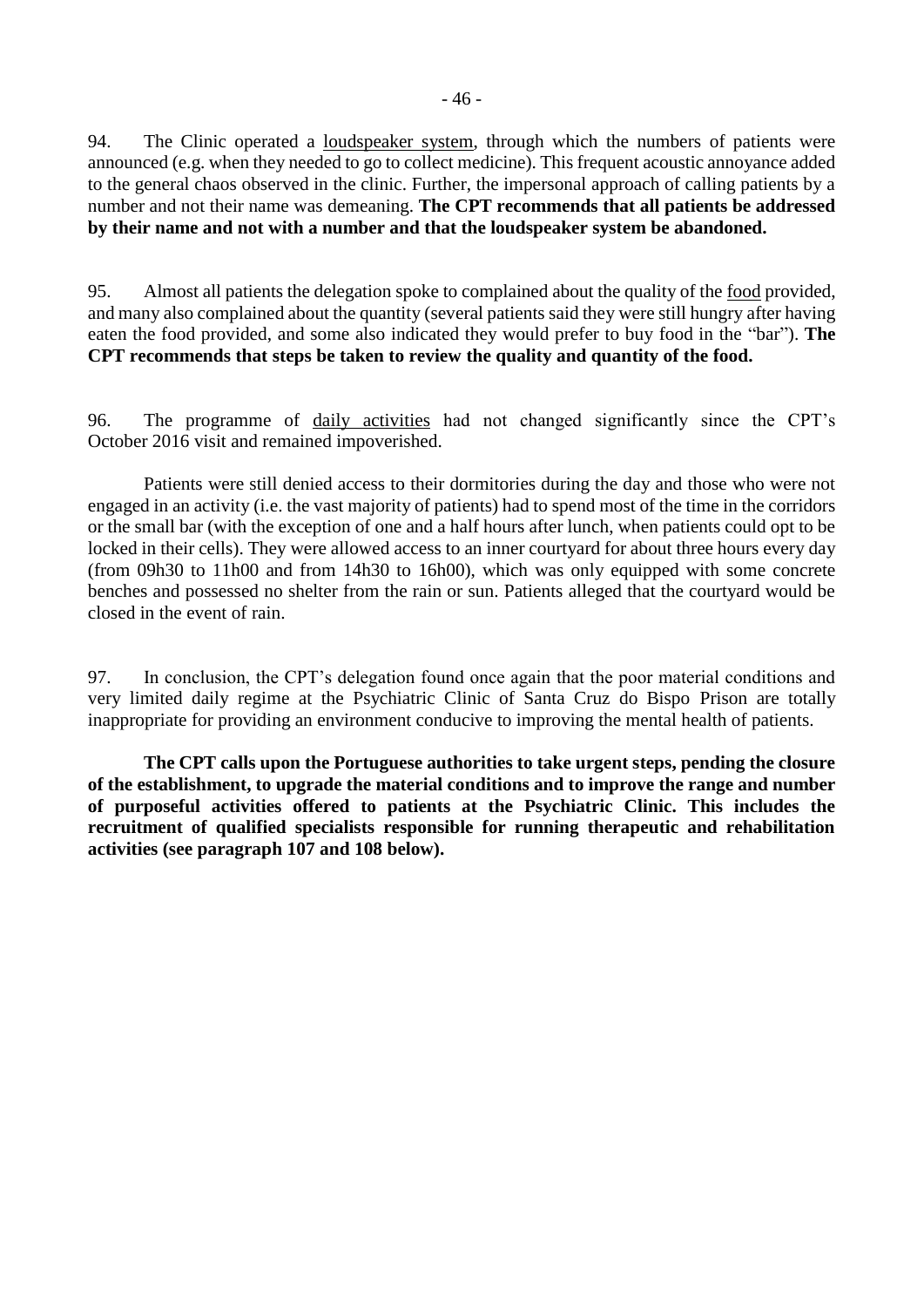94. The Clinic operated a loudspeaker system, through which the numbers of patients were announced (e.g. when they needed to go to collect medicine). This frequent acoustic annoyance added to the general chaos observed in the clinic. Further, the impersonal approach of calling patients by a number and not their name was demeaning. **The CPT recommends that all patients be addressed by their name and not with a number and that the loudspeaker system be abandoned.**

95. Almost all patients the delegation spoke to complained about the quality of the food provided, and many also complained about the quantity (several patients said they were still hungry after having eaten the food provided, and some also indicated they would prefer to buy food in the "bar"). **The CPT recommends that steps be taken to review the quality and quantity of the food.**

96. The programme of daily activities had not changed significantly since the CPT's October 2016 visit and remained impoverished.

Patients were still denied access to their dormitories during the day and those who were not engaged in an activity (i.e. the vast majority of patients) had to spend most of the time in the corridors or the small bar (with the exception of one and a half hours after lunch, when patients could opt to be locked in their cells). They were allowed access to an inner courtyard for about three hours every day (from 09h30 to 11h00 and from 14h30 to 16h00), which was only equipped with some concrete benches and possessed no shelter from the rain or sun. Patients alleged that the courtyard would be closed in the event of rain.

97. In conclusion, the CPT's delegation found once again that the poor material conditions and very limited daily regime at the Psychiatric Clinic of Santa Cruz do Bispo Prison are totally inappropriate for providing an environment conducive to improving the mental health of patients.

**The CPT calls upon the Portuguese authorities to take urgent steps, pending the closure of the establishment, to upgrade the material conditions and to improve the range and number of purposeful activities offered to patients at the Psychiatric Clinic. This includes the recruitment of qualified specialists responsible for running therapeutic and rehabilitation activities (see paragraph 107 and 108 below).**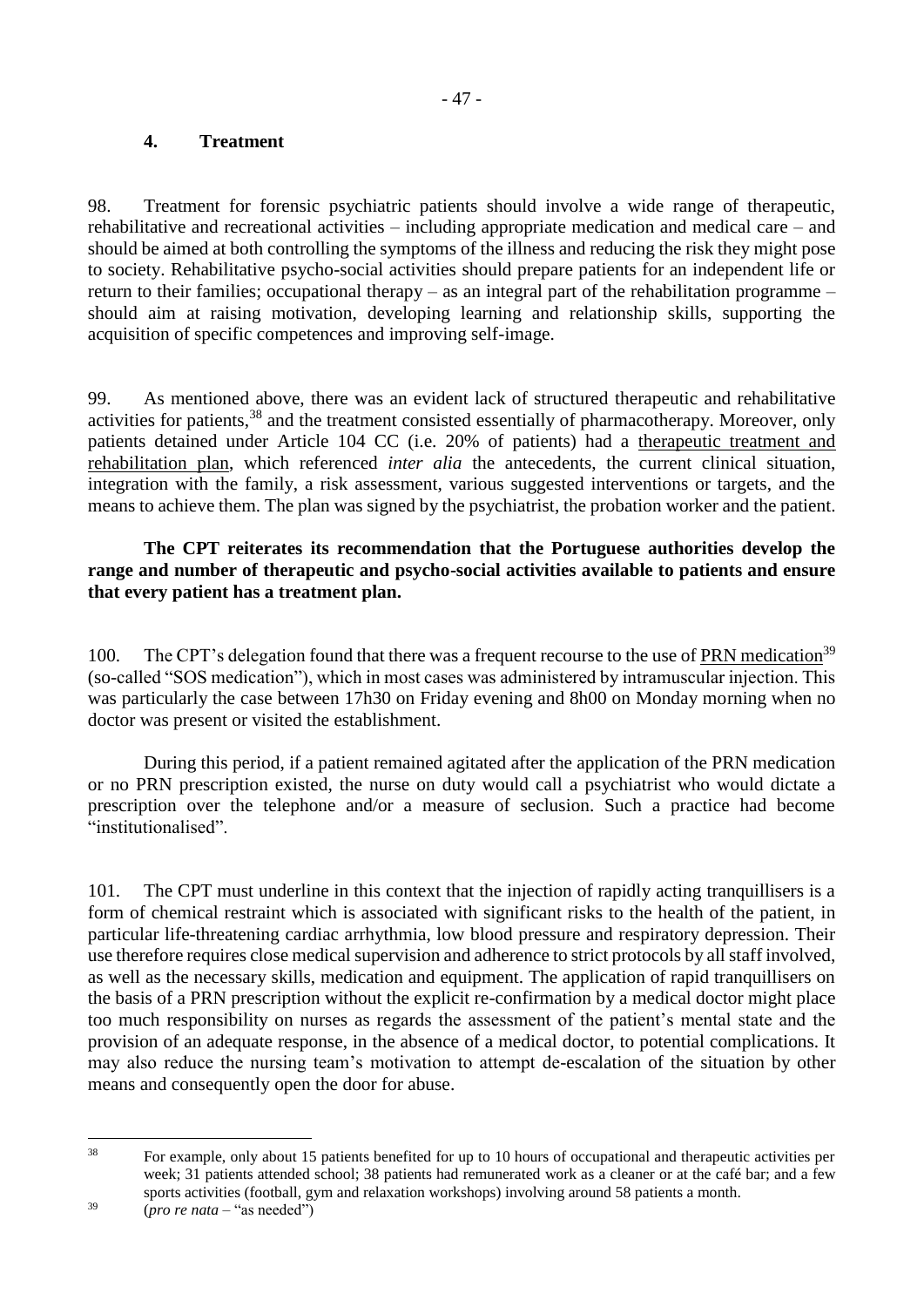### 4. Treatment

98. Treatment for forensic psychiatric patients should involve a wide range of therapeutic, rehabilitative and recreational activities – including appropriate medication and medical care – and should be aimed at both controlling the symptoms of the illness and reducing the risk they might pose to society. Rehabilitative psycho-social activities should prepare patients for an independent life or return to their families; occupational therapy – as an integral part of the rehabilitation programme – should aim at raising motivation, developing learning and relationship skills, supporting the acquisition of specific competences and improving self-image.

99. As mentioned above, there was an evident lack of structured therapeutic and rehabilitative activities for patients,[38] and the treatment consisted essentially of pharmacotherapy. Moreover, only patients detained under Article 104 CC (i.e. 20% of patients) had a therapeutic treatment and rehabilitation plan, which referenced *inter alia* the antecedents, the current clinical situation, integration with the family, a risk assessment, various suggested interventions or targets, and the means to achieve them. The plan was signed by the psychiatrist, the probation worker and the patient.

**The CPT reiterates its recommendation that the Portuguese authorities develop the range and number of therapeutic and psycho-social activities available to patients and ensure that every patient has a treatment plan.**

100. The CPT's delegation found that there was a frequent recourse to the use of PRN medication[39] (so-called "SOS medication"), which in most cases was administered by intramuscular injection. This was particularly the case between 17h30 on Friday evening and 8h00 on Monday morning when no doctor was present or visited the establishment.

During this period, if a patient remained agitated after the application of the PRN medication or no PRN prescription existed, the nurse on duty would call a psychiatrist who would dictate a prescription over the telephone and/or a measure of seclusion. Such a practice had become "institutionalised".

101. The CPT must underline in this context that the injection of rapidly acting tranquillisers is a form of chemical restraint which is associated with significant risks to the health of the patient, in particular life-threatening cardiac arrhythmia, low blood pressure and respiratory depression. Their use therefore requires close medical supervision and adherence to strict protocols by all staff involved, as well as the necessary skills, medication and equipment. The application of rapid tranquillisers on the basis of a PRN prescription without the explicit re-confirmation by a medical doctor might place too much responsibility on nurses as regards the assessment of the patient's mental state and the provision of an adequate response, in the absence of a medical doctor, to potential complications. It may also reduce the nursing team's motivation to attempt de-escalation of the situation by other means and consequently open the door for abuse.

---

[38] For example, only about 15 patients benefited for up to 10 hours of occupational and therapeutic activities per week; 31 patients attended school; 38 patients had remunerated work as a cleaner or at the café bar; and a few sports activities (football, gym and relaxation workshops) involving around 58 patients a month.

[39] (*pro re nata* – "as needed")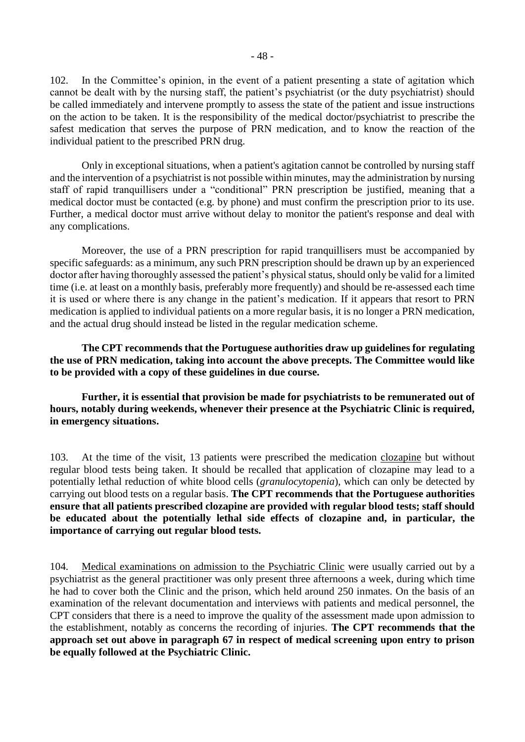102. In the Committee's opinion, in the event of a patient presenting a state of agitation which cannot be dealt with by the nursing staff, the patient's psychiatrist (or the duty psychiatrist) should be called immediately and intervene promptly to assess the state of the patient and issue instructions on the action to be taken. It is the responsibility of the medical doctor/psychiatrist to prescribe the safest medication that serves the purpose of PRN medication, and to know the reaction of the individual patient to the prescribed PRN drug.

Only in exceptional situations, when a patient's agitation cannot be controlled by nursing staff and the intervention of a psychiatrist is not possible within minutes, may the administration by nursing staff of rapid tranquillisers under a "conditional" PRN prescription be justified, meaning that a medical doctor must be contacted (e.g. by phone) and must confirm the prescription prior to its use. Further, a medical doctor must arrive without delay to monitor the patient's response and deal with any complications.

Moreover, the use of a PRN prescription for rapid tranquillisers must be accompanied by specific safeguards: as a minimum, any such PRN prescription should be drawn up by an experienced doctor after having thoroughly assessed the patient's physical status, should only be valid for a limited time (i.e. at least on a monthly basis, preferably more frequently) and should be re-assessed each time it is used or where there is any change in the patient's medication. If it appears that resort to PRN medication is applied to individual patients on a more regular basis, it is no longer a PRN medication, and the actual drug should instead be listed in the regular medication scheme.

**The CPT recommends that the Portuguese authorities draw up guidelines for regulating the use of PRN medication, taking into account the above precepts. The Committee would like to be provided with a copy of these guidelines in due course.**

**Further, it is essential that provision be made for psychiatrists to be remunerated out of hours, notably during weekends, whenever their presence at the Psychiatric Clinic is required, in emergency situations.**

103. At the time of the visit, 13 patients were prescribed the medication clozapine but without regular blood tests being taken. It should be recalled that application of clozapine may lead to a potentially lethal reduction of white blood cells (*granulocytopenia*), which can only be detected by carrying out blood tests on a regular basis. **The CPT recommends that the Portuguese authorities ensure that all patients prescribed clozapine are provided with regular blood tests; staff should be educated about the potentially lethal side effects of clozapine and, in particular, the importance of carrying out regular blood tests.**

104. Medical examinations on admission to the Psychiatric Clinic were usually carried out by a psychiatrist as the general practitioner was only present three afternoons a week, during which time he had to cover both the Clinic and the prison, which held around 250 inmates. On the basis of an examination of the relevant documentation and interviews with patients and medical personnel, the CPT considers that there is a need to improve the quality of the assessment made upon admission to the establishment, notably as concerns the recording of injuries. **The CPT recommends that the approach set out above in paragraph 67 in respect of medical screening upon entry to prison be equally followed at the Psychiatric Clinic.**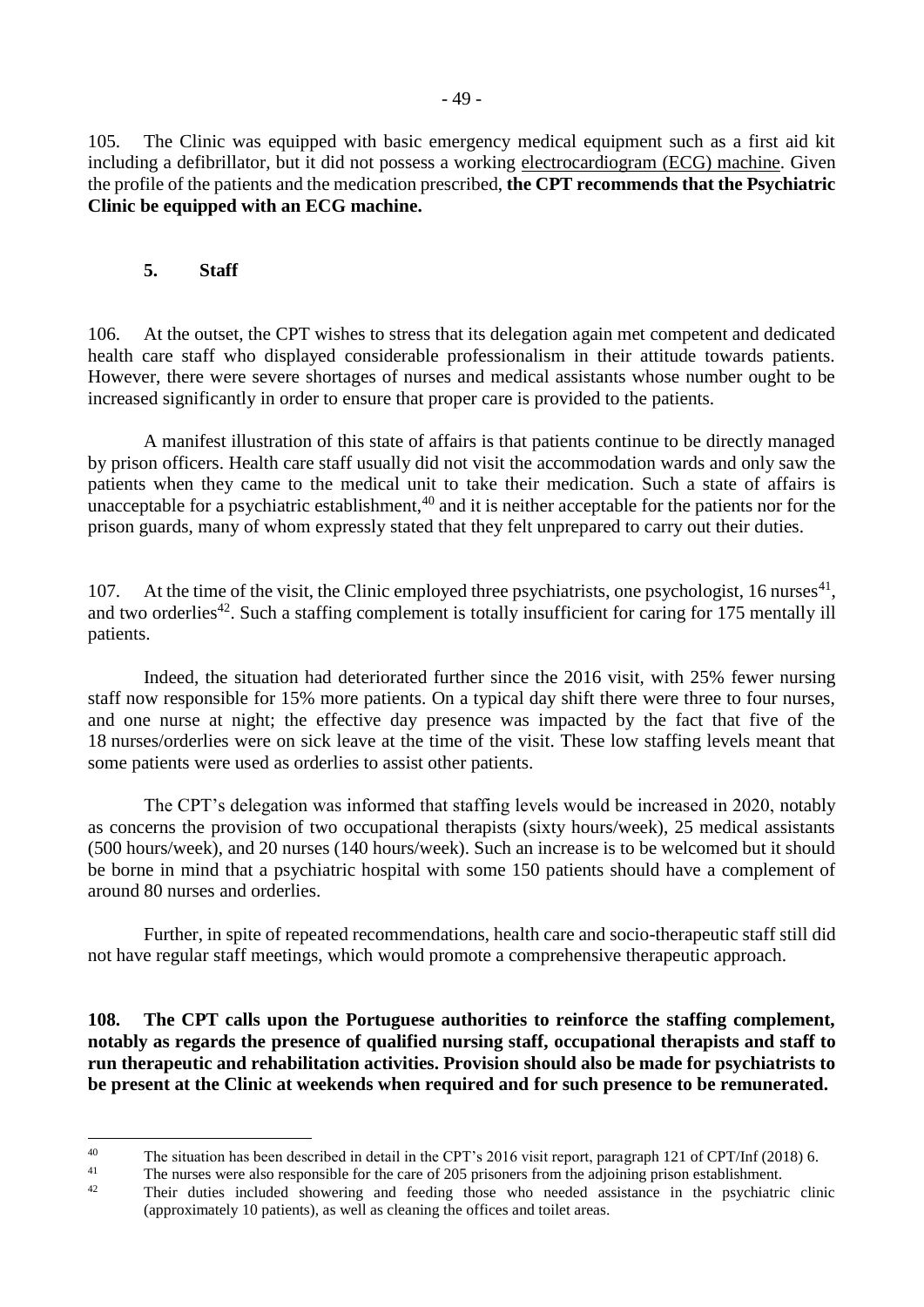105. The Clinic was equipped with basic emergency medical equipment such as a first aid kit including a defibrillator, but it did not possess a working electrocardiogram (ECG) machine. Given the profile of the patients and the medication prescribed, **the CPT recommends that the Psychiatric Clinic be equipped with an ECG machine.**

### 5. Staff

106. At the outset, the CPT wishes to stress that its delegation again met competent and dedicated health care staff who displayed considerable professionalism in their attitude towards patients. However, there were severe shortages of nurses and medical assistants whose number ought to be increased significantly in order to ensure that proper care is provided to the patients.

A manifest illustration of this state of affairs is that patients continue to be directly managed by prison officers. Health care staff usually did not visit the accommodation wards and only saw the patients when they came to the medical unit to take their medication. Such a state of affairs is unacceptable for a psychiatric establishment,[40] and it is neither acceptable for the patients nor for the prison guards, many of whom expressly stated that they felt unprepared to carry out their duties.

107. At the time of the visit, the Clinic employed three psychiatrists, one psychologist, 16 nurses[41], and two orderlies[42]. Such a staffing complement is totally insufficient for caring for 175 mentally ill patients.

Indeed, the situation had deteriorated further since the 2016 visit, with 25% fewer nursing staff now responsible for 15% more patients. On a typical day shift there were three to four nurses, and one nurse at night; the effective day presence was impacted by the fact that five of the 18 nurses/orderlies were on sick leave at the time of the visit. These low staffing levels meant that some patients were used as orderlies to assist other patients.

The CPT's delegation was informed that staffing levels would be increased in 2020, notably as concerns the provision of two occupational therapists (sixty hours/week), 25 medical assistants (500 hours/week), and 20 nurses (140 hours/week). Such an increase is to be welcomed but it should be borne in mind that a psychiatric hospital with some 150 patients should have a complement of around 80 nurses and orderlies.

Further, in spite of repeated recommendations, health care and socio-therapeutic staff still did not have regular staff meetings, which would promote a comprehensive therapeutic approach.

**108. The CPT calls upon the Portuguese authorities to reinforce the staffing complement, notably as regards the presence of qualified nursing staff, occupational therapists and staff to run therapeutic and rehabilitation activities. Provision should also be made for psychiatrists to be present at the Clinic at weekends when required and for such presence to be remunerated.**

---

[40] The situation has been described in detail in the CPT's 2016 visit report, paragraph 121 of CPT/Inf (2018) 6.

[41] The nurses were also responsible for the care of 205 prisoners from the adjoining prison establishment.

[42] Their duties included showering and feeding those who needed assistance in the psychiatric clinic (approximately 10 patients), as well as cleaning the offices and toilet areas.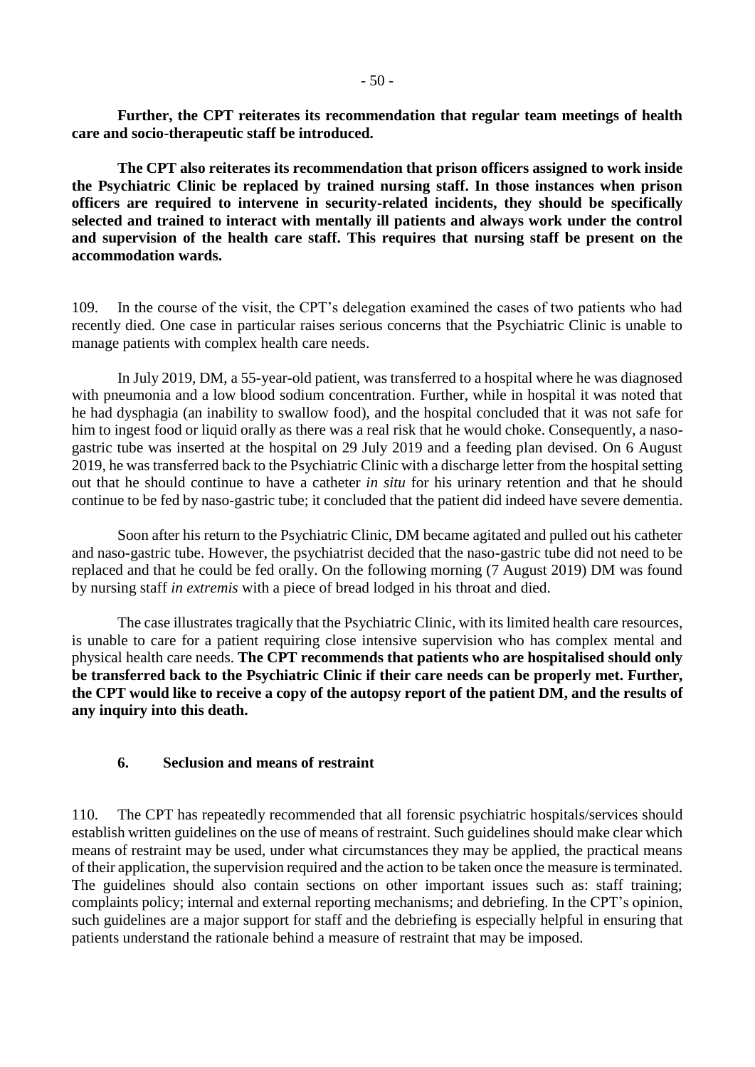**Further, the CPT reiterates its recommendation that regular team meetings of health care and socio-therapeutic staff be introduced.**

**The CPT also reiterates its recommendation that prison officers assigned to work inside the Psychiatric Clinic be replaced by trained nursing staff. In those instances when prison officers are required to intervene in security-related incidents, they should be specifically selected and trained to interact with mentally ill patients and always work under the control and supervision of the health care staff. This requires that nursing staff be present on the accommodation wards.**

109. In the course of the visit, the CPT's delegation examined the cases of two patients who had recently died. One case in particular raises serious concerns that the Psychiatric Clinic is unable to manage patients with complex health care needs.

In July 2019, DM, a 55-year-old patient, was transferred to a hospital where he was diagnosed with pneumonia and a low blood sodium concentration. Further, while in hospital it was noted that he had dysphagia (an inability to swallow food), and the hospital concluded that it was not safe for him to ingest food or liquid orally as there was a real risk that he would choke. Consequently, a naso-gastric tube was inserted at the hospital on 29 July 2019 and a feeding plan devised. On 6 August 2019, he was transferred back to the Psychiatric Clinic with a discharge letter from the hospital setting out that he should continue to have a catheter *in situ* for his urinary retention and that he should continue to be fed by naso-gastric tube; it concluded that the patient did indeed have severe dementia.

Soon after his return to the Psychiatric Clinic, DM became agitated and pulled out his catheter and naso-gastric tube. However, the psychiatrist decided that the naso-gastric tube did not need to be replaced and that he could be fed orally. On the following morning (7 August 2019) DM was found by nursing staff *in extremis* with a piece of bread lodged in his throat and died.

The case illustrates tragically that the Psychiatric Clinic, with its limited health care resources, is unable to care for a patient requiring close intensive supervision who has complex mental and physical health care needs. **The CPT recommends that patients who are hospitalised should only be transferred back to the Psychiatric Clinic if their care needs can be properly met. Further, the CPT would like to receive a copy of the autopsy report of the patient DM, and the results of any inquiry into this death.**

### 6. Seclusion and means of restraint

110. The CPT has repeatedly recommended that all forensic psychiatric hospitals/services should establish written guidelines on the use of means of restraint. Such guidelines should make clear which means of restraint may be used, under what circumstances they may be applied, the practical means of their application, the supervision required and the action to be taken once the measure is terminated. The guidelines should also contain sections on other important issues such as: staff training; complaints policy; internal and external reporting mechanisms; and debriefing. In the CPT's opinion, such guidelines are a major support for staff and the debriefing is especially helpful in ensuring that patients understand the rationale behind a measure of restraint that may be imposed.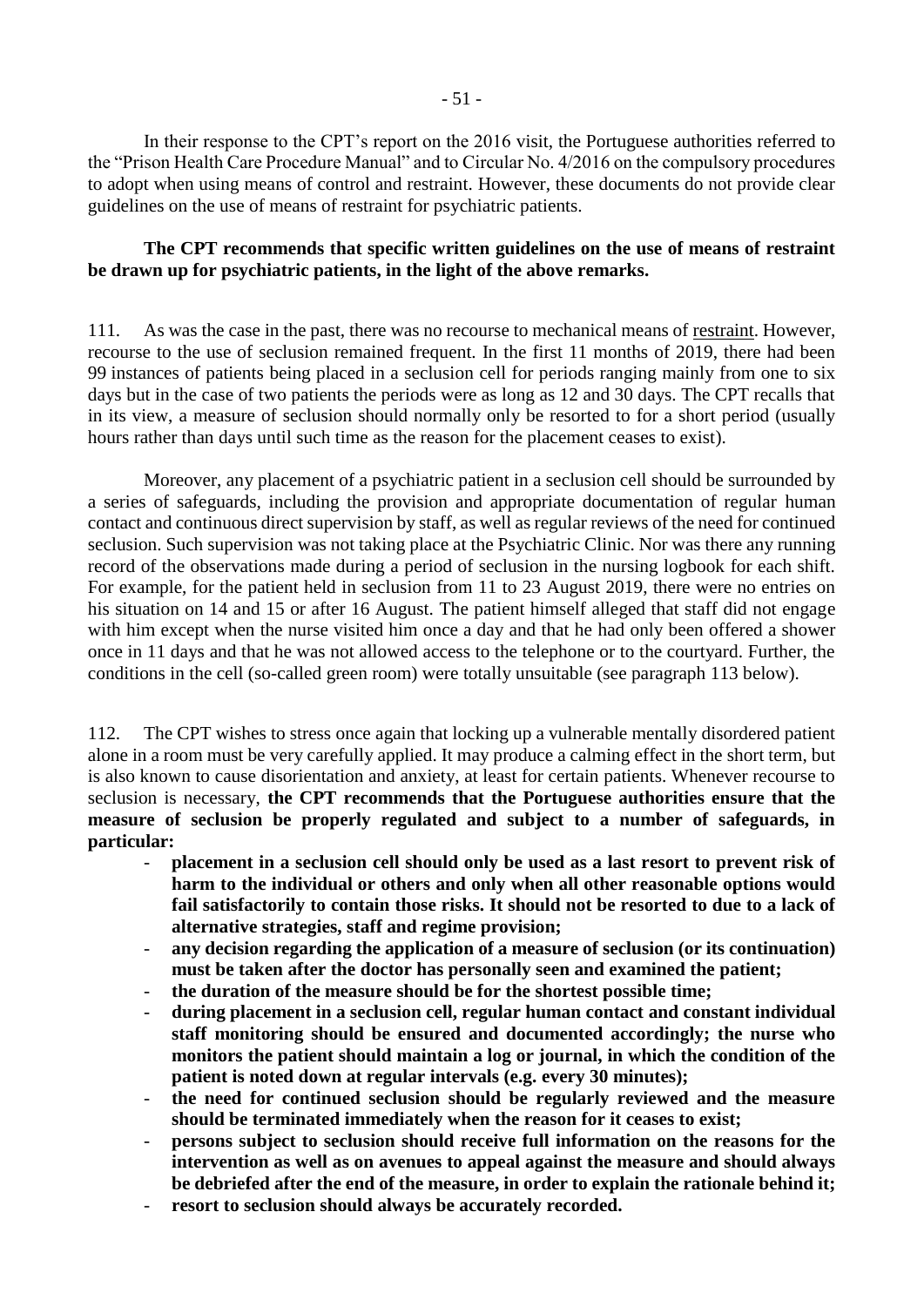In their response to the CPT's report on the 2016 visit, the Portuguese authorities referred to the "Prison Health Care Procedure Manual" and to Circular No. 4/2016 on the compulsory procedures to adopt when using means of control and restraint. However, these documents do not provide clear guidelines on the use of means of restraint for psychiatric patients.

**The CPT recommends that specific written guidelines on the use of means of restraint be drawn up for psychiatric patients, in the light of the above remarks.**

111. As was the case in the past, there was no recourse to mechanical means of restraint. However, recourse to the use of seclusion remained frequent. In the first 11 months of 2019, there had been 99 instances of patients being placed in a seclusion cell for periods ranging mainly from one to six days but in the case of two patients the periods were as long as 12 and 30 days. The CPT recalls that in its view, a measure of seclusion should normally only be resorted to for a short period (usually hours rather than days until such time as the reason for the placement ceases to exist).

Moreover, any placement of a psychiatric patient in a seclusion cell should be surrounded by a series of safeguards, including the provision and appropriate documentation of regular human contact and continuous direct supervision by staff, as well as regular reviews of the need for continued seclusion. Such supervision was not taking place at the Psychiatric Clinic. Nor was there any running record of the observations made during a period of seclusion in the nursing logbook for each shift. For example, for the patient held in seclusion from 11 to 23 August 2019, there were no entries on his situation on 14 and 15 or after 16 August. The patient himself alleged that staff did not engage with him except when the nurse visited him once a day and that he had only been offered a shower once in 11 days and that he was not allowed access to the telephone or to the courtyard. Further, the conditions in the cell (so-called green room) were totally unsuitable (see paragraph 113 below).

112. The CPT wishes to stress once again that locking up a vulnerable mentally disordered patient alone in a room must be very carefully applied. It may produce a calming effect in the short term, but is also known to cause disorientation and anxiety, at least for certain patients. Whenever recourse to seclusion is necessary, **the CPT recommends that the Portuguese authorities ensure that the measure of seclusion be properly regulated and subject to a number of safeguards, in particular:**

- **placement in a seclusion cell should only be used as a last resort to prevent risk of harm to the individual or others and only when all other reasonable options would fail satisfactorily to contain those risks. It should not be resorted to due to a lack of alternative strategies, staff and regime provision;**
- **any decision regarding the application of a measure of seclusion (or its continuation) must be taken after the doctor has personally seen and examined the patient;**
- **the duration of the measure should be for the shortest possible time;**
- **during placement in a seclusion cell, regular human contact and constant individual staff monitoring should be ensured and documented accordingly; the nurse who monitors the patient should maintain a log or journal, in which the condition of the patient is noted down at regular intervals (e.g. every 30 minutes);**
- **the need for continued seclusion should be regularly reviewed and the measure should be terminated immediately when the reason for it ceases to exist;**
- **persons subject to seclusion should receive full information on the reasons for the intervention as well as on avenues to appeal against the measure and should always be debriefed after the end of the measure, in order to explain the rationale behind it;**
- **resort to seclusion should always be accurately recorded.**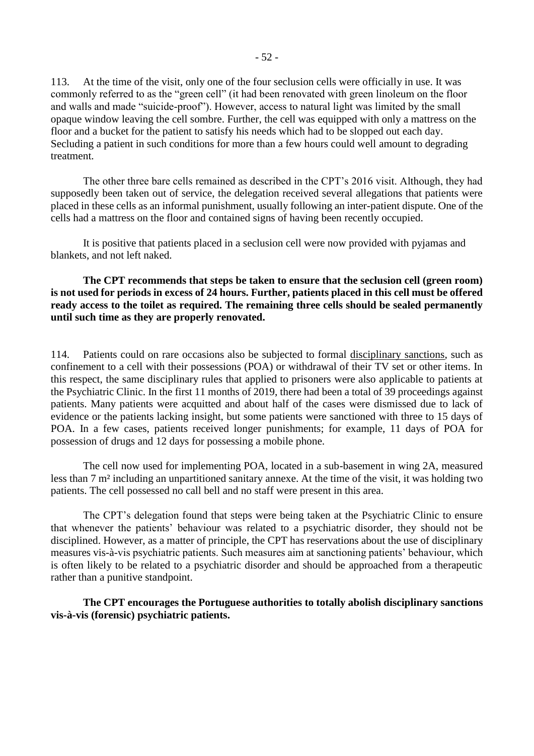113. At the time of the visit, only one of the four seclusion cells were officially in use. It was commonly referred to as the "green cell" (it had been renovated with green linoleum on the floor and walls and made "suicide-proof"). However, access to natural light was limited by the small opaque window leaving the cell sombre. Further, the cell was equipped with only a mattress on the floor and a bucket for the patient to satisfy his needs which had to be slopped out each day. Secluding a patient in such conditions for more than a few hours could well amount to degrading treatment.

The other three bare cells remained as described in the CPT's 2016 visit. Although, they had supposedly been taken out of service, the delegation received several allegations that patients were placed in these cells as an informal punishment, usually following an inter-patient dispute. One of the cells had a mattress on the floor and contained signs of having been recently occupied.

It is positive that patients placed in a seclusion cell were now provided with pyjamas and blankets, and not left naked.

**The CPT recommends that steps be taken to ensure that the seclusion cell (green room) is not used for periods in excess of 24 hours. Further, patients placed in this cell must be offered ready access to the toilet as required. The remaining three cells should be sealed permanently until such time as they are properly renovated.**

114. Patients could on rare occasions also be subjected to formal disciplinary sanctions, such as confinement to a cell with their possessions (POA) or withdrawal of their TV set or other items. In this respect, the same disciplinary rules that applied to prisoners were also applicable to patients at the Psychiatric Clinic. In the first 11 months of 2019, there had been a total of 39 proceedings against patients. Many patients were acquitted and about half of the cases were dismissed due to lack of evidence or the patients lacking insight, but some patients were sanctioned with three to 15 days of POA. In a few cases, patients received longer punishments; for example, 11 days of POA for possession of drugs and 12 days for possessing a mobile phone.

The cell now used for implementing POA, located in a sub-basement in wing 2A, measured less than 7 m² including an unpartitioned sanitary annexe. At the time of the visit, it was holding two patients. The cell possessed no call bell and no staff were present in this area.

The CPT's delegation found that steps were being taken at the Psychiatric Clinic to ensure that whenever the patients' behaviour was related to a psychiatric disorder, they should not be disciplined. However, as a matter of principle, the CPT has reservations about the use of disciplinary measures vis-à-vis psychiatric patients. Such measures aim at sanctioning patients' behaviour, which is often likely to be related to a psychiatric disorder and should be approached from a therapeutic rather than a punitive standpoint.

**The CPT encourages the Portuguese authorities to totally abolish disciplinary sanctions vis-à-vis (forensic) psychiatric patients.**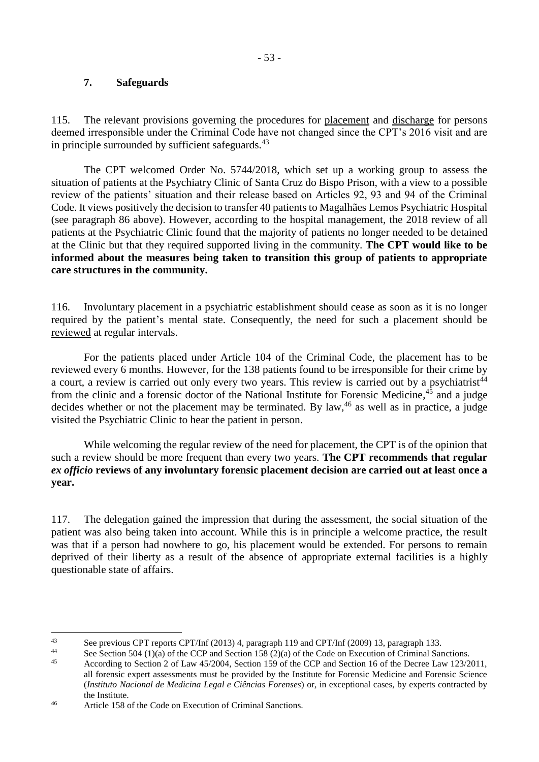### 7. Safeguards

115. The relevant provisions governing the procedures for placement and discharge for persons deemed irresponsible under the Criminal Code have not changed since the CPT's 2016 visit and are in principle surrounded by sufficient safeguards.[43]

The CPT welcomed Order No. 5744/2018, which set up a working group to assess the situation of patients at the Psychiatry Clinic of Santa Cruz do Bispo Prison, with a view to a possible review of the patients' situation and their release based on Articles 92, 93 and 94 of the Criminal Code. It views positively the decision to transfer 40 patients to Magalhães Lemos Psychiatric Hospital (see paragraph 86 above). However, according to the hospital management, the 2018 review of all patients at the Psychiatric Clinic found that the majority of patients no longer needed to be detained at the Clinic but that they required supported living in the community. **The CPT would like to be informed about the measures being taken to transition this group of patients to appropriate care structures in the community.**

116. Involuntary placement in a psychiatric establishment should cease as soon as it is no longer required by the patient's mental state. Consequently, the need for such a placement should be reviewed at regular intervals.

For the patients placed under Article 104 of the Criminal Code, the placement has to be reviewed every 6 months. However, for the 138 patients found to be irresponsible for their crime by a court, a review is carried out only every two years. This review is carried out by a psychiatrist[44] from the clinic and a forensic doctor of the National Institute for Forensic Medicine,[45] and a judge decides whether or not the placement may be terminated. By law,[46] as well as in practice, a judge visited the Psychiatric Clinic to hear the patient in person.

While welcoming the regular review of the need for placement, the CPT is of the opinion that such a review should be more frequent than every two years. **The CPT recommends that regular *ex officio* reviews of any involuntary forensic placement decision are carried out at least once a year.**

117. The delegation gained the impression that during the assessment, the social situation of the patient was also being taken into account. While this is in principle a welcome practice, the result was that if a person had nowhere to go, his placement would be extended. For persons to remain deprived of their liberty as a result of the absence of appropriate external facilities is a highly questionable state of affairs.

---

[43] See previous CPT reports CPT/Inf (2013) 4, paragraph 119 and CPT/Inf (2009) 13, paragraph 133.

[44] See Section 504 (1)(a) of the CCP and Section 158 (2)(a) of the Code on Execution of Criminal Sanctions.

[45] According to Section 2 of Law 45/2004, Section 159 of the CCP and Section 16 of the Decree Law 123/2011, all forensic expert assessments must be provided by the Institute for Forensic Medicine and Forensic Science (*Instituto Nacional de Medicina Legal e Ciências Forenses*) or, in exceptional cases, by experts contracted by the Institute.

[46] Article 158 of the Code on Execution of Criminal Sanctions.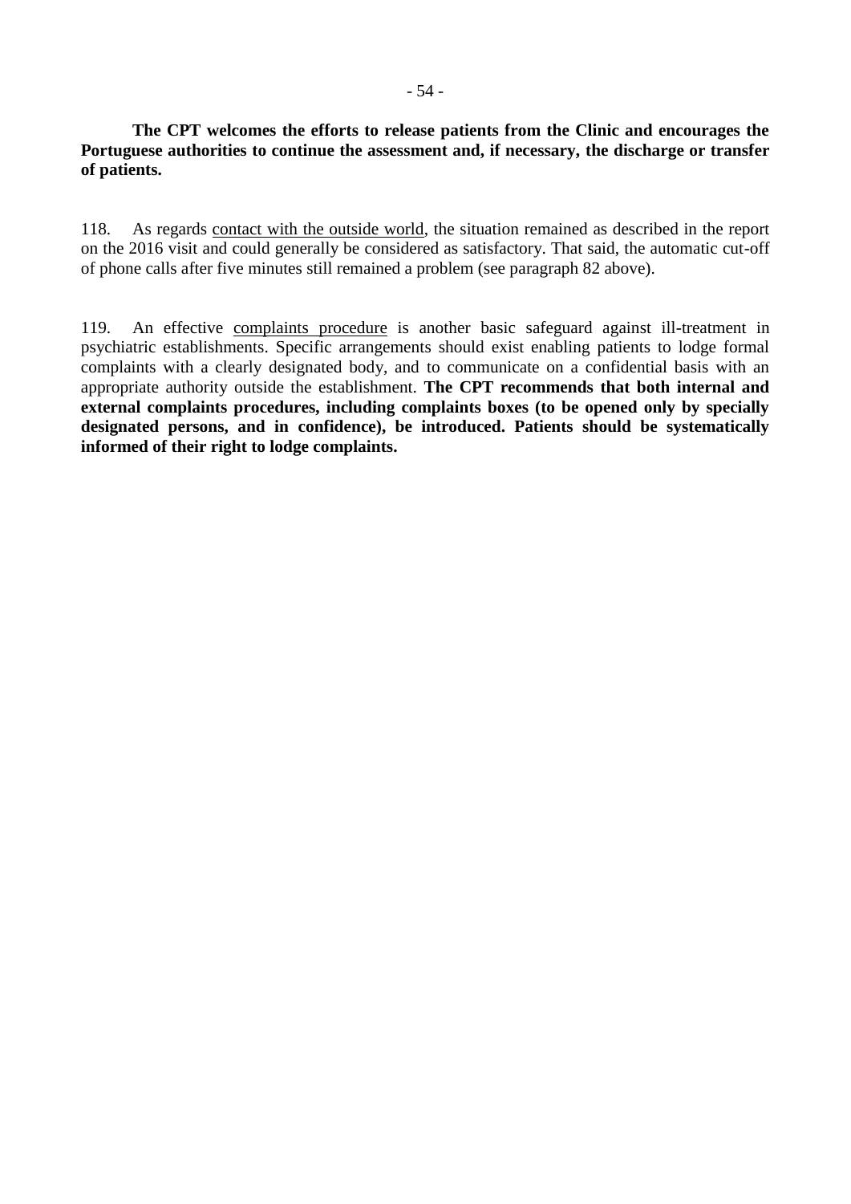**The CPT welcomes the efforts to release patients from the Clinic and encourages the Portuguese authorities to continue the assessment and, if necessary, the discharge or transfer of patients.**

118. As regards contact with the outside world, the situation remained as described in the report on the 2016 visit and could generally be considered as satisfactory. That said, the automatic cut-off of phone calls after five minutes still remained a problem (see paragraph 82 above).

119. An effective complaints procedure is another basic safeguard against ill-treatment in psychiatric establishments. Specific arrangements should exist enabling patients to lodge formal complaints with a clearly designated body, and to communicate on a confidential basis with an appropriate authority outside the establishment. **The CPT recommends that both internal and external complaints procedures, including complaints boxes (to be opened only by specially designated persons, and in confidence), be introduced. Patients should be systematically informed of their right to lodge complaints.**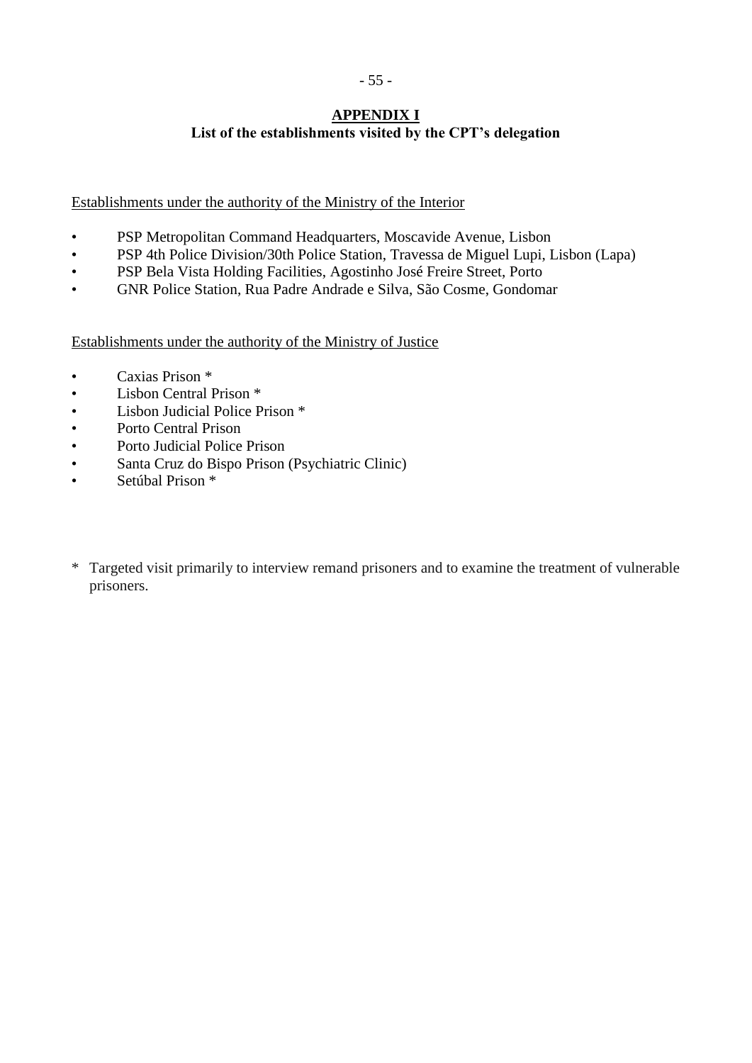# APPENDIX I

## List of the establishments visited by the CPT's delegation

Establishments under the authority of the Ministry of the Interior

- PSP Metropolitan Command Headquarters, Moscavide Avenue, Lisbon
- PSP 4th Police Division/30th Police Station, Travessa de Miguel Lupi, Lisbon (Lapa)
- PSP Bela Vista Holding Facilities, Agostinho José Freire Street, Porto
- GNR Police Station, Rua Padre Andrade e Silva, São Cosme, Gondomar

Establishments under the authority of the Ministry of Justice

- Caxias Prison *
- Lisbon Central Prison *
- Lisbon Judicial Police Prison *
- Porto Central Prison
- Porto Judicial Police Prison
- Santa Cruz do Bispo Prison (Psychiatric Clinic)
- Setúbal Prison *

\* Targeted visit primarily to interview remand prisoners and to examine the treatment of vulnerable prisoners.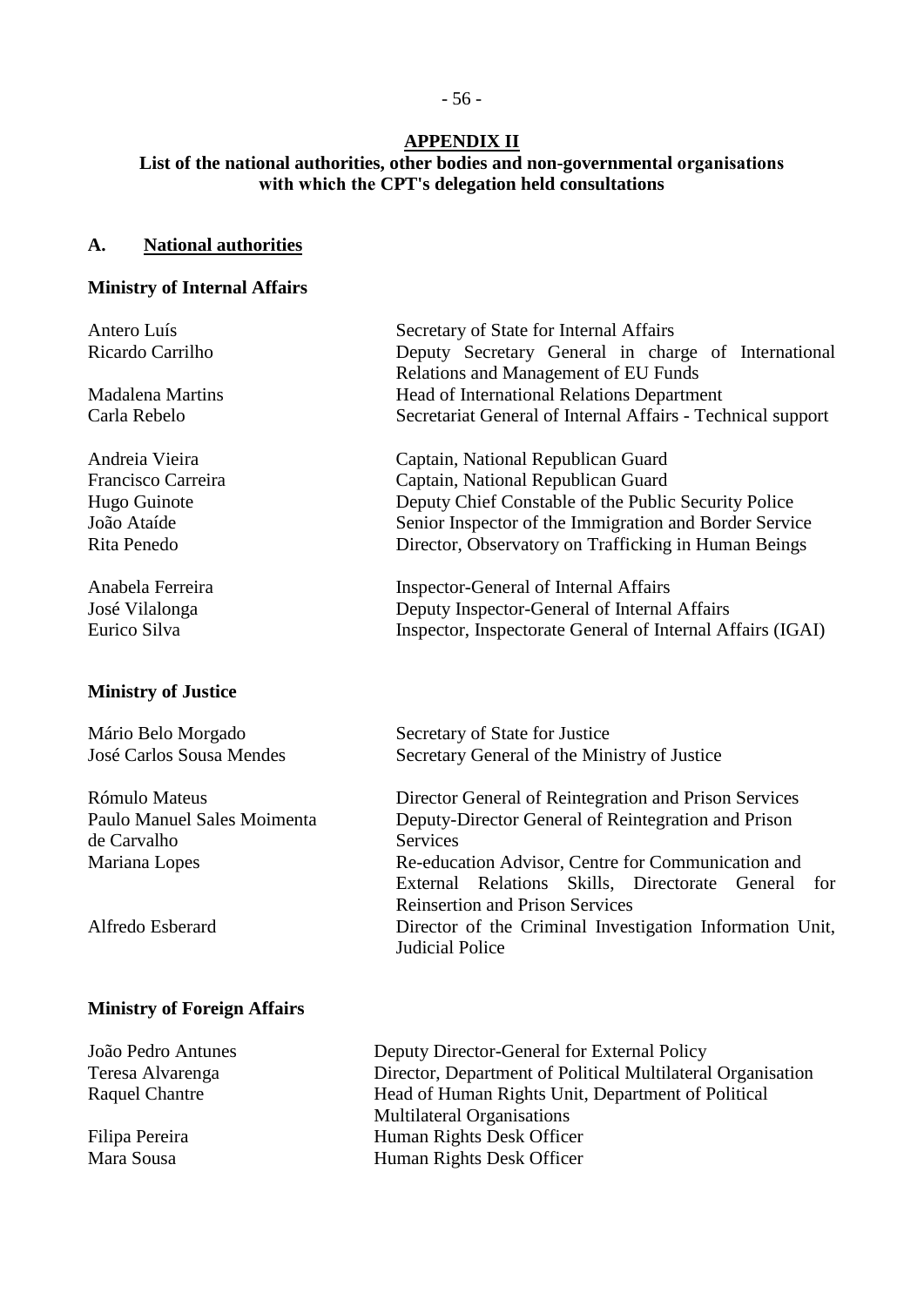## APPENDIX II

### List of the national authorities, other bodies and non-governmental organisations with which the CPT's delegation held consultations

### A. National authorities

**Ministry of Internal Affairs**

| | |
|---|---|
| Antero Luís | Secretary of State for Internal Affairs |
| Ricardo Carrilho | Deputy Secretary General in charge of International Relations and Management of EU Funds |
| Madalena Martins | Head of International Relations Department |
| Carla Rebelo | Secretariat General of Internal Affairs - Technical support |
| Andreia Vieira | Captain, National Republican Guard |
| Francisco Carreira | Captain, National Republican Guard |
| Hugo Guinote | Deputy Chief Constable of the Public Security Police |
| João Ataíde | Senior Inspector of the Immigration and Border Service |
| Rita Penedo | Director, Observatory on Trafficking in Human Beings |
| Anabela Ferreira | Inspector-General of Internal Affairs |
| José Vilalonga | Deputy Inspector-General of Internal Affairs |
| Eurico Silva | Inspector, Inspectorate General of Internal Affairs (IGAI) |

**Ministry of Justice**

| | |
|---|---|
| Mário Belo Morgado | Secretary of State for Justice |
| José Carlos Sousa Mendes | Secretary General of the Ministry of Justice |
| Rómulo Mateus | Director General of Reintegration and Prison Services |
| Paulo Manuel Sales Moimenta de Carvalho | Deputy-Director General of Reintegration and Prison Services |
| Mariana Lopes | Re-education Advisor, Centre for Communication and External Relations Skills, Directorate General for Reinsertion and Prison Services |
| Alfredo Esberard | Director of the Criminal Investigation Information Unit, Judicial Police |

**Ministry of Foreign Affairs**

| | |
|---|---|
| João Pedro Antunes | Deputy Director-General for External Policy |
| Teresa Alvarenga | Director, Department of Political Multilateral Organisation |
| Raquel Chantre | Head of Human Rights Unit, Department of Political Multilateral Organisations |
| Filipa Pereira | Human Rights Desk Officer |
| Mara Sousa | Human Rights Desk Officer |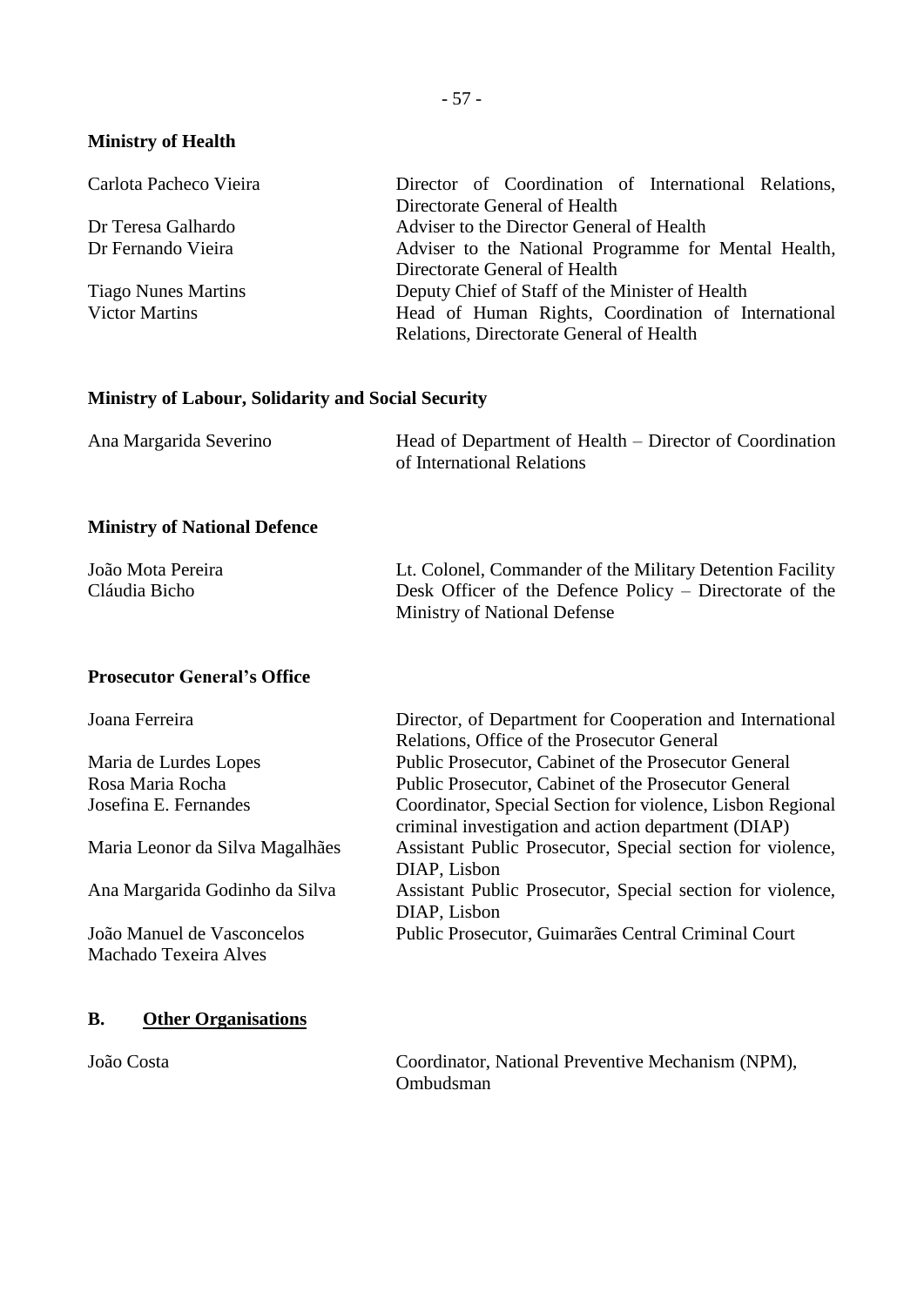**Ministry of Health**

| | |
|---|---|
| Carlota Pacheco Vieira | Director of Coordination of International Relations, Directorate General of Health |
| Dr Teresa Galhardo | Adviser to the Director General of Health |
| Dr Fernando Vieira | Adviser to the National Programme for Mental Health, Directorate General of Health |
| Tiago Nunes Martins | Deputy Chief of Staff of the Minister of Health |
| Victor Martins | Head of Human Rights, Coordination of International Relations, Directorate General of Health |

**Ministry of Labour, Solidarity and Social Security**

| | |
|---|---|
| Ana Margarida Severino | Head of Department of Health – Director of Coordination of International Relations |

**Ministry of National Defence**

| | |
|---|---|
| João Mota Pereira | Lt. Colonel, Commander of the Military Detention Facility |
| Cláudia Bicho | Desk Officer of the Defence Policy – Directorate of the Ministry of National Defense |

**Prosecutor General's Office**

| | |
|---|---|
| Joana Ferreira | Director, of Department for Cooperation and International Relations, Office of the Prosecutor General |
| Maria de Lurdes Lopes | Public Prosecutor, Cabinet of the Prosecutor General |
| Rosa Maria Rocha | Public Prosecutor, Cabinet of the Prosecutor General |
| Josefina E. Fernandes | Coordinator, Special Section for violence, Lisbon Regional criminal investigation and action department (DIAP) |
| Maria Leonor da Silva Magalhães | Assistant Public Prosecutor, Special section for violence, DIAP, Lisbon |
| Ana Margarida Godinho da Silva | Assistant Public Prosecutor, Special section for violence, DIAP, Lisbon |
| João Manuel de Vasconcelos Machado Texeira Alves | Public Prosecutor, Guimarães Central Criminal Court |

## B. Other Organisations

| | |
|---|---|
| João Costa | Coordinator, National Preventive Mechanism (NPM), Ombudsman |